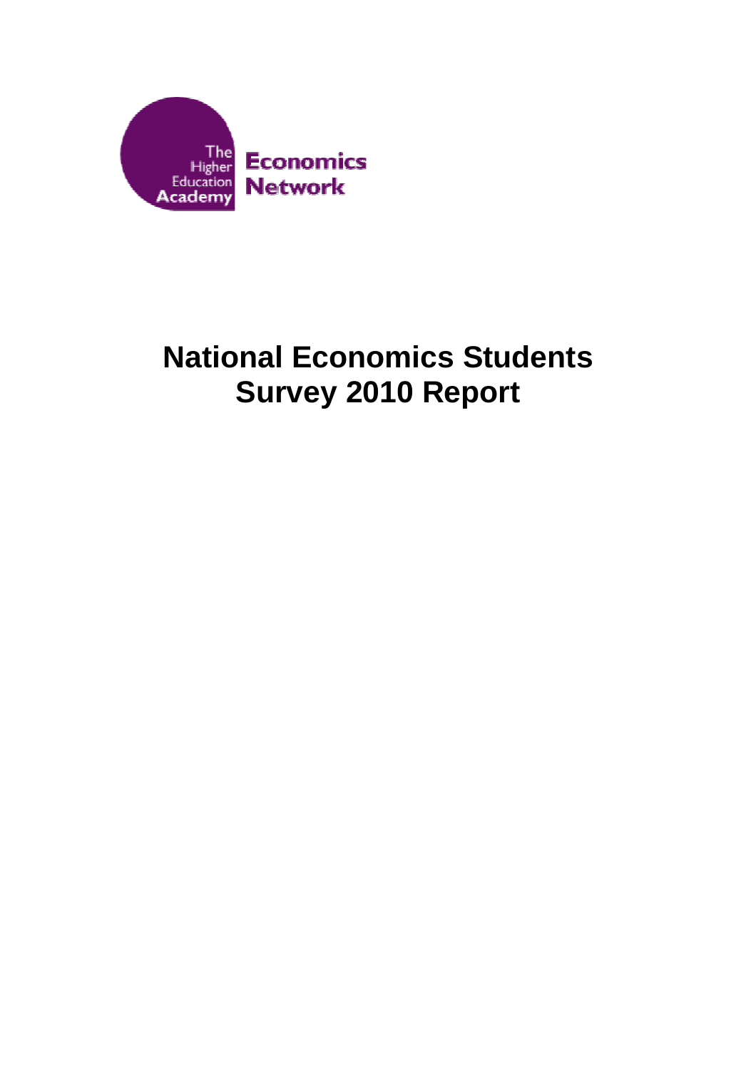The Higher Education Academy

**Economics Network**

# National Economics Students Survey 2010 Report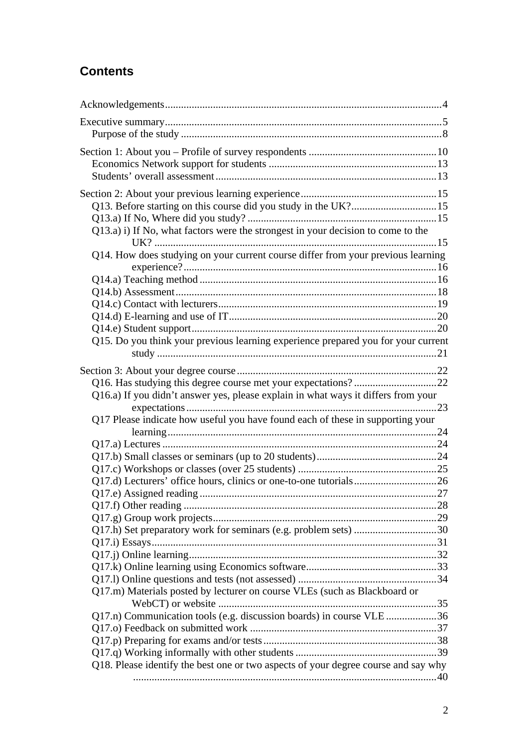## Contents

Acknowledgements ..... 4

Executive summary ..... 5

- Purpose of the study ..... 8

Section 1: About you – Profile of survey respondents ..... 10

- Economics Network support for students ..... 13
- Students' overall assessment ..... 13

Section 2: About your previous learning experience ..... 15

- Q13. Before starting on this course did you study in the UK? ..... 15
- Q13.a) If No, Where did you study? ..... 15
- Q13.a) i) If No, what factors were the strongest in your decision to come to the UK? ..... 15
- Q14. How does studying on your current course differ from your previous learning experience? ..... 16
- Q14.a) Teaching method ..... 16
- Q14.b) Assessment ..... 18
- Q14.c) Contact with lecturers ..... 19
- Q14.d) E-learning and use of IT ..... 20
- Q14.e) Student support ..... 20
- Q15. Do you think your previous learning experience prepared you for your current study ..... 21

Section 3: About your degree course ..... 22

- Q16. Has studying this degree course met your expectations? ..... 22
- Q16.a) If you didn't answer yes, please explain in what ways it differs from your expectations ..... 23
- Q17 Please indicate how useful you have found each of these in supporting your learning ..... 24
- Q17.a) Lectures ..... 24
- Q17.b) Small classes or seminars (up to 20 students) ..... 24
- Q17.c) Workshops or classes (over 25 students) ..... 25
- Q17.d) Lecturers' office hours, clinics or one-to-one tutorials ..... 26
- Q17.e) Assigned reading ..... 27
- Q17.f) Other reading ..... 28
- Q17.g) Group work projects ..... 29
- Q17.h) Set preparatory work for seminars (e.g. problem sets) ..... 30
- Q17.i) Essays ..... 31
- Q17.j) Online learning ..... 32
- Q17.k) Online learning using Economics software ..... 33
- Q17.l) Online questions and tests (not assessed) ..... 34
- Q17.m) Materials posted by lecturer on course VLEs (such as Blackboard or WebCT) or website ..... 35
- Q17.n) Communication tools (e.g. discussion boards) in course VLE ..... 36
- Q17.o) Feedback on submitted work ..... 37
- Q17.p) Preparing for exams and/or tests ..... 38
- Q17.q) Working informally with other students ..... 39
- Q18. Please identify the best one or two aspects of your degree course and say why ..... 40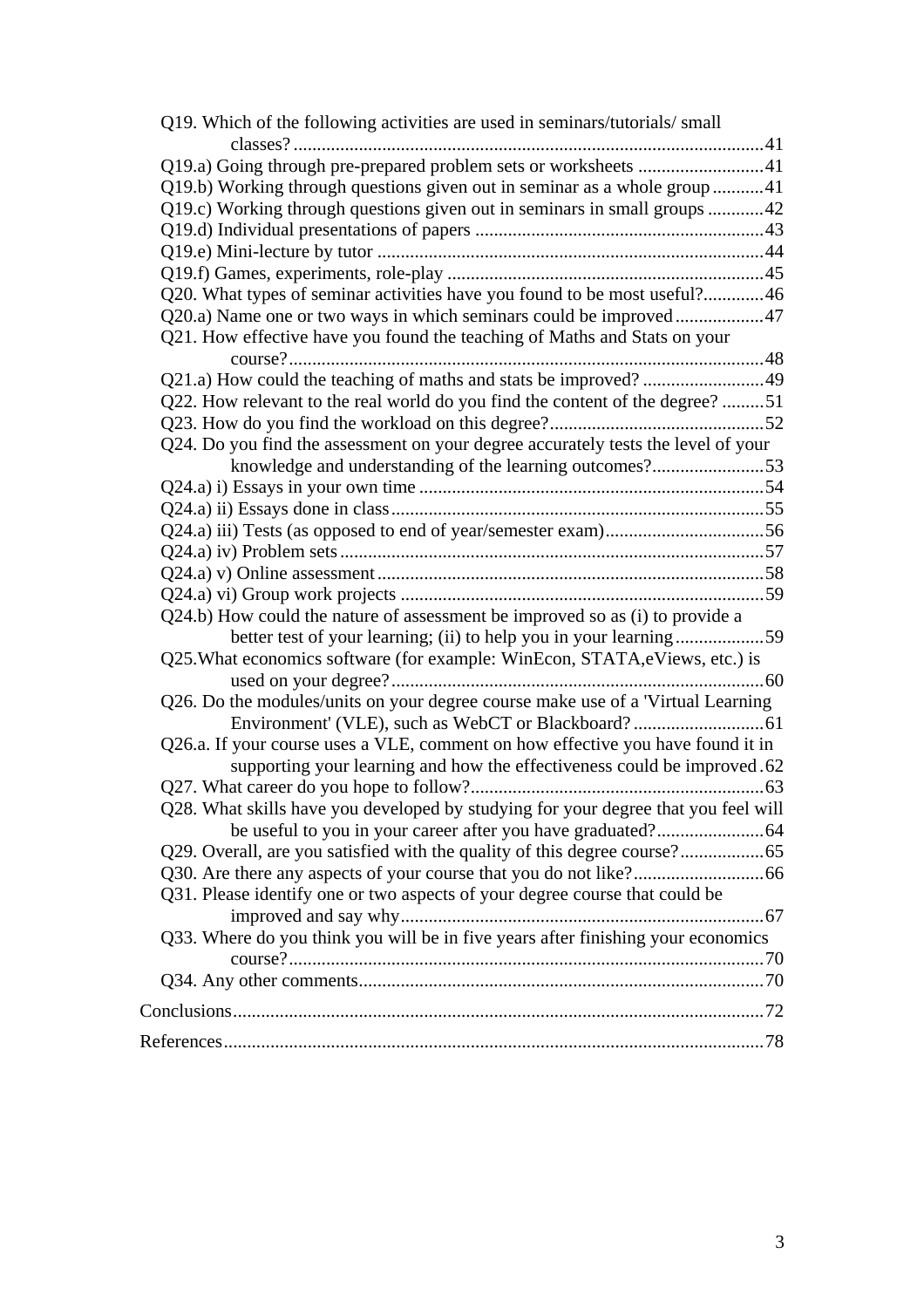Q19. Which of the following activities are used in seminars/tutorials/ small classes? .......... 41

Q19.a) Going through pre-prepared problem sets or worksheets .......... 41

Q19.b) Working through questions given out in seminar as a whole group .......... 41

Q19.c) Working through questions given out in seminars in small groups .......... 42

Q19.d) Individual presentations of papers .......... 43

Q19.e) Mini-lecture by tutor .......... 44

Q19.f) Games, experiments, role-play .......... 45

Q20. What types of seminar activities have you found to be most useful? .......... 46

Q20.a) Name one or two ways in which seminars could be improved .......... 47

Q21. How effective have you found the teaching of Maths and Stats on your course? .......... 48

Q21.a) How could the teaching of maths and stats be improved? .......... 49

Q22. How relevant to the real world do you find the content of the degree? .......... 51

Q23. How do you find the workload on this degree? .......... 52

Q24. Do you find the assessment on your degree accurately tests the level of your knowledge and understanding of the learning outcomes? .......... 53

Q24.a) i) Essays in your own time .......... 54

Q24.a) ii) Essays done in class .......... 55

Q24.a) iii) Tests (as opposed to end of year/semester exam) .......... 56

Q24.a) iv) Problem sets .......... 57

Q24.a) v) Online assessment .......... 58

Q24.a) vi) Group work projects .......... 59

Q24.b) How could the nature of assessment be improved so as (i) to provide a better test of your learning; (ii) to help you in your learning .......... 59

Q25.What economics software (for example: WinEcon, STATA,eViews, etc.) is used on your degree? .......... 60

Q26. Do the modules/units on your degree course make use of a 'Virtual Learning Environment' (VLE), such as WebCT or Blackboard? .......... 61

Q26.a. If your course uses a VLE, comment on how effective you have found it in supporting your learning and how the effectiveness could be improved .......... 62

Q27. What career do you hope to follow? .......... 63

Q28. What skills have you developed by studying for your degree that you feel will be useful to you in your career after you have graduated? .......... 64

Q29. Overall, are you satisfied with the quality of this degree course? .......... 65

Q30. Are there any aspects of your course that you do not like? .......... 66

Q31. Please identify one or two aspects of your degree course that could be improved and say why .......... 67

Q33. Where do you think you will be in five years after finishing your economics course? .......... 70

Q34. Any other comments .......... 70

Conclusions .......... 72

References .......... 78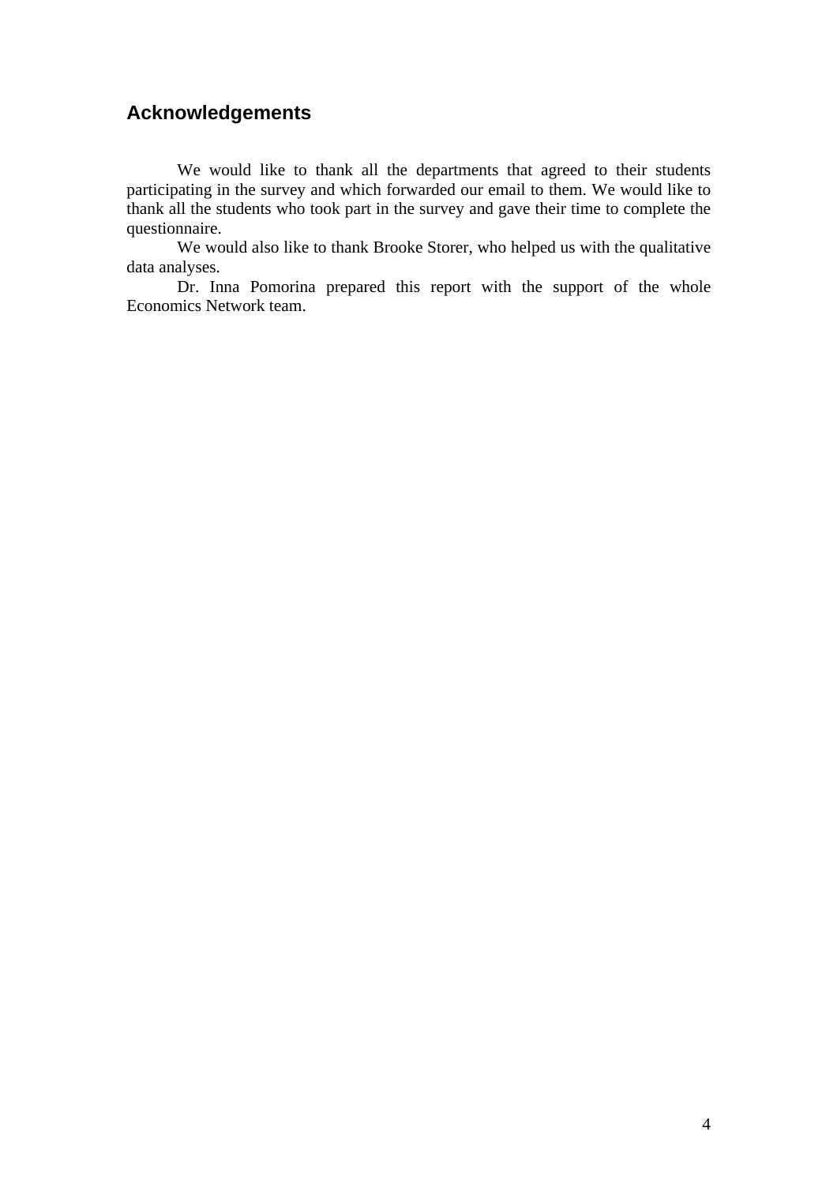## Acknowledgements

We would like to thank all the departments that agreed to their students participating in the survey and which forwarded our email to them. We would like to thank all the students who took part in the survey and gave their time to complete the questionnaire.

We would also like to thank Brooke Storer, who helped us with the qualitative data analyses.

Dr. Inna Pomorina prepared this report with the support of the whole Economics Network team.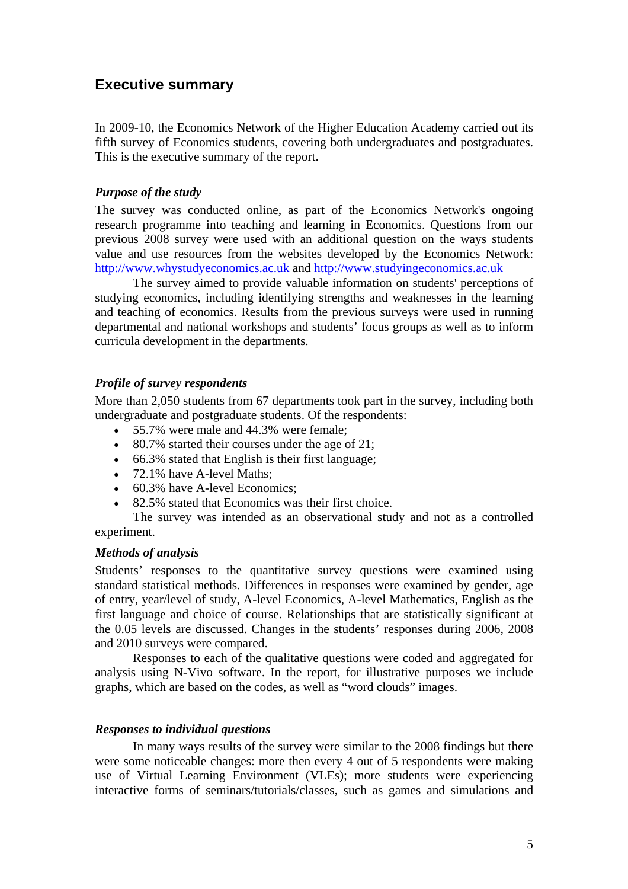## Executive summary

In 2009-10, the Economics Network of the Higher Education Academy carried out its fifth survey of Economics students, covering both undergraduates and postgraduates. This is the executive summary of the report.

### *Purpose of the study*

The survey was conducted online, as part of the Economics Network's ongoing research programme into teaching and learning in Economics. Questions from our previous 2008 survey were used with an additional question on the ways students value and use resources from the websites developed by the Economics Network: http://www.whystudyeconomics.ac.uk and http://www.studyingeconomics.ac.uk

The survey aimed to provide valuable information on students' perceptions of studying economics, including identifying strengths and weaknesses in the learning and teaching of economics. Results from the previous surveys were used in running departmental and national workshops and students' focus groups as well as to inform curricula development in the departments.

### *Profile of survey respondents*

More than 2,050 students from 67 departments took part in the survey, including both undergraduate and postgraduate students. Of the respondents:

- 55.7% were male and 44.3% were female;
- 80.7% started their courses under the age of 21;
- 66.3% stated that English is their first language;
- 72.1% have A-level Maths;
- 60.3% have A-level Economics;
- 82.5% stated that Economics was their first choice.

The survey was intended as an observational study and not as a controlled experiment.

### *Methods of analysis*

Students' responses to the quantitative survey questions were examined using standard statistical methods. Differences in responses were examined by gender, age of entry, year/level of study, A-level Economics, A-level Mathematics, English as the first language and choice of course. Relationships that are statistically significant at the 0.05 levels are discussed. Changes in the students' responses during 2006, 2008 and 2010 surveys were compared.

Responses to each of the qualitative questions were coded and aggregated for analysis using N-Vivo software. In the report, for illustrative purposes we include graphs, which are based on the codes, as well as "word clouds" images.

### *Responses to individual questions*

In many ways results of the survey were similar to the 2008 findings but there were some noticeable changes: more then every 4 out of 5 respondents were making use of Virtual Learning Environment (VLEs); more students were experiencing interactive forms of seminars/tutorials/classes, such as games and simulations and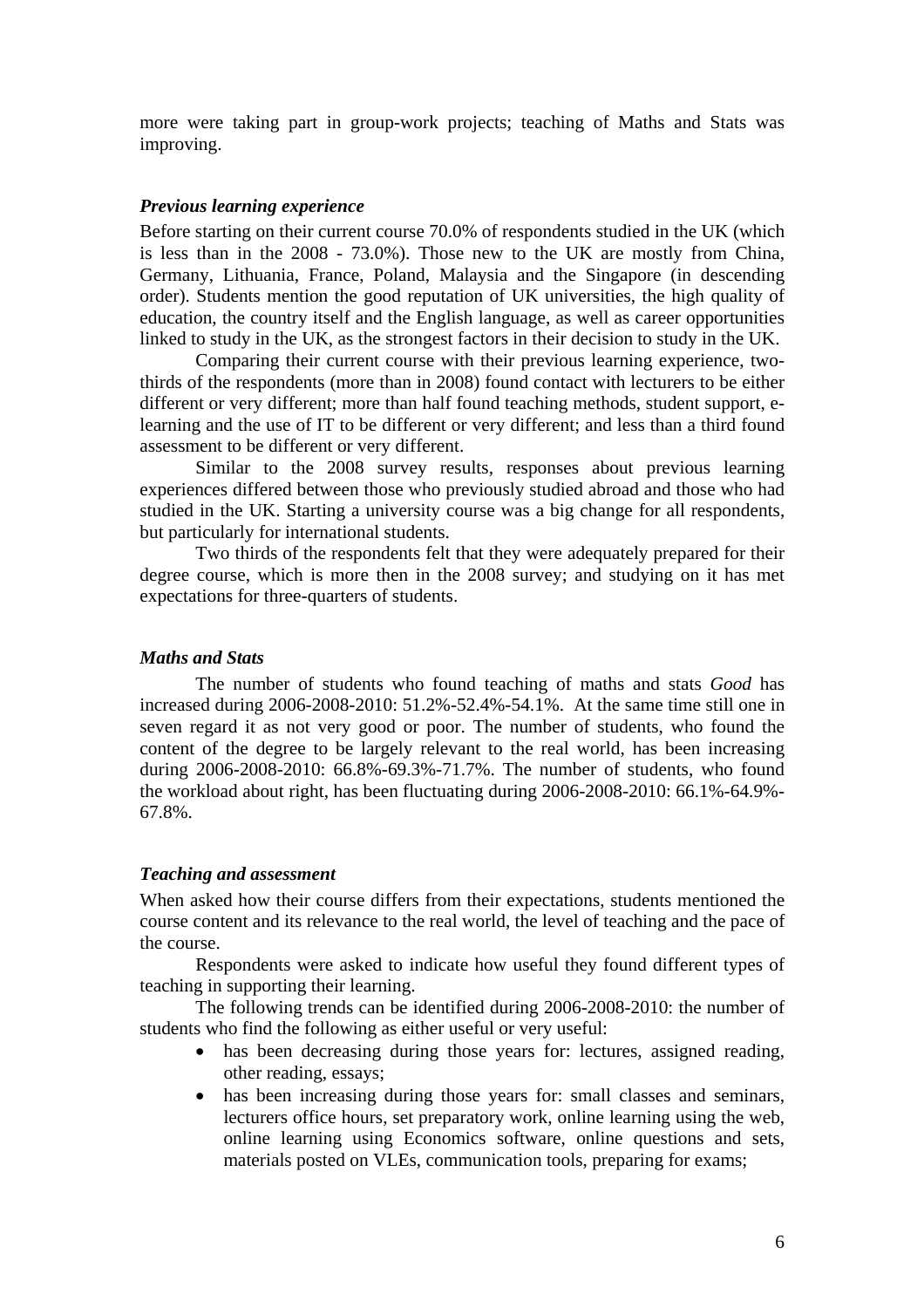more were taking part in group-work projects; teaching of Maths and Stats was improving.

### *Previous learning experience*

Before starting on their current course 70.0% of respondents studied in the UK (which is less than in the 2008 - 73.0%). Those new to the UK are mostly from China, Germany, Lithuania, France, Poland, Malaysia and the Singapore (in descending order). Students mention the good reputation of UK universities, the high quality of education, the country itself and the English language, as well as career opportunities linked to study in the UK, as the strongest factors in their decision to study in the UK.

Comparing their current course with their previous learning experience, two-thirds of the respondents (more than in 2008) found contact with lecturers to be either different or very different; more than half found teaching methods, student support, e-learning and the use of IT to be different or very different; and less than a third found assessment to be different or very different.

Similar to the 2008 survey results, responses about previous learning experiences differed between those who previously studied abroad and those who had studied in the UK. Starting a university course was a big change for all respondents, but particularly for international students.

Two thirds of the respondents felt that they were adequately prepared for their degree course, which is more then in the 2008 survey; and studying on it has met expectations for three-quarters of students.

### *Maths and Stats*

The number of students who found teaching of maths and stats *Good* has increased during 2006-2008-2010: 51.2%-52.4%-54.1%. At the same time still one in seven regard it as not very good or poor. The number of students, who found the content of the degree to be largely relevant to the real world, has been increasing during 2006-2008-2010: 66.8%-69.3%-71.7%. The number of students, who found the workload about right, has been fluctuating during 2006-2008-2010: 66.1%-64.9%-67.8%.

### *Teaching and assessment*

When asked how their course differs from their expectations, students mentioned the course content and its relevance to the real world, the level of teaching and the pace of the course.

Respondents were asked to indicate how useful they found different types of teaching in supporting their learning.

The following trends can be identified during 2006-2008-2010: the number of students who find the following as either useful or very useful:

- has been decreasing during those years for: lectures, assigned reading, other reading, essays;
- has been increasing during those years for: small classes and seminars, lecturers office hours, set preparatory work, online learning using the web, online learning using Economics software, online questions and sets, materials posted on VLEs, communication tools, preparing for exams;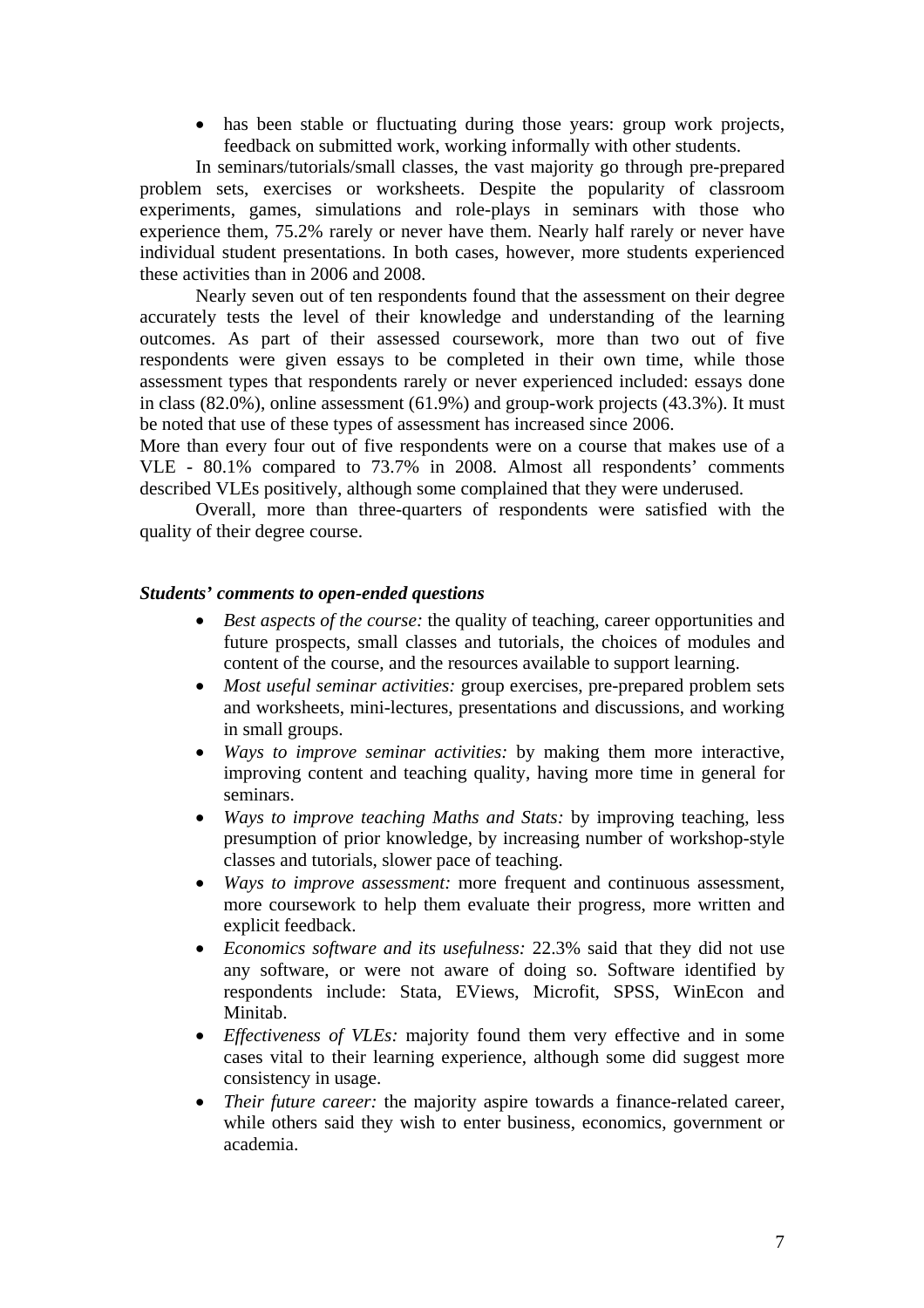- has been stable or fluctuating during those years: group work projects, feedback on submitted work, working informally with other students.

In seminars/tutorials/small classes, the vast majority go through pre-prepared problem sets, exercises or worksheets. Despite the popularity of classroom experiments, games, simulations and role-plays in seminars with those who experience them, 75.2% rarely or never have them. Nearly half rarely or never have individual student presentations. In both cases, however, more students experienced these activities than in 2006 and 2008.

Nearly seven out of ten respondents found that the assessment on their degree accurately tests the level of their knowledge and understanding of the learning outcomes. As part of their assessed coursework, more than two out of five respondents were given essays to be completed in their own time, while those assessment types that respondents rarely or never experienced included: essays done in class (82.0%), online assessment (61.9%) and group-work projects (43.3%). It must be noted that use of these types of assessment has increased since 2006.

More than every four out of five respondents were on a course that makes use of a VLE - 80.1% compared to 73.7% in 2008. Almost all respondents' comments described VLEs positively, although some complained that they were underused.

Overall, more than three-quarters of respondents were satisfied with the quality of their degree course.

***Students' comments to open-ended questions***

- *Best aspects of the course:* the quality of teaching, career opportunities and future prospects, small classes and tutorials, the choices of modules and content of the course, and the resources available to support learning.
- *Most useful seminar activities:* group exercises, pre-prepared problem sets and worksheets, mini-lectures, presentations and discussions, and working in small groups.
- *Ways to improve seminar activities:* by making them more interactive, improving content and teaching quality, having more time in general for seminars.
- *Ways to improve teaching Maths and Stats:* by improving teaching, less presumption of prior knowledge, by increasing number of workshop-style classes and tutorials, slower pace of teaching.
- *Ways to improve assessment:* more frequent and continuous assessment, more coursework to help them evaluate their progress, more written and explicit feedback.
- *Economics software and its usefulness:* 22.3% said that they did not use any software, or were not aware of doing so. Software identified by respondents include: Stata, EViews, Microfit, SPSS, WinEcon and Minitab.
- *Effectiveness of VLEs:* majority found them very effective and in some cases vital to their learning experience, although some did suggest more consistency in usage.
- *Their future career:* the majority aspire towards a finance-related career, while others said they wish to enter business, economics, government or academia.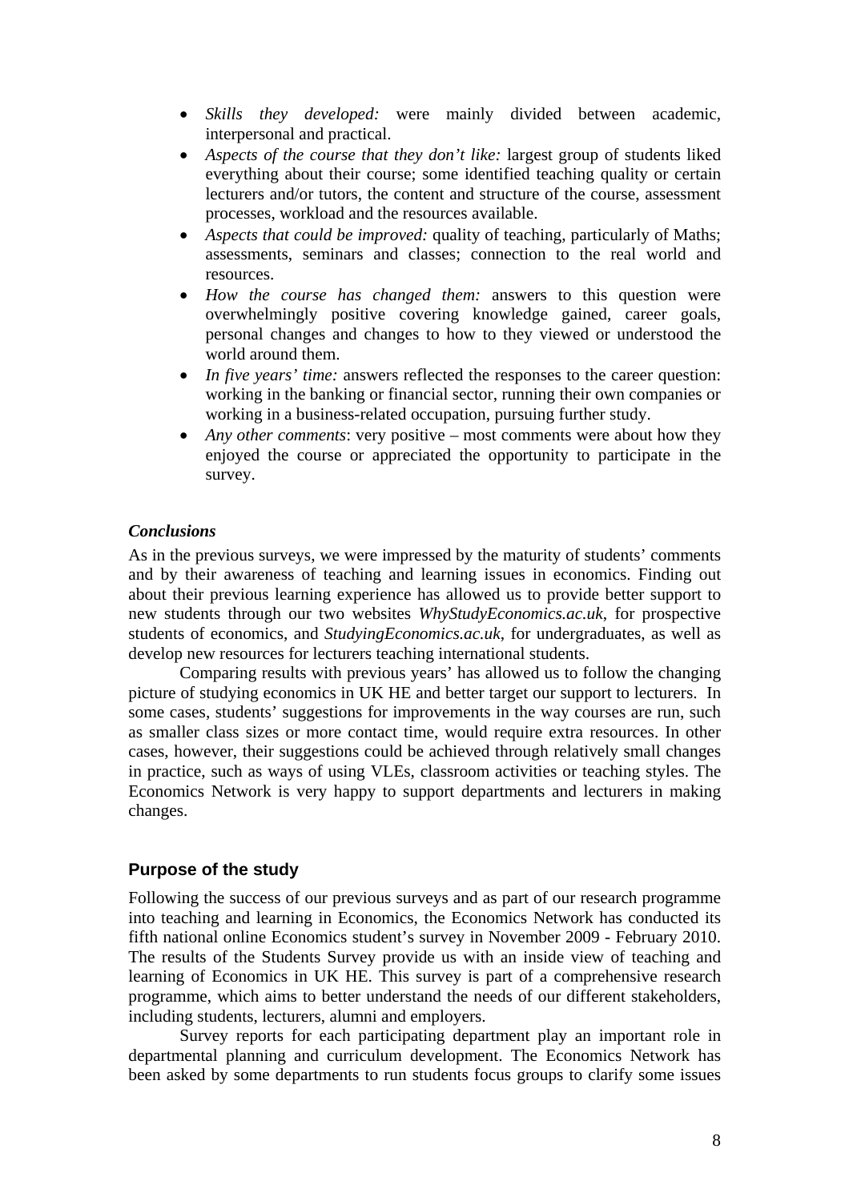- *Skills they developed:* were mainly divided between academic, interpersonal and practical.
- *Aspects of the course that they don't like:* largest group of students liked everything about their course; some identified teaching quality or certain lecturers and/or tutors, the content and structure of the course, assessment processes, workload and the resources available.
- *Aspects that could be improved:* quality of teaching, particularly of Maths; assessments, seminars and classes; connection to the real world and resources.
- *How the course has changed them:* answers to this question were overwhelmingly positive covering knowledge gained, career goals, personal changes and changes to how to they viewed or understood the world around them.
- *In five years' time:* answers reflected the responses to the career question: working in the banking or financial sector, running their own companies or working in a business-related occupation, pursuing further study.
- *Any other comments*: very positive – most comments were about how they enjoyed the course or appreciated the opportunity to participate in the survey.

### *Conclusions*

As in the previous surveys, we were impressed by the maturity of students' comments and by their awareness of teaching and learning issues in economics. Finding out about their previous learning experience has allowed us to provide better support to new students through our two websites *WhyStudyEconomics.ac.uk*, for prospective students of economics, and *StudyingEconomics.ac.uk*, for undergraduates, as well as develop new resources for lecturers teaching international students.

Comparing results with previous years' has allowed us to follow the changing picture of studying economics in UK HE and better target our support to lecturers. In some cases, students' suggestions for improvements in the way courses are run, such as smaller class sizes or more contact time, would require extra resources. In other cases, however, their suggestions could be achieved through relatively small changes in practice, such as ways of using VLEs, classroom activities or teaching styles. The Economics Network is very happy to support departments and lecturers in making changes.

## Purpose of the study

Following the success of our previous surveys and as part of our research programme into teaching and learning in Economics, the Economics Network has conducted its fifth national online Economics student's survey in November 2009 - February 2010. The results of the Students Survey provide us with an inside view of teaching and learning of Economics in UK HE. This survey is part of a comprehensive research programme, which aims to better understand the needs of our different stakeholders, including students, lecturers, alumni and employers.

Survey reports for each participating department play an important role in departmental planning and curriculum development. The Economics Network has been asked by some departments to run students focus groups to clarify some issues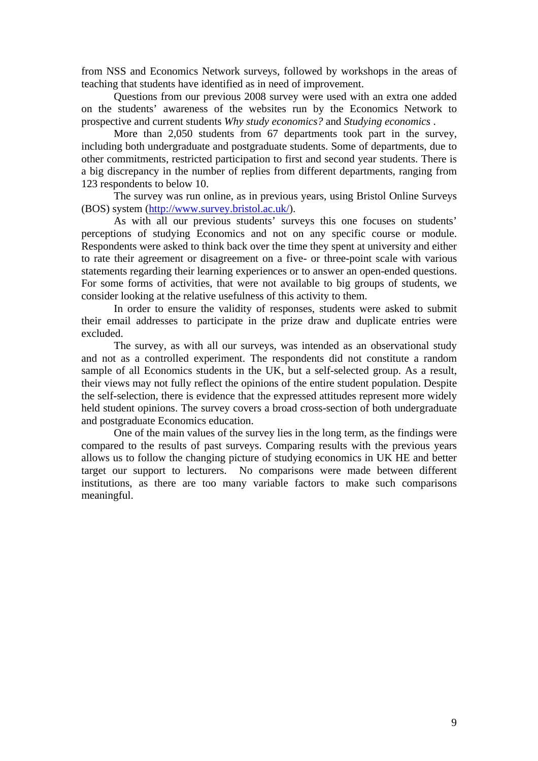from NSS and Economics Network surveys, followed by workshops in the areas of teaching that students have identified as in need of improvement.

Questions from our previous 2008 survey were used with an extra one added on the students' awareness of the websites run by the Economics Network to prospective and current students *Why study economics?* and *Studying economics* .

More than 2,050 students from 67 departments took part in the survey, including both undergraduate and postgraduate students. Some of departments, due to other commitments, restricted participation to first and second year students. There is a big discrepancy in the number of replies from different departments, ranging from 123 respondents to below 10.

The survey was run online, as in previous years, using Bristol Online Surveys (BOS) system (http://www.survey.bristol.ac.uk/).

As with all our previous students' surveys this one focuses on students' perceptions of studying Economics and not on any specific course or module. Respondents were asked to think back over the time they spent at university and either to rate their agreement or disagreement on a five- or three-point scale with various statements regarding their learning experiences or to answer an open-ended questions. For some forms of activities, that were not available to big groups of students, we consider looking at the relative usefulness of this activity to them.

In order to ensure the validity of responses, students were asked to submit their email addresses to participate in the prize draw and duplicate entries were excluded.

The survey, as with all our surveys, was intended as an observational study and not as a controlled experiment. The respondents did not constitute a random sample of all Economics students in the UK, but a self-selected group. As a result, their views may not fully reflect the opinions of the entire student population. Despite the self-selection, there is evidence that the expressed attitudes represent more widely held student opinions. The survey covers a broad cross-section of both undergraduate and postgraduate Economics education.

One of the main values of the survey lies in the long term, as the findings were compared to the results of past surveys. Comparing results with the previous years allows us to follow the changing picture of studying economics in UK HE and better target our support to lecturers. No comparisons were made between different institutions, as there are too many variable factors to make such comparisons meaningful.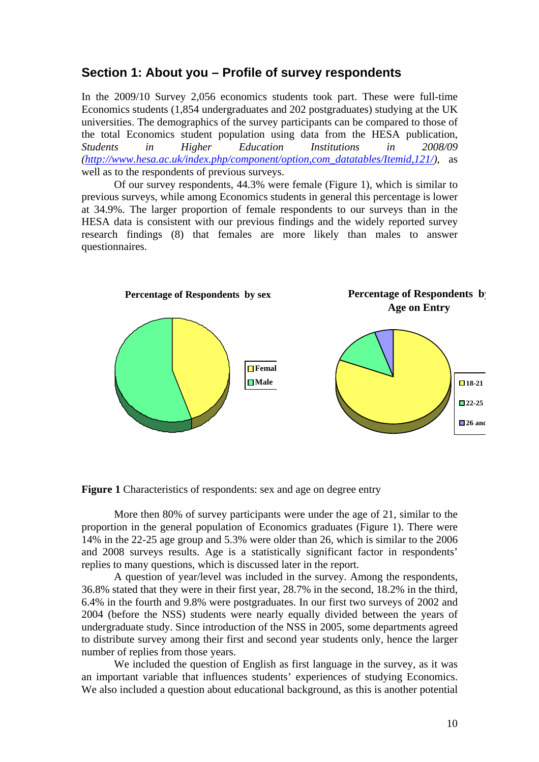## Section 1: About you – Profile of survey respondents

In the 2009/10 Survey 2,056 economics students took part. These were full-time Economics students (1,854 undergraduates and 202 postgraduates) studying at the UK universities. The demographics of the survey participants can be compared to those of the total Economics student population using data from the HESA publication, *Students in Higher Education Institutions in 2008/09 ([http://www.hesa.ac.uk/index.php/component/option,com_datatables/Itemid,121/](http://www.hesa.ac.uk/index.php/component/option,com_datatables/Itemid,121/))*, as well as to the respondents of previous surveys.

Of our survey respondents, 44.3% were female (Figure 1), which is similar to previous surveys, while among Economics students in general this percentage is lower at 34.9%. The larger proportion of female respondents to our surveys than in the HESA data is consistent with our previous findings and the widely reported survey research findings (8) that females are more likely than males to answer questionnaires.

**Percentage of Respondents by sex**

Femal
Male

**Percentage of Respondents by Age on Entry**

18-21
22-25
26 and

**Figure 1** Characteristics of respondents: sex and age on degree entry

More then 80% of survey participants were under the age of 21, similar to the proportion in the general population of Economics graduates (Figure 1). There were 14% in the 22-25 age group and 5.3% were older than 26, which is similar to the 2006 and 2008 surveys results. Age is a statistically significant factor in respondents' replies to many questions, which is discussed later in the report.

A question of year/level was included in the survey. Among the respondents, 36.8% stated that they were in their first year, 28.7% in the second, 18.2% in the third, 6.4% in the fourth and 9.8% were postgraduates. In our first two surveys of 2002 and 2004 (before the NSS) students were nearly equally divided between the years of undergraduate study. Since introduction of the NSS in 2005, some departments agreed to distribute survey among their first and second year students only, hence the larger number of replies from those years.

We included the question of English as first language in the survey, as it was an important variable that influences students' experiences of studying Economics. We also included a question about educational background, as this is another potential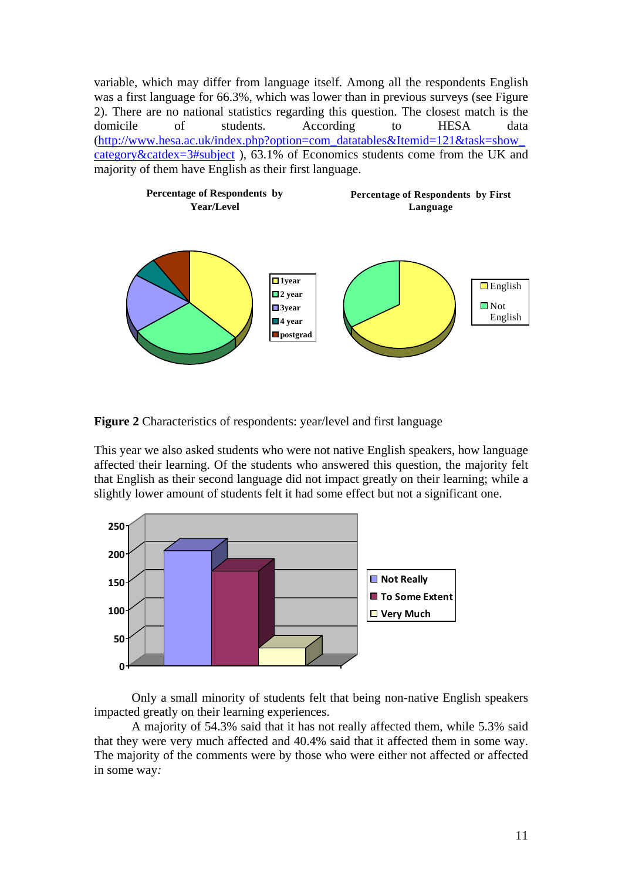variable, which may differ from language itself. Among all the respondents English was a first language for 66.3%, which was lower than in previous surveys (see Figure 2). There are no national statistics regarding this question. The closest match is the domicile of students. According to HESA data (http://www.hesa.ac.uk/index.php?option=com_datatables&Itemid=121&task=show_category&catdex=3#subject ), 63.1% of Economics students come from the UK and majority of them have English as their first language.

**Percentage of Respondents by Year/Level**

1year
2 year
3year
4 year
postgrad

**Percentage of Respondents by First Language**

English
Not English

**Figure 2** Characteristics of respondents: year/level and first language

This year we also asked students who were not native English speakers, how language affected their learning. Of the students who answered this question, the majority felt that English as their second language did not impact greatly on their learning; while a slightly lower amount of students felt it had some effect but not a significant one.

250
200
150
100
50
0

Not Really
To Some Extent
Very Much

Only a small minority of students felt that being non-native English speakers impacted greatly on their learning experiences.

A majority of 54.3% said that it has not really affected them, while 5.3% said that they were very much affected and 40.4% said that it affected them in some way. The majority of the comments were by those who were either not affected or affected in some way*:*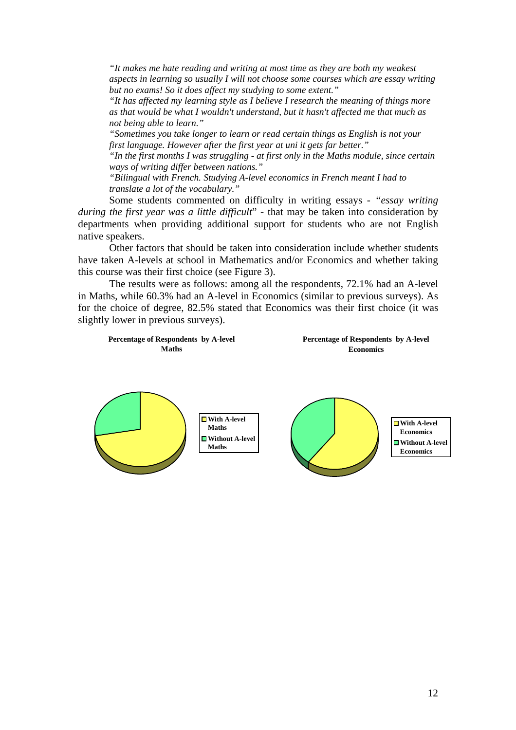*"It makes me hate reading and writing at most time as they are both my weakest aspects in learning so usually I will not choose some courses which are essay writing but no exams! So it does affect my studying to some extent."*

*"It has affected my learning style as I believe I research the meaning of things more as that would be what I wouldn't understand, but it hasn't affected me that much as not being able to learn."*

*"Sometimes you take longer to learn or read certain things as English is not your first language. However after the first year at uni it gets far better."*

*"In the first months I was struggling - at first only in the Maths module, since certain ways of writing differ between nations."*

*"Bilingual with French. Studying A-level economics in French meant I had to translate a lot of the vocabulary."*

Some students commented on difficulty in writing essays - "*essay writing during the first year was a little difficult*" - that may be taken into consideration by departments when providing additional support for students who are not English native speakers.

Other factors that should be taken into consideration include whether students have taken A-levels at school in Mathematics and/or Economics and whether taking this course was their first choice (see Figure 3).

The results were as follows: among all the respondents, 72.1% had an A-level in Maths, while 60.3% had an A-level in Economics (similar to previous surveys). As for the choice of degree, 82.5% stated that Economics was their first choice (it was slightly lower in previous surveys).

**Percentage of Respondents by A-level Maths**

- With A-level Maths
- Without A-level Maths

**Percentage of Respondents by A-level Economics**

- With A-level Economics
- Without A-level Economics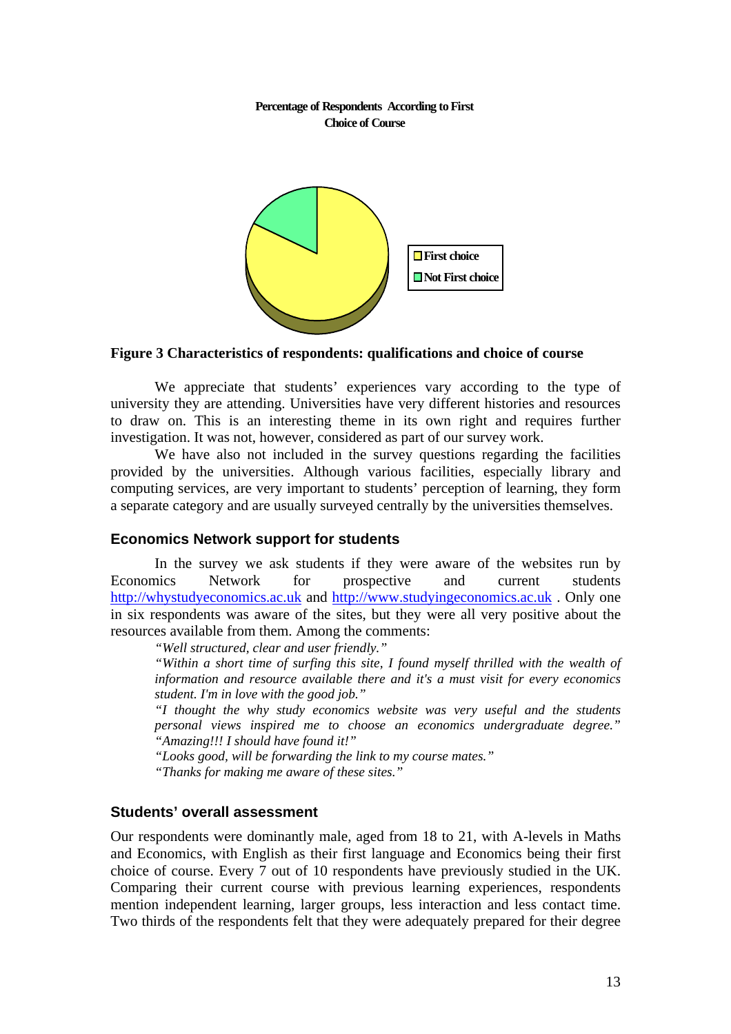**Percentage of Respondents According to First Choice of Course**

First choice
Not First choice

**Figure 3 Characteristics of respondents: qualifications and choice of course**

We appreciate that students' experiences vary according to the type of university they are attending. Universities have very different histories and resources to draw on. This is an interesting theme in its own right and requires further investigation. It was not, however, considered as part of our survey work.

We have also not included in the survey questions regarding the facilities provided by the universities. Although various facilities, especially library and computing services, are very important to students' perception of learning, they form a separate category and are usually surveyed centrally by the universities themselves.

## Economics Network support for students

In the survey we ask students if they were aware of the websites run by Economics Network for prospective and current students http://whystudyeconomics.ac.uk and http://www.studyingeconomics.ac.uk . Only one in six respondents was aware of the sites, but they were all very positive about the resources available from them. Among the comments:

> *"Well structured, clear and user friendly."*
> *"Within a short time of surfing this site, I found myself thrilled with the wealth of information and resource available there and it's a must visit for every economics student. I'm in love with the good job."*
> *"I thought the why study economics website was very useful and the students personal views inspired me to choose an economics undergraduate degree."*
> *"Amazing!!! I should have found it!"*
> *"Looks good, will be forwarding the link to my course mates."*
> *"Thanks for making me aware of these sites."*

## Students' overall assessment

Our respondents were dominantly male, aged from 18 to 21, with A-levels in Maths and Economics, with English as their first language and Economics being their first choice of course. Every 7 out of 10 respondents have previously studied in the UK. Comparing their current course with previous learning experiences, respondents mention independent learning, larger groups, less interaction and less contact time. Two thirds of the respondents felt that they were adequately prepared for their degree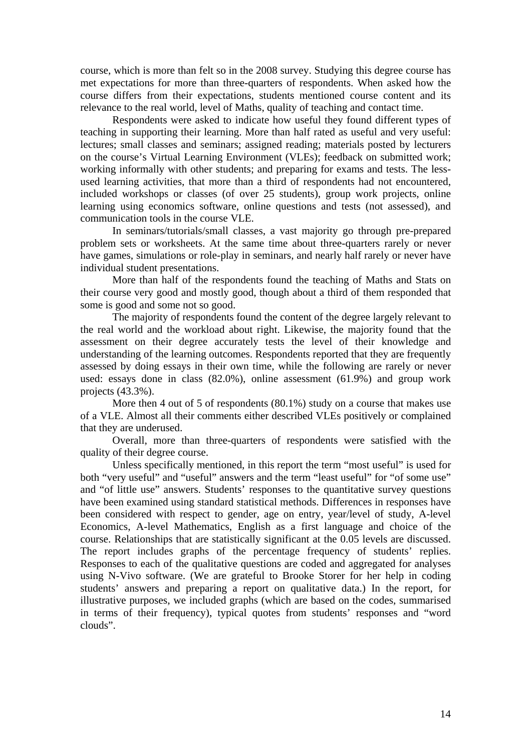course, which is more than felt so in the 2008 survey. Studying this degree course has met expectations for more than three-quarters of respondents. When asked how the course differs from their expectations, students mentioned course content and its relevance to the real world, level of Maths, quality of teaching and contact time.

Respondents were asked to indicate how useful they found different types of teaching in supporting their learning. More than half rated as useful and very useful: lectures; small classes and seminars; assigned reading; materials posted by lecturers on the course's Virtual Learning Environment (VLEs); feedback on submitted work; working informally with other students; and preparing for exams and tests. The less-used learning activities, that more than a third of respondents had not encountered, included workshops or classes (of over 25 students), group work projects, online learning using economics software, online questions and tests (not assessed), and communication tools in the course VLE.

In seminars/tutorials/small classes, a vast majority go through pre-prepared problem sets or worksheets. At the same time about three-quarters rarely or never have games, simulations or role-play in seminars, and nearly half rarely or never have individual student presentations.

More than half of the respondents found the teaching of Maths and Stats on their course very good and mostly good, though about a third of them responded that some is good and some not so good.

The majority of respondents found the content of the degree largely relevant to the real world and the workload about right. Likewise, the majority found that the assessment on their degree accurately tests the level of their knowledge and understanding of the learning outcomes. Respondents reported that they are frequently assessed by doing essays in their own time, while the following are rarely or never used: essays done in class (82.0%), online assessment (61.9%) and group work projects (43.3%).

More then 4 out of 5 of respondents (80.1%) study on a course that makes use of a VLE. Almost all their comments either described VLEs positively or complained that they are underused.

Overall, more than three-quarters of respondents were satisfied with the quality of their degree course.

Unless specifically mentioned, in this report the term "most useful" is used for both "very useful" and "useful" answers and the term "least useful" for "of some use" and "of little use" answers. Students' responses to the quantitative survey questions have been examined using standard statistical methods. Differences in responses have been considered with respect to gender, age on entry, year/level of study, A-level Economics, A-level Mathematics, English as a first language and choice of the course. Relationships that are statistically significant at the 0.05 levels are discussed. The report includes graphs of the percentage frequency of students' replies. Responses to each of the qualitative questions are coded and aggregated for analyses using N-Vivo software. (We are grateful to Brooke Storer for her help in coding students' answers and preparing a report on qualitative data.) In the report, for illustrative purposes, we included graphs (which are based on the codes, summarised in terms of their frequency), typical quotes from students' responses and "word clouds".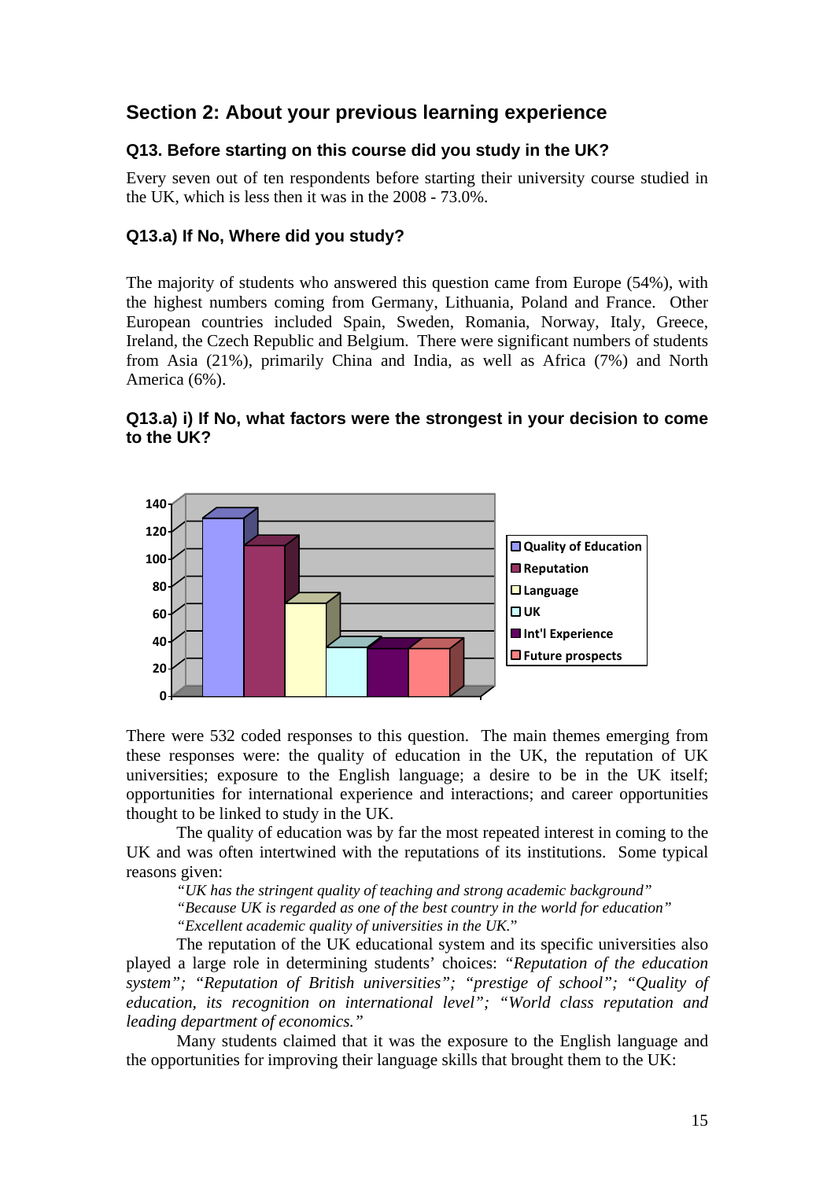## Section 2: About your previous learning experience

### Q13. Before starting on this course did you study in the UK?

Every seven out of ten respondents before starting their university course studied in the UK, which is less then it was in the 2008 - 73.0%.

### Q13.a) If No, Where did you study?

The majority of students who answered this question came from Europe (54%), with the highest numbers coming from Germany, Lithuania, Poland and France. Other European countries included Spain, Sweden, Romania, Norway, Italy, Greece, Ireland, the Czech Republic and Belgium. There were significant numbers of students from Asia (21%), primarily China and India, as well as Africa (7%) and North America (6%).

### Q13.a) i) If No, what factors were the strongest in your decision to come to the UK?

There were 532 coded responses to this question. The main themes emerging from these responses were: the quality of education in the UK, the reputation of UK universities; exposure to the English language; a desire to be in the UK itself; opportunities for international experience and interactions; and career opportunities thought to be linked to study in the UK.

The quality of education was by far the most repeated interest in coming to the UK and was often intertwined with the reputations of its institutions. Some typical reasons given:

*"UK has the stringent quality of teaching and strong academic background"*
*"Because UK is regarded as one of the best country in the world for education"*
*"Excellent academic quality of universities in the UK."*

The reputation of the UK educational system and its specific universities also played a large role in determining students' choices: *"Reputation of the education system"; "Reputation of British universities"; "prestige of school"; "Quality of education, its recognition on international level"; "World class reputation and leading department of economics."*

Many students claimed that it was the exposure to the English language and the opportunities for improving their language skills that brought them to the UK: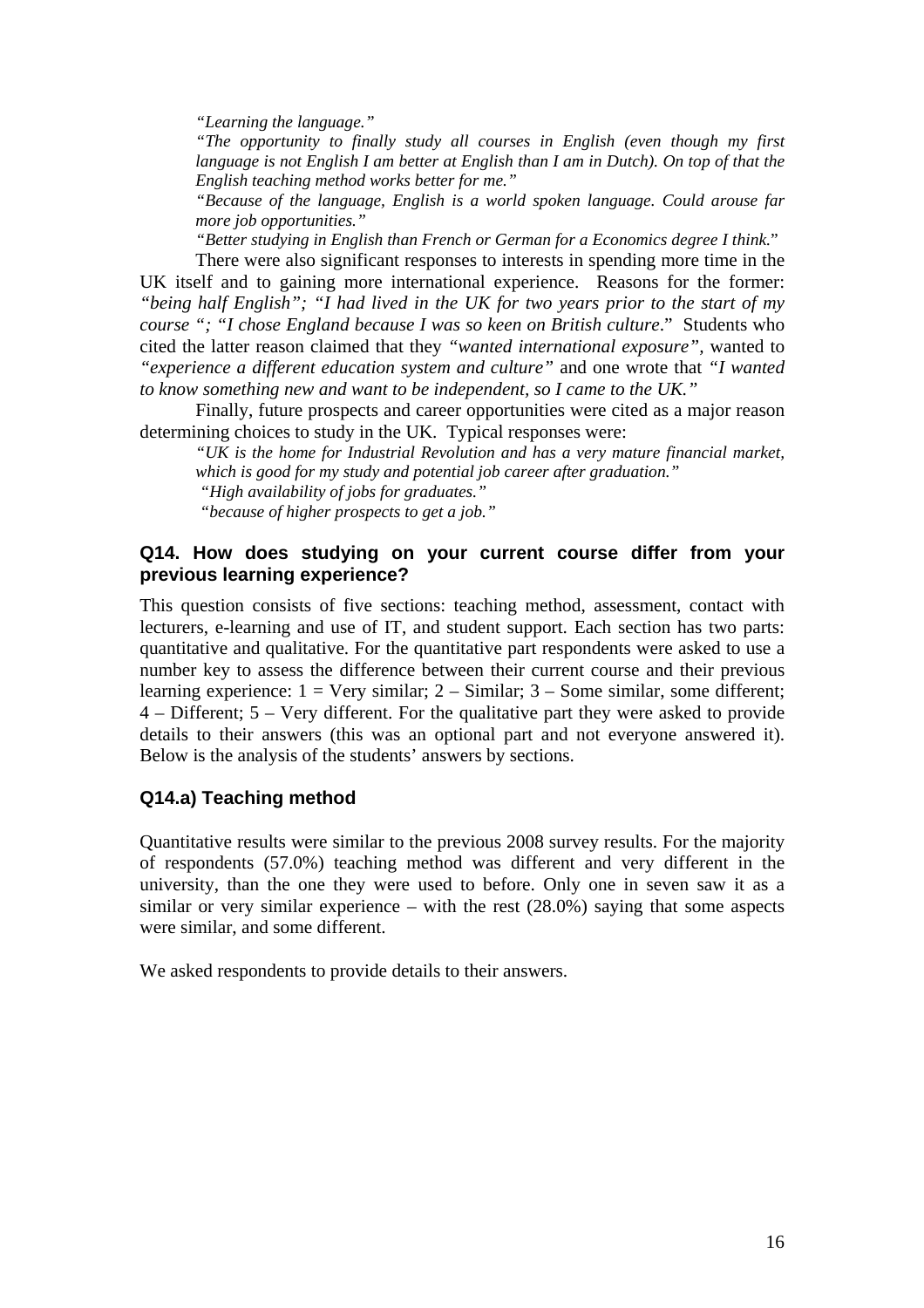> *"Learning the language."*
>
> *"The opportunity to finally study all courses in English (even though my first language is not English I am better at English than I am in Dutch). On top of that the English teaching method works better for me."*
>
> *"Because of the language, English is a world spoken language. Could arouse far more job opportunities."*
>
> *"Better studying in English than French or German for a Economics degree I think.*"

There were also significant responses to interests in spending more time in the UK itself and to gaining more international experience. Reasons for the former: *"being half English"; "I had lived in the UK for two years prior to the start of my course "; "I chose England because I was so keen on British culture*." Students who cited the latter reason claimed that they *"wanted international exposure"*, wanted to *"experience a different education system and culture"* and one wrote that *"I wanted to know something new and want to be independent, so I came to the UK."*

Finally, future prospects and career opportunities were cited as a major reason determining choices to study in the UK. Typical responses were:

> *"UK is the home for Industrial Revolution and has a very mature financial market, which is good for my study and potential job career after graduation."*
>
> *"High availability of jobs for graduates."*
>
> *"because of higher prospects to get a job."*

### Q14. How does studying on your current course differ from your previous learning experience?

This question consists of five sections: teaching method, assessment, contact with lecturers, e-learning and use of IT, and student support. Each section has two parts: quantitative and qualitative. For the quantitative part respondents were asked to use a number key to assess the difference between their current course and their previous learning experience: 1 = Very similar; 2 – Similar; 3 – Some similar, some different; 4 – Different; 5 – Very different. For the qualitative part they were asked to provide details to their answers (this was an optional part and not everyone answered it). Below is the analysis of the students' answers by sections.

### Q14.a) Teaching method

Quantitative results were similar to the previous 2008 survey results. For the majority of respondents (57.0%) teaching method was different and very different in the university, than the one they were used to before. Only one in seven saw it as a similar or very similar experience – with the rest (28.0%) saying that some aspects were similar, and some different.

We asked respondents to provide details to their answers.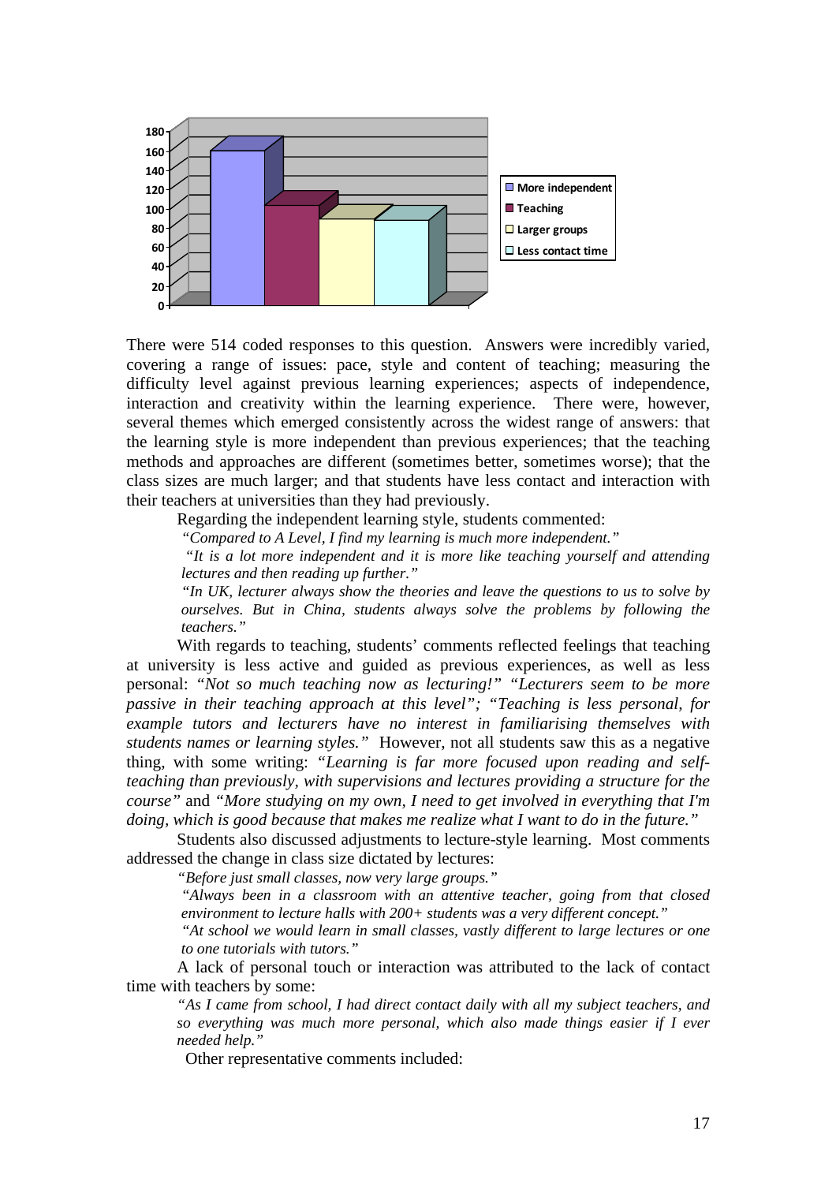There were 514 coded responses to this question. Answers were incredibly varied, covering a range of issues: pace, style and content of teaching; measuring the difficulty level against previous learning experiences; aspects of independence, interaction and creativity within the learning experience. There were, however, several themes which emerged consistently across the widest range of answers: that the learning style is more independent than previous experiences; that the teaching methods and approaches are different (sometimes better, sometimes worse); that the class sizes are much larger; and that students have less contact and interaction with their teachers at universities than they had previously.

Regarding the independent learning style, students commented:

> *"Compared to A Level, I find my learning is much more independent."*
>
> *"It is a lot more independent and it is more like teaching yourself and attending lectures and then reading up further."*
>
> *"In UK, lecturer always show the theories and leave the questions to us to solve by ourselves. But in China, students always solve the problems by following the teachers."*

With regards to teaching, students' comments reflected feelings that teaching at university is less active and guided as previous experiences, as well as less personal: *"Not so much teaching now as lecturing!" "Lecturers seem to be more passive in their teaching approach at this level"; "Teaching is less personal, for example tutors and lecturers have no interest in familiarising themselves with students names or learning styles."* However, not all students saw this as a negative thing, with some writing: *"Learning is far more focused upon reading and self-teaching than previously, with supervisions and lectures providing a structure for the course"* and *"More studying on my own, I need to get involved in everything that I'm doing, which is good because that makes me realize what I want to do in the future."*

Students also discussed adjustments to lecture-style learning. Most comments addressed the change in class size dictated by lectures:

> *"Before just small classes, now very large groups."*
>
> *"Always been in a classroom with an attentive teacher, going from that closed environment to lecture halls with 200+ students was a very different concept."*
>
> *"At school we would learn in small classes, vastly different to large lectures or one to one tutorials with tutors."*

A lack of personal touch or interaction was attributed to the lack of contact time with teachers by some:

> *"As I came from school, I had direct contact daily with all my subject teachers, and so everything was much more personal, which also made things easier if I ever needed help."*

Other representative comments included: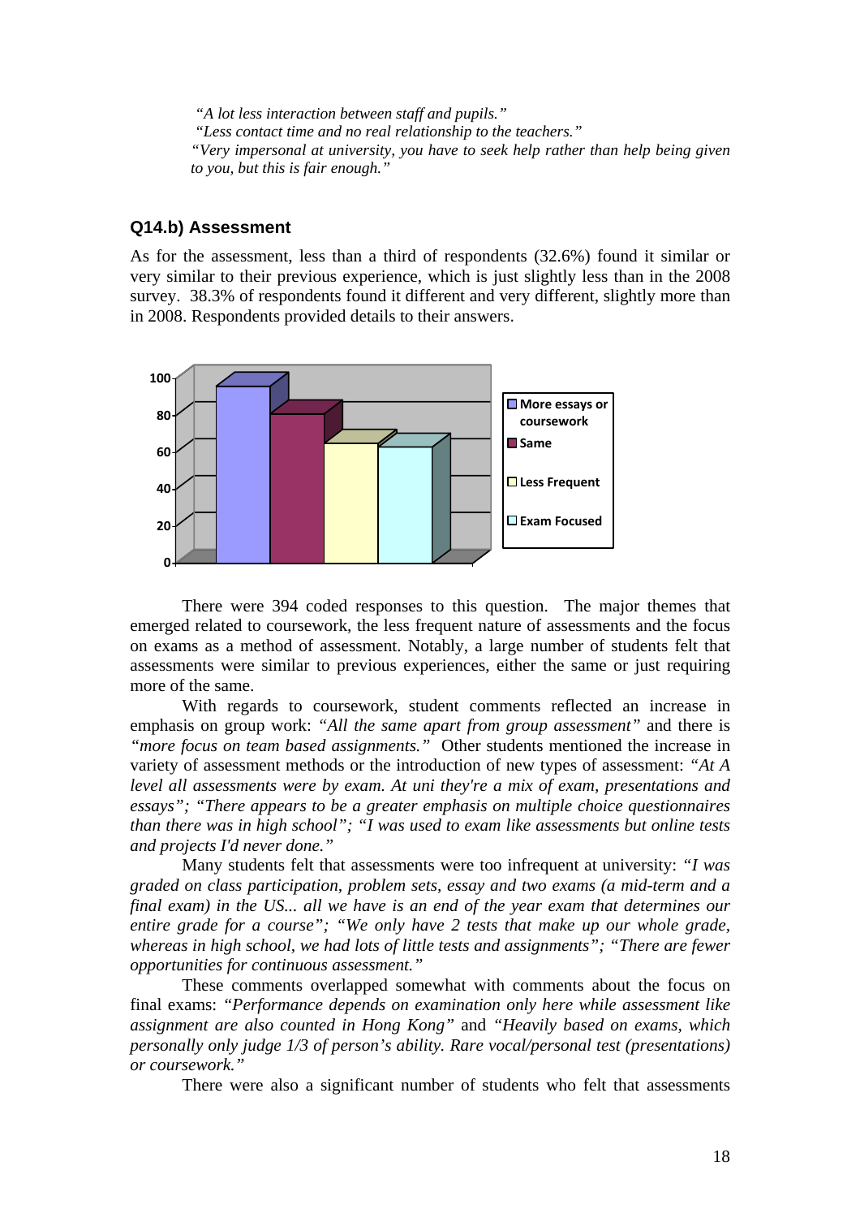*"A lot less interaction between staff and pupils."*
*"Less contact time and no real relationship to the teachers."*
*"Very impersonal at university, you have to seek help rather than help being given to you, but this is fair enough."*

### Q14.b) Assessment

As for the assessment, less than a third of respondents (32.6%) found it similar or very similar to their previous experience, which is just slightly less than in the 2008 survey. 38.3% of respondents found it different and very different, slightly more than in 2008. Respondents provided details to their answers.

There were 394 coded responses to this question. The major themes that emerged related to coursework, the less frequent nature of assessments and the focus on exams as a method of assessment. Notably, a large number of students felt that assessments were similar to previous experiences, either the same or just requiring more of the same.

With regards to coursework, student comments reflected an increase in emphasis on group work: *"All the same apart from group assessment"* and there is *"more focus on team based assignments."* Other students mentioned the increase in variety of assessment methods or the introduction of new types of assessment: *"At A level all assessments were by exam. At uni they're a mix of exam, presentations and essays"; "There appears to be a greater emphasis on multiple choice questionnaires than there was in high school"; "I was used to exam like assessments but online tests and projects I'd never done."*

Many students felt that assessments were too infrequent at university: *"I was graded on class participation, problem sets, essay and two exams (a mid-term and a final exam) in the US... all we have is an end of the year exam that determines our entire grade for a course"; "We only have 2 tests that make up our whole grade, whereas in high school, we had lots of little tests and assignments"; "There are fewer opportunities for continuous assessment."*

These comments overlapped somewhat with comments about the focus on final exams: *"Performance depends on examination only here while assessment like assignment are also counted in Hong Kong"* and *"Heavily based on exams, which personally only judge 1/3 of person's ability. Rare vocal/personal test (presentations) or coursework."*

There were also a significant number of students who felt that assessments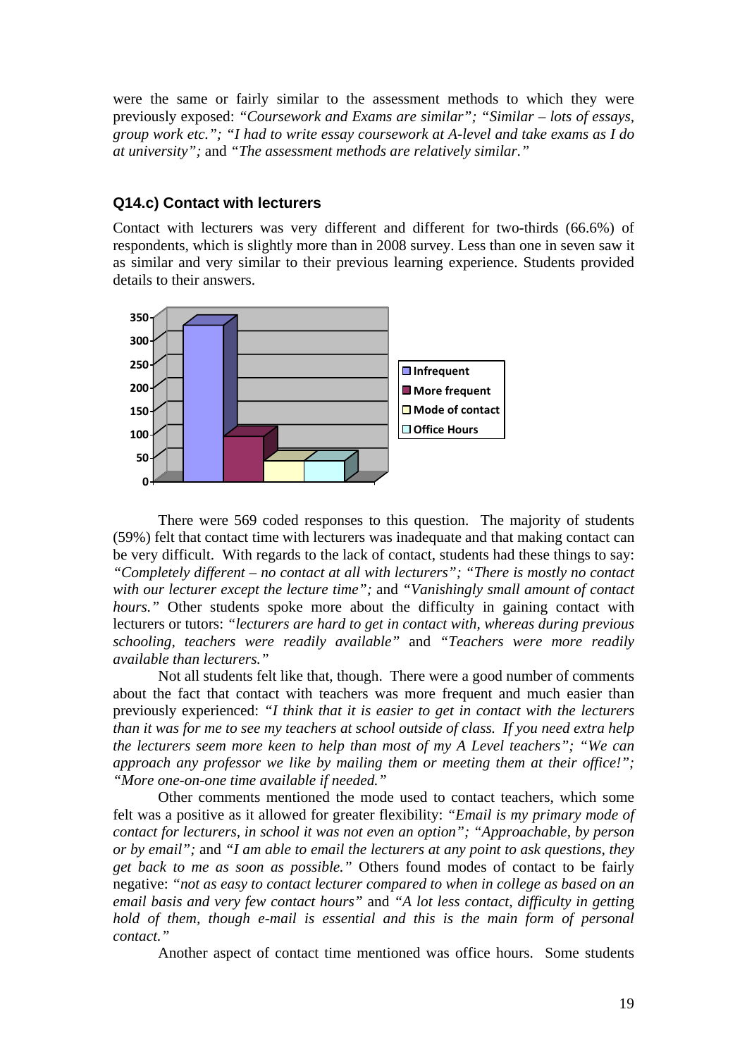were the same or fairly similar to the assessment methods to which they were previously exposed: *"Coursework and Exams are similar"; "Similar – lots of essays, group work etc."; "I had to write essay coursework at A-level and take exams as I do at university";* and *"The assessment methods are relatively similar."*

### Q14.c) Contact with lecturers

Contact with lecturers was very different and different for two-thirds (66.6%) of respondents, which is slightly more than in 2008 survey. Less than one in seven saw it as similar and very similar to their previous learning experience. Students provided details to their answers.

There were 569 coded responses to this question. The majority of students (59%) felt that contact time with lecturers was inadequate and that making contact can be very difficult. With regards to the lack of contact, students had these things to say: *"Completely different – no contact at all with lecturers"; "There is mostly no contact with our lecturer except the lecture time";* and *"Vanishingly small amount of contact hours."* Other students spoke more about the difficulty in gaining contact with lecturers or tutors: *"lecturers are hard to get in contact with, whereas during previous schooling, teachers were readily available"* and *"Teachers were more readily available than lecturers."*

Not all students felt like that, though. There were a good number of comments about the fact that contact with teachers was more frequent and much easier than previously experienced: *"I think that it is easier to get in contact with the lecturers than it was for me to see my teachers at school outside of class. If you need extra help the lecturers seem more keen to help than most of my A Level teachers"; "We can approach any professor we like by mailing them or meeting them at their office!"; "More one-on-one time available if needed."*

Other comments mentioned the mode used to contact teachers, which some felt was a positive as it allowed for greater flexibility: *"Email is my primary mode of contact for lecturers, in school it was not even an option"; "Approachable, by person or by email";* and *"I am able to email the lecturers at any point to ask questions, they get back to me as soon as possible."* Others found modes of contact to be fairly negative: *"not as easy to contact lecturer compared to when in college as based on an email basis and very few contact hours"* and *"A lot less contact, difficulty in getting hold of them, though e-mail is essential and this is the main form of personal contact."*

Another aspect of contact time mentioned was office hours. Some students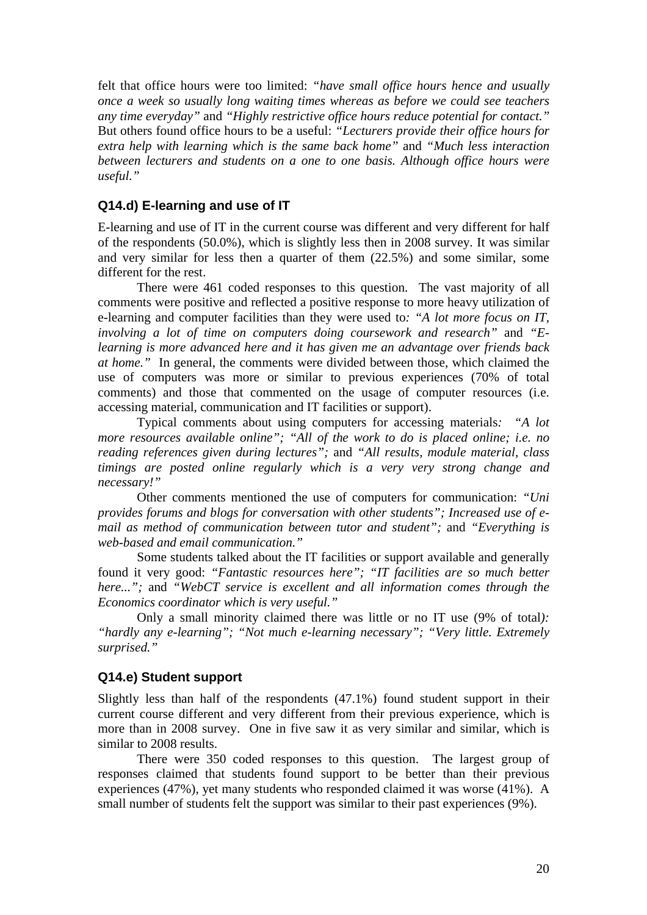felt that office hours were too limited: *"have small office hours hence and usually once a week so usually long waiting times whereas as before we could see teachers any time everyday"* and *"Highly restrictive office hours reduce potential for contact."* But others found office hours to be a useful: *"Lecturers provide their office hours for extra help with learning which is the same back home"* and *"Much less interaction between lecturers and students on a one to one basis. Although office hours were useful."*

### Q14.d) E-learning and use of IT

E-learning and use of IT in the current course was different and very different for half of the respondents (50.0%), which is slightly less then in 2008 survey. It was similar and very similar for less then a quarter of them (22.5%) and some similar, some different for the rest.

There were 461 coded responses to this question. The vast majority of all comments were positive and reflected a positive response to more heavy utilization of e-learning and computer facilities than they were used to*: "A lot more focus on IT, involving a lot of time on computers doing coursework and research"* and *"E-learning is more advanced here and it has given me an advantage over friends back at home."* In general, the comments were divided between those, which claimed the use of computers was more or similar to previous experiences (70% of total comments) and those that commented on the usage of computer resources (i.e. accessing material, communication and IT facilities or support).

Typical comments about using computers for accessing materials*: "A lot more resources available online"; "All of the work to do is placed online; i.e. no reading references given during lectures";* and *"All results, module material, class timings are posted online regularly which is a very very strong change and necessary!"*

Other comments mentioned the use of computers for communication: *"Uni provides forums and blogs for conversation with other students"; Increased use of e-mail as method of communication between tutor and student";* and *"Everything is web-based and email communication."*

Some students talked about the IT facilities or support available and generally found it very good: *"Fantastic resources here"; "IT facilities are so much better here...";* and *"WebCT service is excellent and all information comes through the Economics coordinator which is very useful."*

Only a small minority claimed there was little or no IT use (9% of total*): "hardly any e-learning"; "Not much e-learning necessary"; "Very little. Extremely surprised."*

### Q14.e) Student support

Slightly less than half of the respondents (47.1%) found student support in their current course different and very different from their previous experience, which is more than in 2008 survey. One in five saw it as very similar and similar, which is similar to 2008 results.

There were 350 coded responses to this question. The largest group of responses claimed that students found support to be better than their previous experiences (47%), yet many students who responded claimed it was worse (41%). A small number of students felt the support was similar to their past experiences (9%).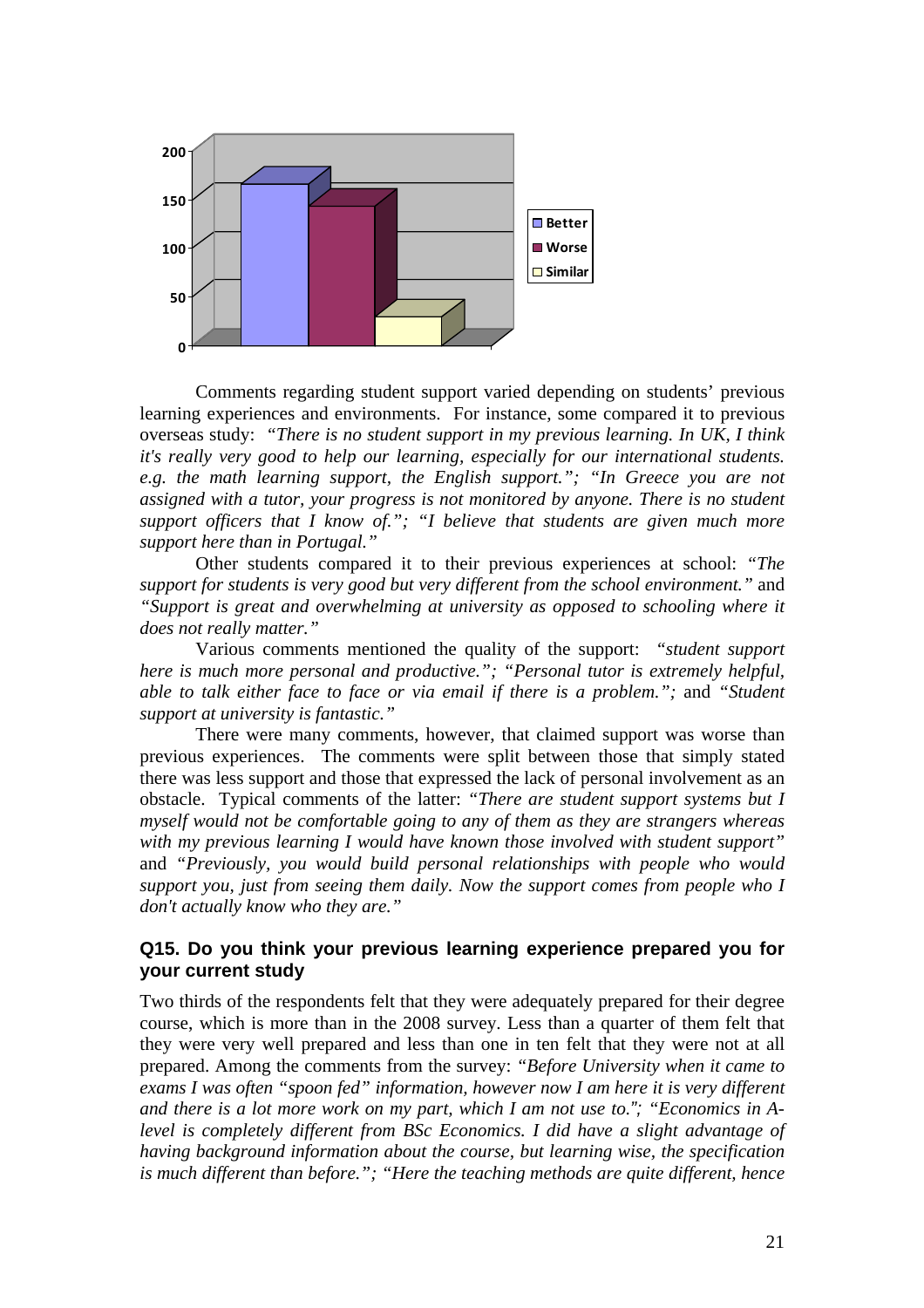Comments regarding student support varied depending on students' previous learning experiences and environments. For instance, some compared it to previous overseas study: *"There is no student support in my previous learning. In UK, I think it's really very good to help our learning, especially for our international students. e.g. the math learning support, the English support."; "In Greece you are not assigned with a tutor, your progress is not monitored by anyone. There is no student support officers that I know of."; "I believe that students are given much more support here than in Portugal."*

Other students compared it to their previous experiences at school: *"The support for students is very good but very different from the school environment."* and *"Support is great and overwhelming at university as opposed to schooling where it does not really matter."*

Various comments mentioned the quality of the support: *"student support here is much more personal and productive."; "Personal tutor is extremely helpful, able to talk either face to face or via email if there is a problem.";* and *"Student support at university is fantastic."*

There were many comments, however, that claimed support was worse than previous experiences. The comments were split between those that simply stated there was less support and those that expressed the lack of personal involvement as an obstacle. Typical comments of the latter: *"There are student support systems but I myself would not be comfortable going to any of them as they are strangers whereas with my previous learning I would have known those involved with student support"* and *"Previously, you would build personal relationships with people who would support you, just from seeing them daily. Now the support comes from people who I don't actually know who they are."*

### Q15. Do you think your previous learning experience prepared you for your current study

Two thirds of the respondents felt that they were adequately prepared for their degree course, which is more than in the 2008 survey. Less than a quarter of them felt that they were very well prepared and less than one in ten felt that they were not at all prepared. Among the comments from the survey: *"Before University when it came to exams I was often "spoon fed" information, however now I am here it is very different and there is a lot more work on my part, which I am not use to."; "Economics in A-level is completely different from BSc Economics. I did have a slight advantage of having background information about the course, but learning wise, the specification is much different than before."; "Here the teaching methods are quite different, hence*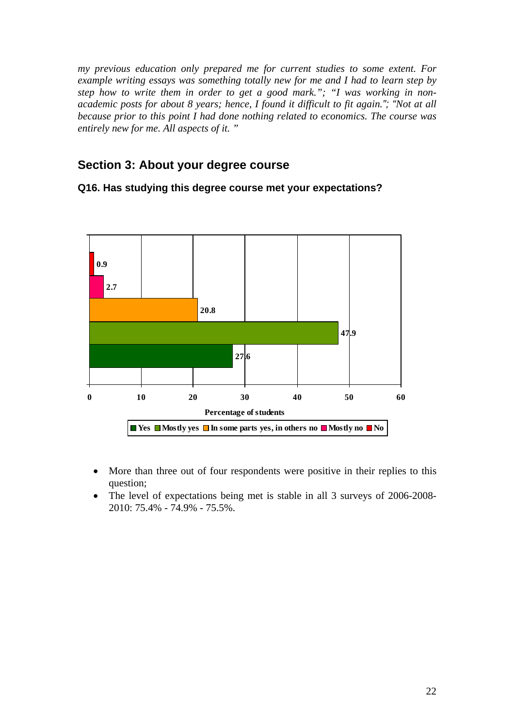*my previous education only prepared me for current studies to some extent. For example writing essays was something totally new for me and I had to learn step by step how to write them in order to get a good mark."; "I was working in non-academic posts for about 8 years; hence, I found it difficult to fit again."; "Not at all because prior to this point I had done nothing related to economics. The course was entirely new for me. All aspects of it. "*

## Section 3: About your degree course

### Q16. Has studying this degree course met your expectations?

| Response | Percentage of students |
|---|---|
| No | 0.9 |
| Mostly no | 2.7 |
| In some parts yes, in others no | 20.8 |
| Mostly yes | 47.9 |
| Yes | 27.6 |

- More than three out of four respondents were positive in their replies to this question;
- The level of expectations being met is stable in all 3 surveys of 2006-2008-2010: 75.4% - 74.9% - 75.5%.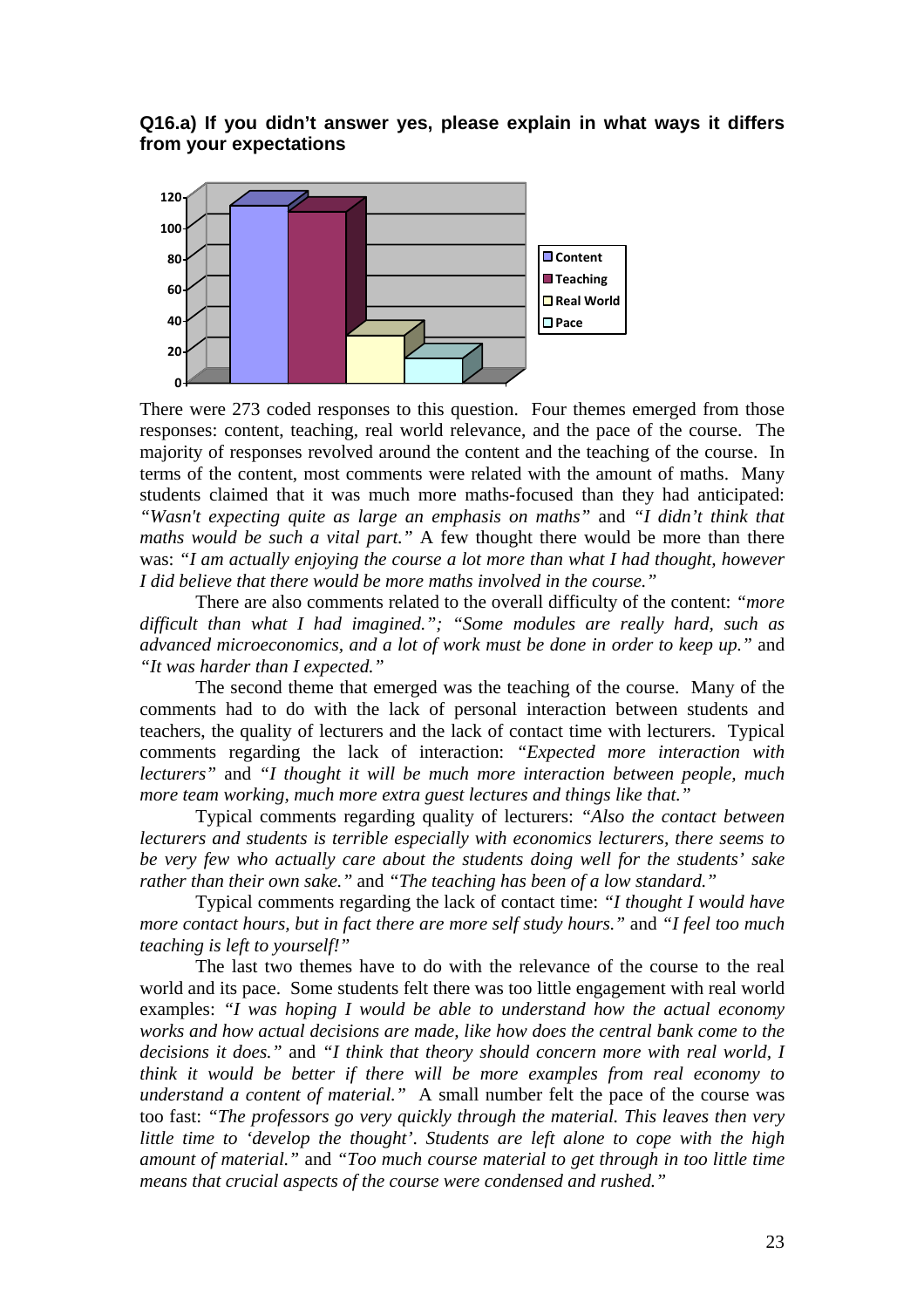**Q16.a) If you didn't answer yes, please explain in what ways it differs from your expectations**

There were 273 coded responses to this question. Four themes emerged from those responses: content, teaching, real world relevance, and the pace of the course. The majority of responses revolved around the content and the teaching of the course. In terms of the content, most comments were related with the amount of maths. Many students claimed that it was much more maths-focused than they had anticipated: *"Wasn't expecting quite as large an emphasis on maths"* and *"I didn't think that maths would be such a vital part."* A few thought there would be more than there was: *"I am actually enjoying the course a lot more than what I had thought, however I did believe that there would be more maths involved in the course."*

There are also comments related to the overall difficulty of the content: *"more difficult than what I had imagined."; "Some modules are really hard, such as advanced microeconomics, and a lot of work must be done in order to keep up."* and *"It was harder than I expected."*

The second theme that emerged was the teaching of the course. Many of the comments had to do with the lack of personal interaction between students and teachers, the quality of lecturers and the lack of contact time with lecturers. Typical comments regarding the lack of interaction: *"Expected more interaction with lecturers"* and *"I thought it will be much more interaction between people, much more team working, much more extra guest lectures and things like that."*

Typical comments regarding quality of lecturers: *"Also the contact between lecturers and students is terrible especially with economics lecturers, there seems to be very few who actually care about the students doing well for the students' sake rather than their own sake."* and *"The teaching has been of a low standard."*

Typical comments regarding the lack of contact time: *"I thought I would have more contact hours, but in fact there are more self study hours."* and *"I feel too much teaching is left to yourself!"*

The last two themes have to do with the relevance of the course to the real world and its pace. Some students felt there was too little engagement with real world examples: *"I was hoping I would be able to understand how the actual economy works and how actual decisions are made, like how does the central bank come to the decisions it does."* and *"I think that theory should concern more with real world, I think it would be better if there will be more examples from real economy to understand a content of material."* A small number felt the pace of the course was too fast: *"The professors go very quickly through the material. This leaves then very little time to 'develop the thought'. Students are left alone to cope with the high amount of material."* and *"Too much course material to get through in too little time means that crucial aspects of the course were condensed and rushed."*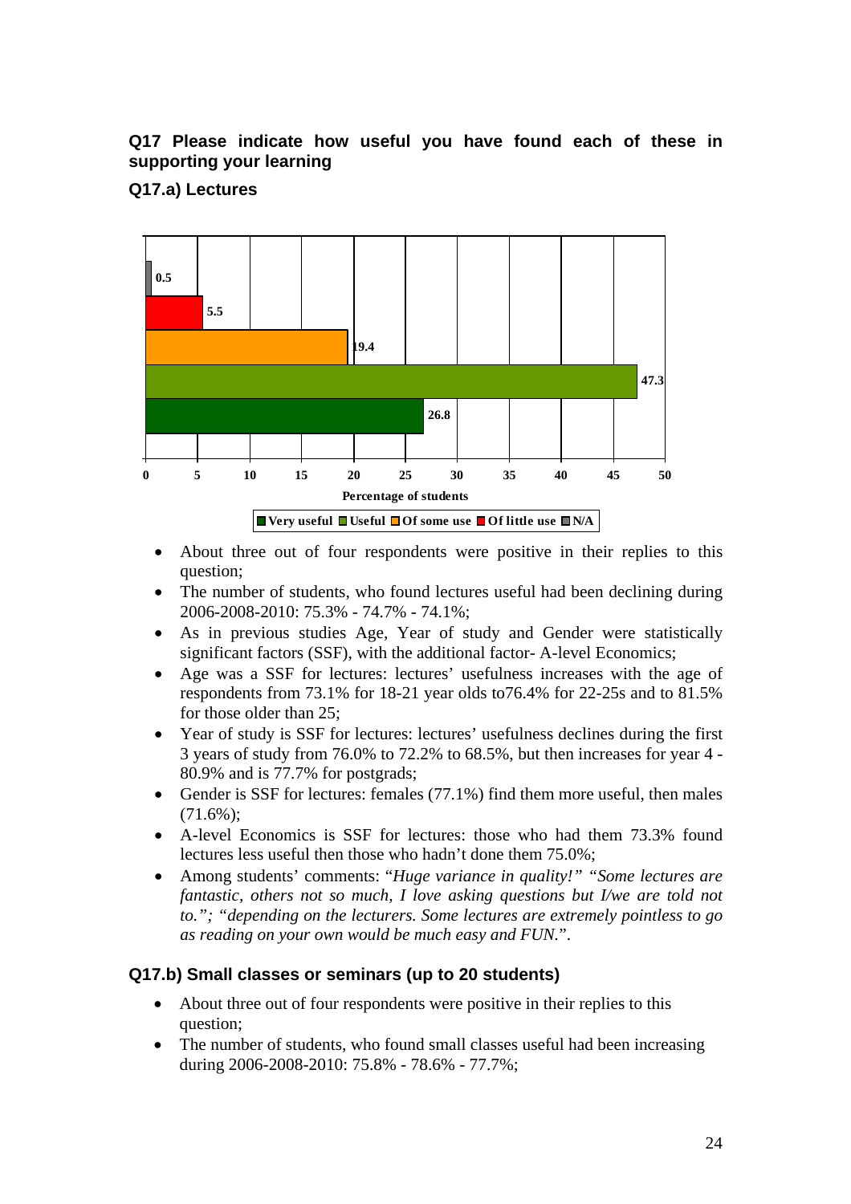### Q17 Please indicate how useful you have found each of these in supporting your learning

#### Q17.a) Lectures

- About three out of four respondents were positive in their replies to this question;
- The number of students, who found lectures useful had been declining during 2006-2008-2010: 75.3% - 74.7% - 74.1%;
- As in previous studies Age, Year of study and Gender were statistically significant factors (SSF), with the additional factor- A-level Economics;
- Age was a SSF for lectures: lectures' usefulness increases with the age of respondents from 73.1% for 18-21 year olds to76.4% for 22-25s and to 81.5% for those older than 25;
- Year of study is SSF for lectures: lectures' usefulness declines during the first 3 years of study from 76.0% to 72.2% to 68.5%, but then increases for year 4 - 80.9% and is 77.7% for postgrads;
- Gender is SSF for lectures: females (77.1%) find them more useful, then males (71.6%);
- A-level Economics is SSF for lectures: those who had them 73.3% found lectures less useful then those who hadn't done them 75.0%;
- Among students' comments: "*Huge variance in quality!" "Some lectures are fantastic, others not so much, I love asking questions but I/we are told not to."; "depending on the lecturers. Some lectures are extremely pointless to go as reading on your own would be much easy and FUN.*".

#### Q17.b) Small classes or seminars (up to 20 students)

- About three out of four respondents were positive in their replies to this question;
- The number of students, who found small classes useful had been increasing during 2006-2008-2010: 75.8% - 78.6% - 77.7%;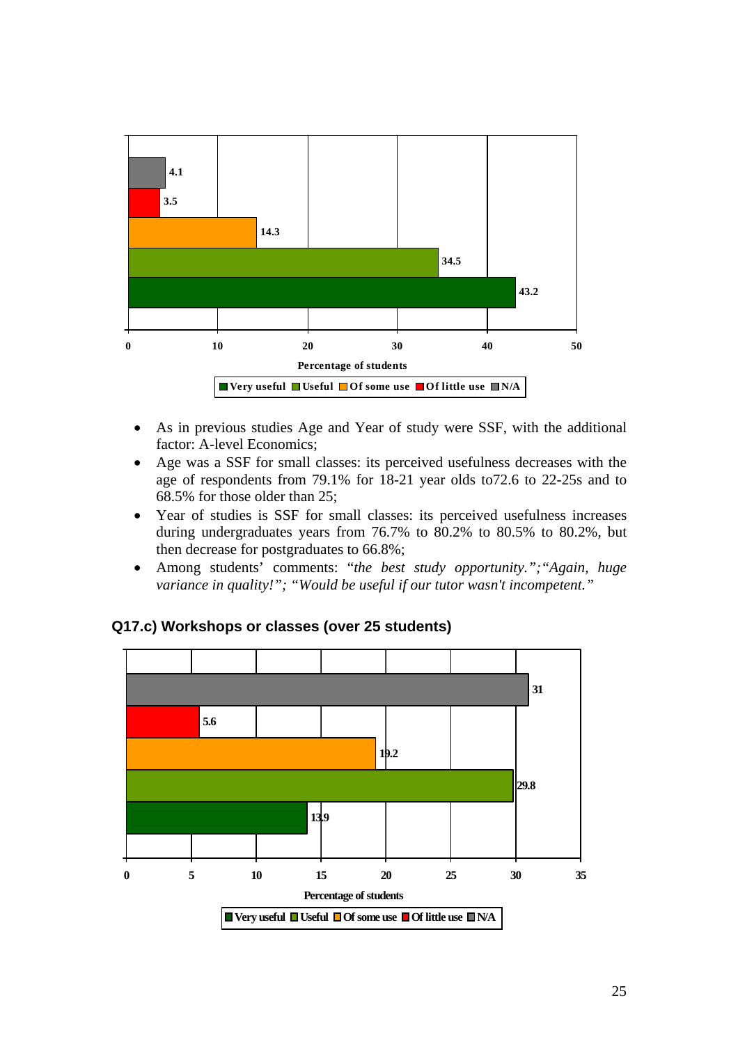| | Percentage of students |
|---|---|
| N/A | 4.1 |
| Of little use | 3.5 |
| Of some use | 14.3 |
| Useful | 34.5 |
| Very useful | 43.2 |

- As in previous studies Age and Year of study were SSF, with the additional factor: A-level Economics;
- Age was a SSF for small classes: its perceived usefulness decreases with the age of respondents from 79.1% for 18-21 year olds to72.6 to 22-25s and to 68.5% for those older than 25;
- Year of studies is SSF for small classes: its perceived usefulness increases during undergraduates years from 76.7% to 80.2% to 80.5% to 80.2%, but then decrease for postgraduates to 66.8%;
- Among students' comments: "*the best study opportunity.";"Again, huge variance in quality!"; "Would be useful if our tutor wasn't incompetent."*

### Q17.c) Workshops or classes (over 25 students)

| | Percentage of students |
|---|---|
| N/A | 31 |
| Of little use | 5.6 |
| Of some use | 19.2 |
| Useful | 29.8 |
| Very useful | 13.9 |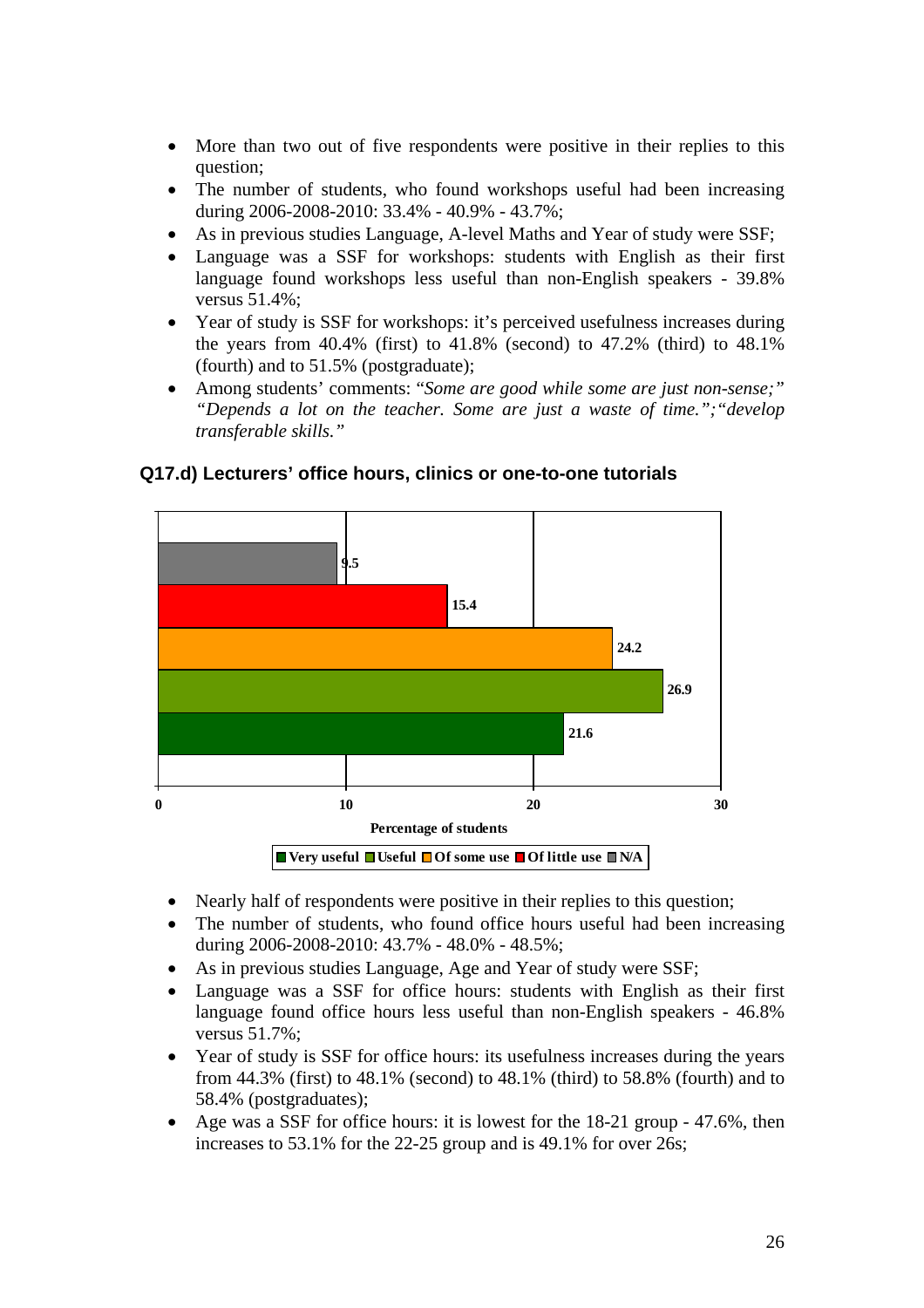- More than two out of five respondents were positive in their replies to this question;
- The number of students, who found workshops useful had been increasing during 2006-2008-2010: 33.4% - 40.9% - 43.7%;
- As in previous studies Language, A-level Maths and Year of study were SSF;
- Language was a SSF for workshops: students with English as their first language found workshops less useful than non-English speakers - 39.8% versus 51.4%;
- Year of study is SSF for workshops: it's perceived usefulness increases during the years from 40.4% (first) to 41.8% (second) to 47.2% (third) to 48.1% (fourth) and to 51.5% (postgraduate);
- Among students' comments: "*Some are good while some are just non-sense;*" "*Depends a lot on the teacher. Some are just a waste of time.*";"*develop transferable skills.*"

### Q17.d) Lecturers' office hours, clinics or one-to-one tutorials

| Response | Percentage of students |
|---|---|
| N/A | 9.5 |
| Of little use | 15.4 |
| Of some use | 24.2 |
| Useful | 26.9 |
| Very useful | 21.6 |

- Nearly half of respondents were positive in their replies to this question;
- The number of students, who found office hours useful had been increasing during 2006-2008-2010: 43.7% - 48.0% - 48.5%;
- As in previous studies Language, Age and Year of study were SSF;
- Language was a SSF for office hours: students with English as their first language found office hours less useful than non-English speakers - 46.8% versus 51.7%;
- Year of study is SSF for office hours: its usefulness increases during the years from 44.3% (first) to 48.1% (second) to 48.1% (third) to 58.8% (fourth) and to 58.4% (postgraduates);
- Age was a SSF for office hours: it is lowest for the 18-21 group - 47.6%, then increases to 53.1% for the 22-25 group and is 49.1% for over 26s;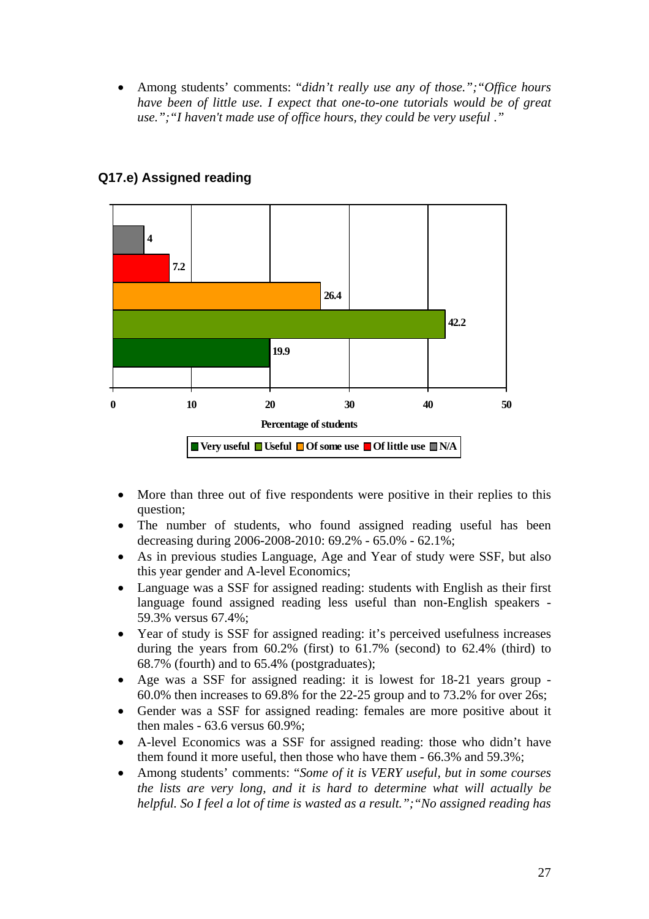- Among students' comments: "*didn't really use any of those.";"Office hours have been of little use. I expect that one-to-one tutorials would be of great use.";"I haven't made use of office hours, they could be very useful .*"

## Q17.e) Assigned reading

| Category | Percentage of students |
|---|---|
| Very useful | 19.9 |
| Useful | 42.2 |
| Of some use | 26.4 |
| Of little use | 7.2 |
| N/A | 4 |

- More than three out of five respondents were positive in their replies to this question;
- The number of students, who found assigned reading useful has been decreasing during 2006-2008-2010: 69.2% - 65.0% - 62.1%;
- As in previous studies Language, Age and Year of study were SSF, but also this year gender and A-level Economics;
- Language was a SSF for assigned reading: students with English as their first language found assigned reading less useful than non-English speakers - 59.3% versus 67.4%;
- Year of study is SSF for assigned reading: it's perceived usefulness increases during the years from 60.2% (first) to 61.7% (second) to 62.4% (third) to 68.7% (fourth) and to 65.4% (postgraduates);
- Age was a SSF for assigned reading: it is lowest for 18-21 years group - 60.0% then increases to 69.8% for the 22-25 group and to 73.2% for over 26s;
- Gender was a SSF for assigned reading: females are more positive about it then males - 63.6 versus 60.9%;
- A-level Economics was a SSF for assigned reading: those who didn't have them found it more useful, then those who have them - 66.3% and 59.3%;
- Among students' comments: "*Some of it is VERY useful, but in some courses the lists are very long, and it is hard to determine what will actually be helpful. So I feel a lot of time is wasted as a result.";"No assigned reading has*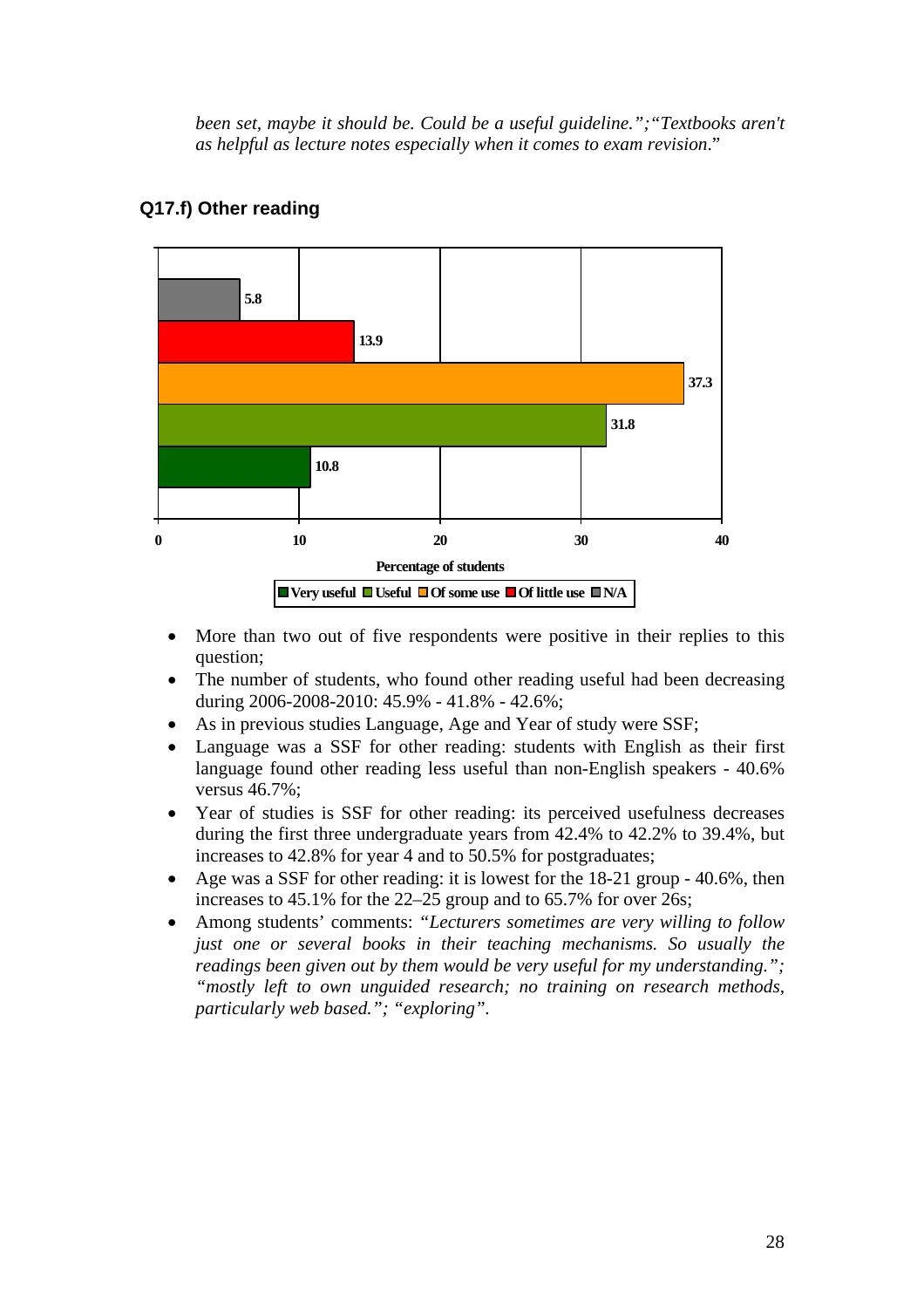*been set, maybe it should be. Could be a useful guideline.";"Textbooks aren't as helpful as lecture notes especially when it comes to exam revision*."

### Q17.f) Other reading

| | Percentage of students |
|---|---|
| N/A | 5.8 |
| Of little use | 13.9 |
| Of some use | 37.3 |
| Useful | 31.8 |
| Very useful | 10.8 |

- More than two out of five respondents were positive in their replies to this question;
- The number of students, who found other reading useful had been decreasing during 2006-2008-2010: 45.9% - 41.8% - 42.6%;
- As in previous studies Language, Age and Year of study were SSF;
- Language was a SSF for other reading: students with English as their first language found other reading less useful than non-English speakers - 40.6% versus 46.7%;
- Year of studies is SSF for other reading: its perceived usefulness decreases during the first three undergraduate years from 42.4% to 42.2% to 39.4%, but increases to 42.8% for year 4 and to 50.5% for postgraduates;
- Age was a SSF for other reading: it is lowest for the 18-21 group - 40.6%, then increases to 45.1% for the 22–25 group and to 65.7% for over 26s;
- Among students' comments: *"Lecturers sometimes are very willing to follow just one or several books in their teaching mechanisms. So usually the readings been given out by them would be very useful for my understanding."; "mostly left to own unguided research; no training on research methods, particularly web based."; "exploring"*.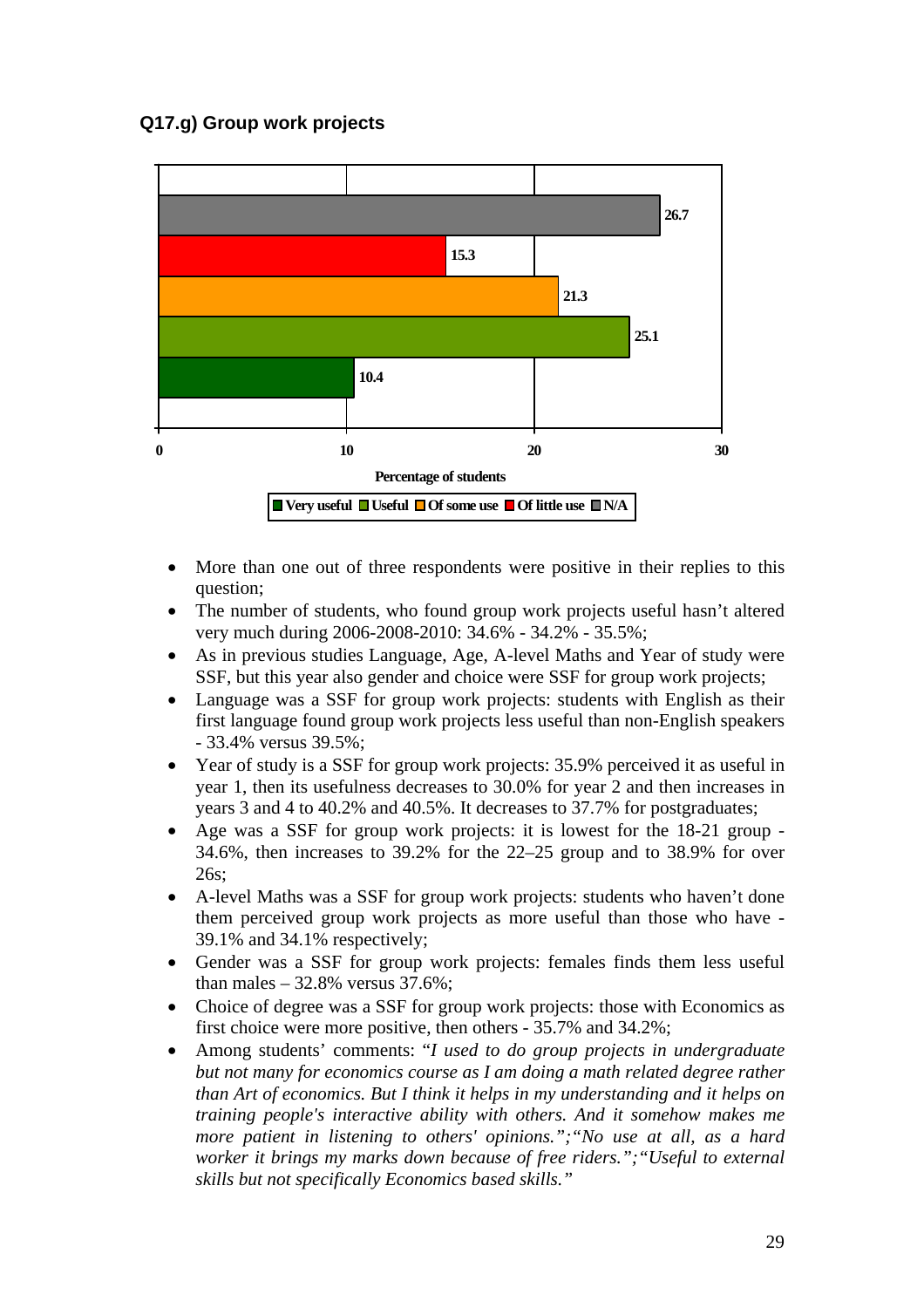**Q17.g) Group work projects**

| Response | Percentage of students |
|---|---|
| N/A | 26.7 |
| Of little use | 15.3 |
| Of some use | 21.3 |
| Useful | 25.1 |
| Very useful | 10.4 |

- More than one out of three respondents were positive in their replies to this question;
- The number of students, who found group work projects useful hasn't altered very much during 2006-2008-2010: 34.6% - 34.2% - 35.5%;
- As in previous studies Language, Age, A-level Maths and Year of study were SSF, but this year also gender and choice were SSF for group work projects;
- Language was a SSF for group work projects: students with English as their first language found group work projects less useful than non-English speakers - 33.4% versus 39.5%;
- Year of study is a SSF for group work projects: 35.9% perceived it as useful in year 1, then its usefulness decreases to 30.0% for year 2 and then increases in years 3 and 4 to 40.2% and 40.5%. It decreases to 37.7% for postgraduates;
- Age was a SSF for group work projects: it is lowest for the 18-21 group - 34.6%, then increases to 39.2% for the 22–25 group and to 38.9% for over 26s;
- A-level Maths was a SSF for group work projects: students who haven't done them perceived group work projects as more useful than those who have - 39.1% and 34.1% respectively;
- Gender was a SSF for group work projects: females finds them less useful than males – 32.8% versus 37.6%;
- Choice of degree was a SSF for group work projects: those with Economics as first choice were more positive, then others - 35.7% and 34.2%;
- Among students' comments: *"I used to do group projects in undergraduate but not many for economics course as I am doing a math related degree rather than Art of economics. But I think it helps in my understanding and it helps on training people's interactive ability with others. And it somehow makes me more patient in listening to others' opinions.";"No use at all, as a hard worker it brings my marks down because of free riders.";"Useful to external skills but not specifically Economics based skills."*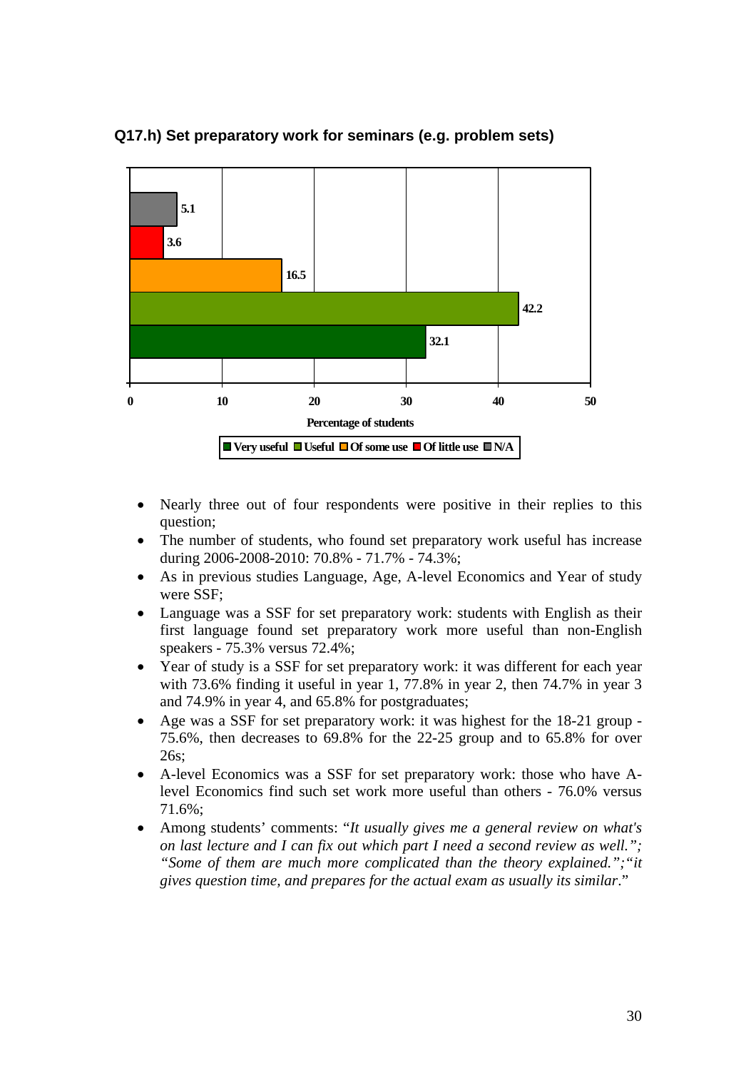**Q17.h) Set preparatory work for seminars (e.g. problem sets)**

| Response | Percentage of students |
|---|---|
| N/A | 5.1 |
| Of little use | 3.6 |
| Of some use | 16.5 |
| Useful | 42.2 |
| Very useful | 32.1 |

- Nearly three out of four respondents were positive in their replies to this question;
- The number of students, who found set preparatory work useful has increase during 2006-2008-2010: 70.8% - 71.7% - 74.3%;
- As in previous studies Language, Age, A-level Economics and Year of study were SSF;
- Language was a SSF for set preparatory work: students with English as their first language found set preparatory work more useful than non-English speakers - 75.3% versus 72.4%;
- Year of study is a SSF for set preparatory work: it was different for each year with 73.6% finding it useful in year 1, 77.8% in year 2, then 74.7% in year 3 and 74.9% in year 4, and 65.8% for postgraduates;
- Age was a SSF for set preparatory work: it was highest for the 18-21 group - 75.6%, then decreases to 69.8% for the 22-25 group and to 65.8% for over 26s;
- A-level Economics was a SSF for set preparatory work: those who have A-level Economics find such set work more useful than others - 76.0% versus 71.6%;
- Among students' comments: "*It usually gives me a general review on what's on last lecture and I can fix out which part I need a second review as well."; "Some of them are much more complicated than the theory explained.";"it gives question time, and prepares for the actual exam as usually its similar*."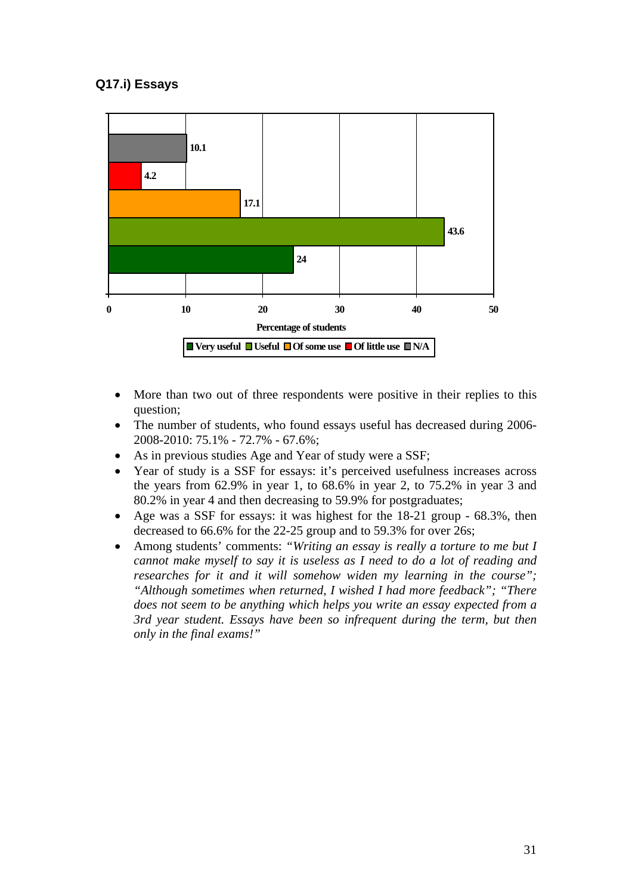### Q17.i) Essays

| Category | Percentage of students |
|---|---|
| N/A | 10.1 |
| Of little use | 4.2 |
| Of some use | 17.1 |
| Useful | 43.6 |
| Very useful | 24 |

Percentage of students

■ Very useful ■ Useful ■ Of some use ■ Of little use ■ N/A

- More than two out of three respondents were positive in their replies to this question;
- The number of students, who found essays useful has decreased during 2006-2008-2010: 75.1% - 72.7% - 67.6%;
- As in previous studies Age and Year of study were a SSF;
- Year of study is a SSF for essays: it's perceived usefulness increases across the years from 62.9% in year 1, to 68.6% in year 2, to 75.2% in year 3 and 80.2% in year 4 and then decreasing to 59.9% for postgraduates;
- Age was a SSF for essays: it was highest for the 18-21 group - 68.3%, then decreased to 66.6% for the 22-25 group and to 59.3% for over 26s;
- Among students' comments: *"Writing an essay is really a torture to me but I cannot make myself to say it is useless as I need to do a lot of reading and researches for it and it will somehow widen my learning in the course"; "Although sometimes when returned, I wished I had more feedback"; "There does not seem to be anything which helps you write an essay expected from a 3rd year student. Essays have been so infrequent during the term, but then only in the final exams!"*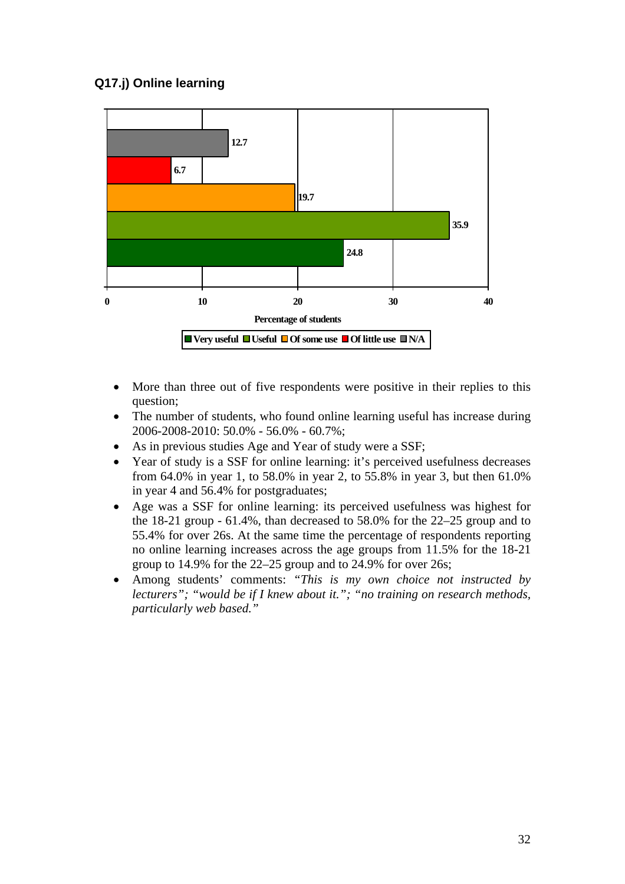**Q17.j) Online learning**

| Response | Percentage of students |
|---|---|
| N/A | 12.7 |
| Of little use | 6.7 |
| Of some use | 19.7 |
| Useful | 35.9 |
| Very useful | 24.8 |

- More than three out of five respondents were positive in their replies to this question;
- The number of students, who found online learning useful has increase during 2006-2008-2010: 50.0% - 56.0% - 60.7%;
- As in previous studies Age and Year of study were a SSF;
- Year of study is a SSF for online learning: it's perceived usefulness decreases from 64.0% in year 1, to 58.0% in year 2, to 55.8% in year 3, but then 61.0% in year 4 and 56.4% for postgraduates;
- Age was a SSF for online learning: its perceived usefulness was highest for the 18-21 group - 61.4%, than decreased to 58.0% for the 22–25 group and to 55.4% for over 26s. At the same time the percentage of respondents reporting no online learning increases across the age groups from 11.5% for the 18-21 group to 14.9% for the 22–25 group and to 24.9% for over 26s;
- Among students' comments: *"This is my own choice not instructed by lecturers"; "would be if I knew about it."; "no training on research methods, particularly web based."*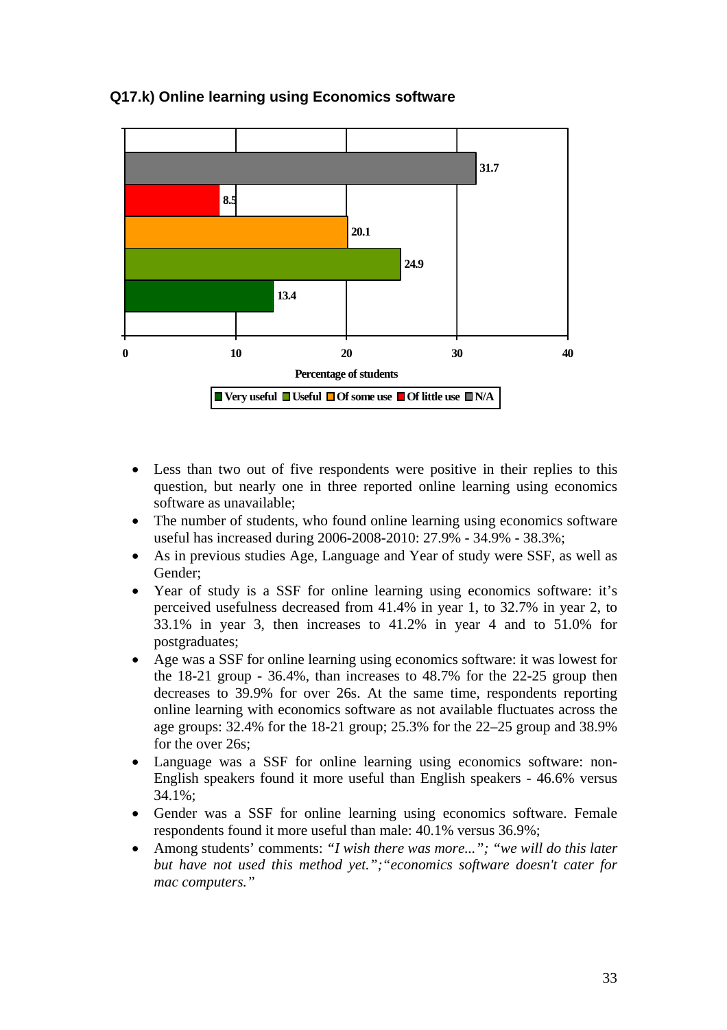**Q17.k) Online learning using Economics software**

| Response | Percentage of students |
|---|---|
| N/A | 31.7 |
| Of little use | 8.5 |
| Of some use | 20.1 |
| Useful | 24.9 |
| Very useful | 13.4 |

- Less than two out of five respondents were positive in their replies to this question, but nearly one in three reported online learning using economics software as unavailable;
- The number of students, who found online learning using economics software useful has increased during 2006-2008-2010: 27.9% - 34.9% - 38.3%;
- As in previous studies Age, Language and Year of study were SSF, as well as Gender;
- Year of study is a SSF for online learning using economics software: it's perceived usefulness decreased from 41.4% in year 1, to 32.7% in year 2, to 33.1% in year 3, then increases to 41.2% in year 4 and to 51.0% for postgraduates;
- Age was a SSF for online learning using economics software: it was lowest for the 18-21 group - 36.4%, than increases to 48.7% for the 22-25 group then decreases to 39.9% for over 26s. At the same time, respondents reporting online learning with economics software as not available fluctuates across the age groups: 32.4% for the 18-21 group; 25.3% for the 22–25 group and 38.9% for the over 26s;
- Language was a SSF for online learning using economics software: non-English speakers found it more useful than English speakers - 46.6% versus 34.1%;
- Gender was a SSF for online learning using economics software. Female respondents found it more useful than male: 40.1% versus 36.9%;
- Among students' comments: *"I wish there was more..."; "we will do this later but have not used this method yet.";"economics software doesn't cater for mac computers."*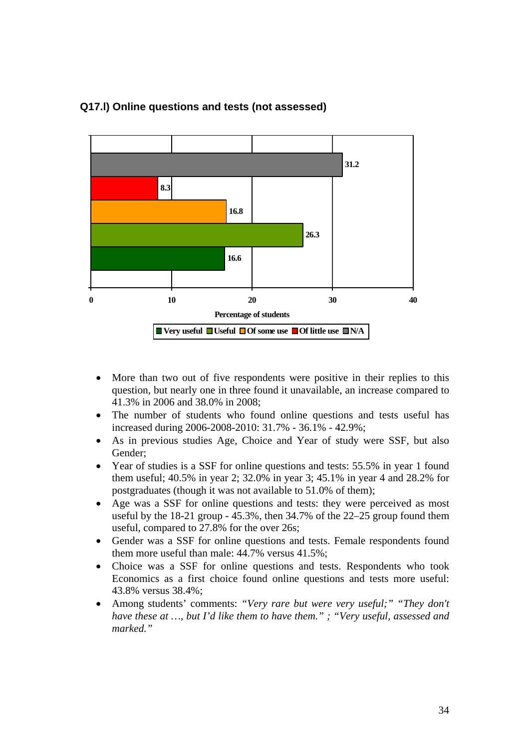**Q17.l) Online questions and tests (not assessed)**

| Response | Percentage of students |
|---|---|
| N/A | 31.2 |
| Of little use | 8.3 |
| Of some use | 16.8 |
| Useful | 26.3 |
| Very useful | 16.6 |

- More than two out of five respondents were positive in their replies to this question, but nearly one in three found it unavailable, an increase compared to 41.3% in 2006 and 38.0% in 2008;
- The number of students who found online questions and tests useful has increased during 2006-2008-2010: 31.7% - 36.1% - 42.9%;
- As in previous studies Age, Choice and Year of study were SSF, but also Gender;
- Year of studies is a SSF for online questions and tests: 55.5% in year 1 found them useful; 40.5% in year 2; 32.0% in year 3; 45.1% in year 4 and 28.2% for postgraduates (though it was not available to 51.0% of them);
- Age was a SSF for online questions and tests: they were perceived as most useful by the 18-21 group - 45.3%, then 34.7% of the 22–25 group found them useful, compared to 27.8% for the over 26s;
- Gender was a SSF for online questions and tests. Female respondents found them more useful than male: 44.7% versus 41.5%;
- Choice was a SSF for online questions and tests. Respondents who took Economics as a first choice found online questions and tests more useful: 43.8% versus 38.4%;
- Among students' comments: *"Very rare but were very useful;" "They don't have these at …, but I'd like them to have them." ; "Very useful, assessed and marked."*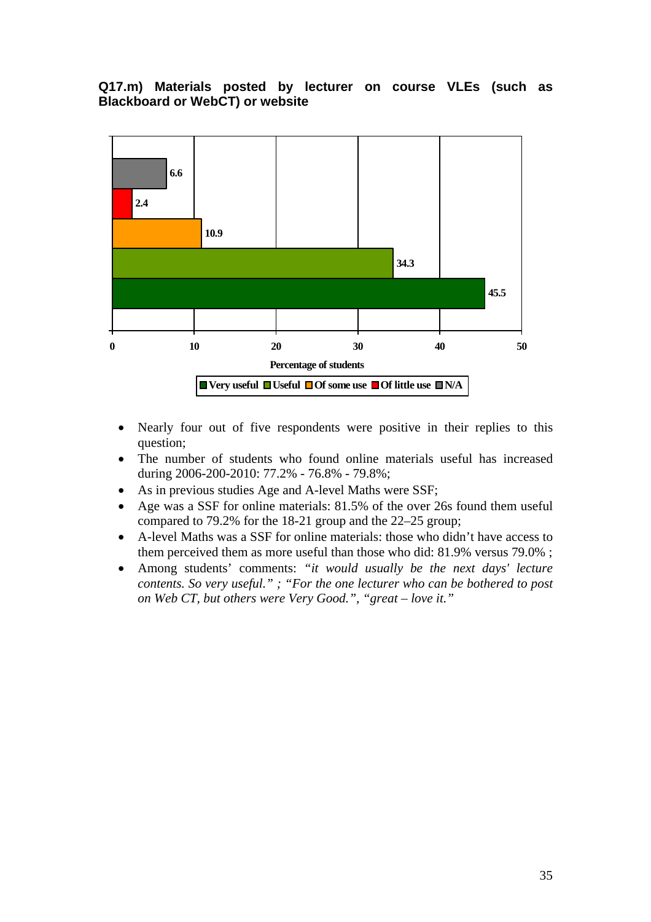**Q17.m) Materials posted by lecturer on course VLEs (such as Blackboard or WebCT) or website**

| Response | Percentage of students |
|---|---|
| N/A | 6.6 |
| Of little use | 2.4 |
| Of some use | 10.9 |
| Useful | 34.3 |
| Very useful | 45.5 |

- Nearly four out of five respondents were positive in their replies to this question;
- The number of students who found online materials useful has increased during 2006-200-2010: 77.2% - 76.8% - 79.8%;
- As in previous studies Age and A-level Maths were SSF;
- Age was a SSF for online materials: 81.5% of the over 26s found them useful compared to 79.2% for the 18-21 group and the 22–25 group;
- A-level Maths was a SSF for online materials: those who didn't have access to them perceived them as more useful than those who did: 81.9% versus 79.0% ;
- Among students' comments: *"it would usually be the next days' lecture contents. So very useful." ; "For the one lecturer who can be bothered to post on Web CT, but others were Very Good.", "great – love it."*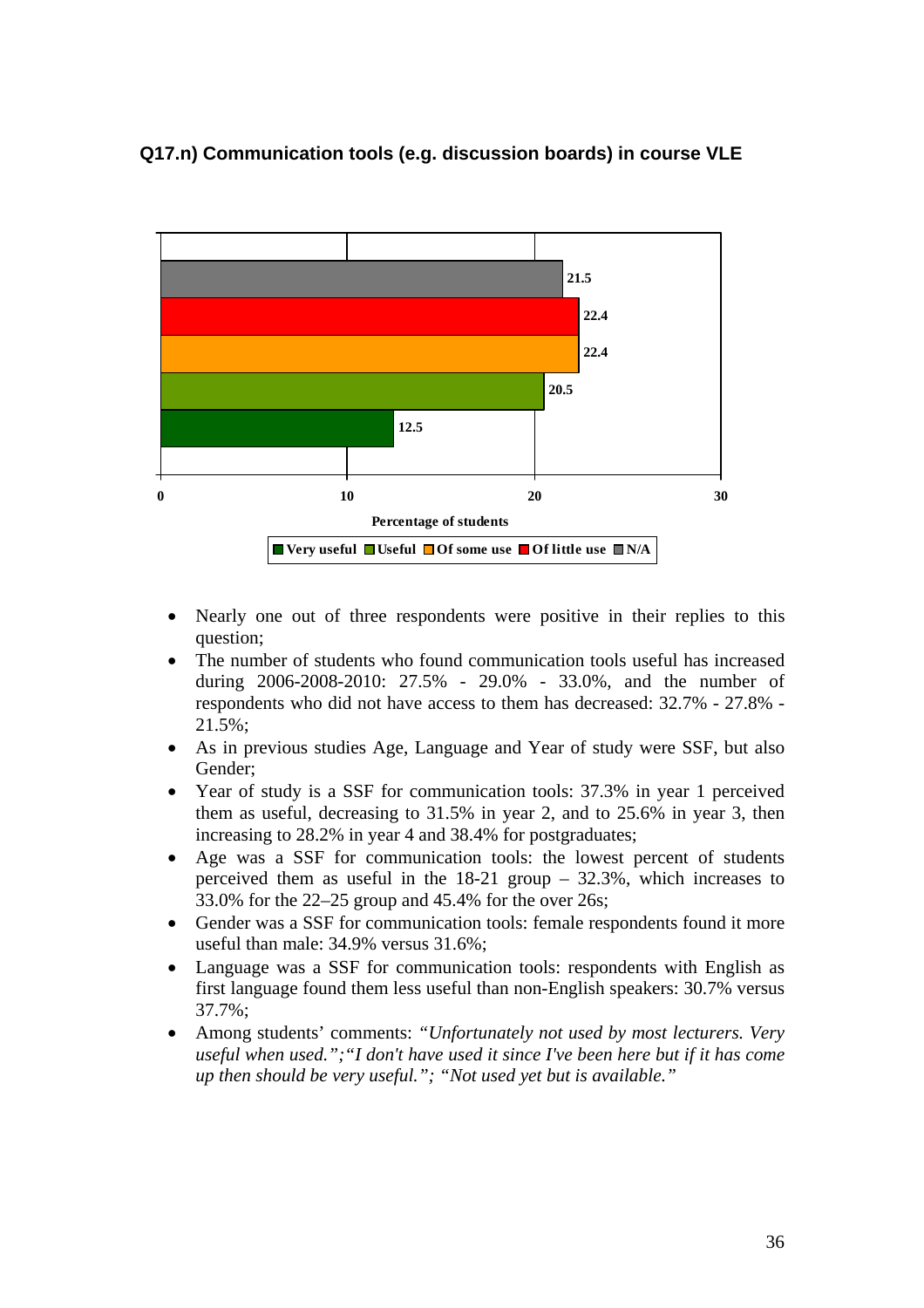**Q17.n) Communication tools (e.g. discussion boards) in course VLE**

- Nearly one out of three respondents were positive in their replies to this question;
- The number of students who found communication tools useful has increased during 2006-2008-2010: 27.5% - 29.0% - 33.0%, and the number of respondents who did not have access to them has decreased: 32.7% - 27.8% - 21.5%;
- As in previous studies Age, Language and Year of study were SSF, but also Gender;
- Year of study is a SSF for communication tools: 37.3% in year 1 perceived them as useful, decreasing to 31.5% in year 2, and to 25.6% in year 3, then increasing to 28.2% in year 4 and 38.4% for postgraduates;
- Age was a SSF for communication tools: the lowest percent of students perceived them as useful in the 18-21 group – 32.3%, which increases to 33.0% for the 22–25 group and 45.4% for the over 26s;
- Gender was a SSF for communication tools: female respondents found it more useful than male: 34.9% versus 31.6%;
- Language was a SSF for communication tools: respondents with English as first language found them less useful than non-English speakers: 30.7% versus 37.7%;
- Among students' comments: *"Unfortunately not used by most lecturers. Very useful when used.";"I don't have used it since I've been here but if it has come up then should be very useful."; "Not used yet but is available."*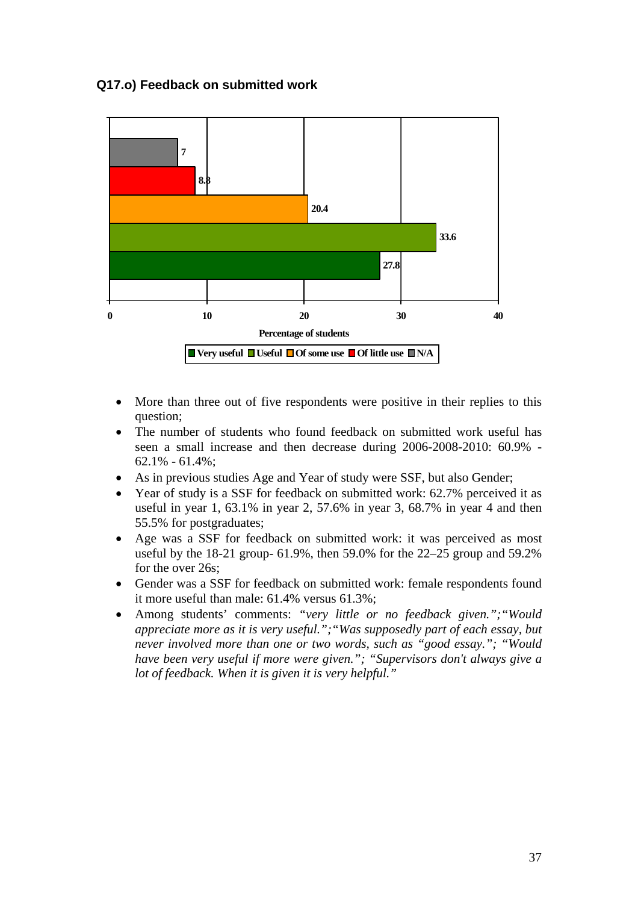**Q17.o) Feedback on submitted work**

- More than three out of five respondents were positive in their replies to this question;
- The number of students who found feedback on submitted work useful has seen a small increase and then decrease during 2006-2008-2010: 60.9% - 62.1% - 61.4%;
- As in previous studies Age and Year of study were SSF, but also Gender;
- Year of study is a SSF for feedback on submitted work: 62.7% perceived it as useful in year 1, 63.1% in year 2, 57.6% in year 3, 68.7% in year 4 and then 55.5% for postgraduates;
- Age was a SSF for feedback on submitted work: it was perceived as most useful by the 18-21 group- 61.9%, then 59.0% for the 22–25 group and 59.2% for the over 26s;
- Gender was a SSF for feedback on submitted work: female respondents found it more useful than male: 61.4% versus 61.3%;
- Among students' comments: *"very little or no feedback given.";"Would appreciate more as it is very useful.";"Was supposedly part of each essay, but never involved more than one or two words, such as "good essay."; "Would have been very useful if more were given."; "Supervisors don't always give a lot of feedback. When it is given it is very helpful."*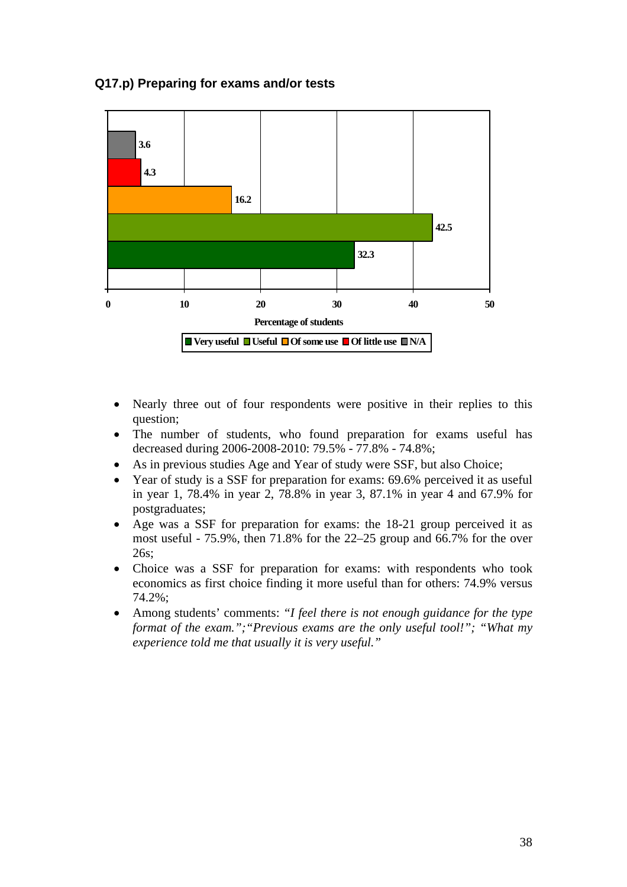**Q17.p) Preparing for exams and/or tests**

| Response | Percentage of students |
|---|---|
| N/A | 3.6 |
| Of little use | 4.3 |
| Of some use | 16.2 |
| Useful | 42.5 |
| Very useful | 32.3 |

Percentage of students

- Nearly three out of four respondents were positive in their replies to this question;
- The number of students, who found preparation for exams useful has decreased during 2006-2008-2010: 79.5% - 77.8% - 74.8%;
- As in previous studies Age and Year of study were SSF, but also Choice;
- Year of study is a SSF for preparation for exams: 69.6% perceived it as useful in year 1, 78.4% in year 2, 78.8% in year 3, 87.1% in year 4 and 67.9% for postgraduates;
- Age was a SSF for preparation for exams: the 18-21 group perceived it as most useful - 75.9%, then 71.8% for the 22–25 group and 66.7% for the over 26s;
- Choice was a SSF for preparation for exams: with respondents who took economics as first choice finding it more useful than for others: 74.9% versus 74.2%;
- Among students' comments: *"I feel there is not enough guidance for the type format of the exam.";"Previous exams are the only useful tool!"; "What my experience told me that usually it is very useful."*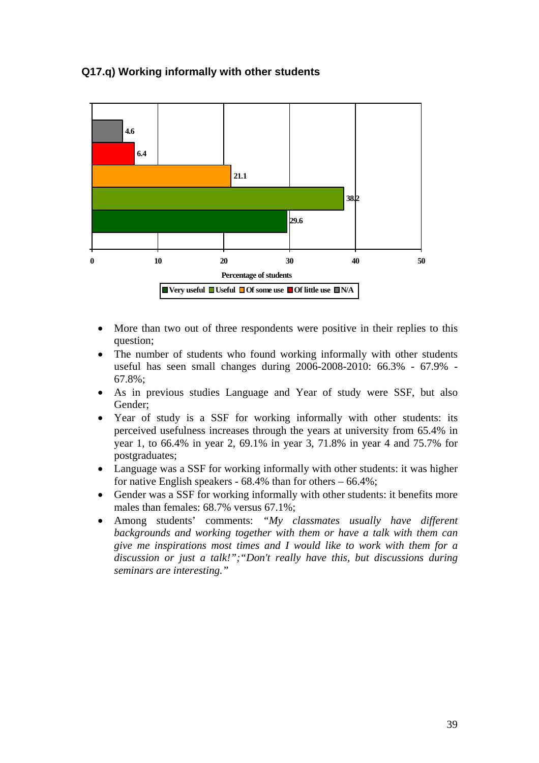**Q17.q) Working informally with other students**

- More than two out of three respondents were positive in their replies to this question;
- The number of students who found working informally with other students useful has seen small changes during 2006-2008-2010: 66.3% - 67.9% - 67.8%;
- As in previous studies Language and Year of study were SSF, but also Gender;
- Year of study is a SSF for working informally with other students: its perceived usefulness increases through the years at university from 65.4% in year 1, to 66.4% in year 2, 69.1% in year 3, 71.8% in year 4 and 75.7% for postgraduates;
- Language was a SSF for working informally with other students: it was higher for native English speakers - 68.4% than for others – 66.4%;
- Gender was a SSF for working informally with other students: it benefits more males than females: 68.7% versus 67.1%;
- Among students' comments: *"My classmates usually have different backgrounds and working together with them or have a talk with them can give me inspirations most times and I would like to work with them for a discussion or just a talk!";"Don't really have this, but discussions during seminars are interesting."*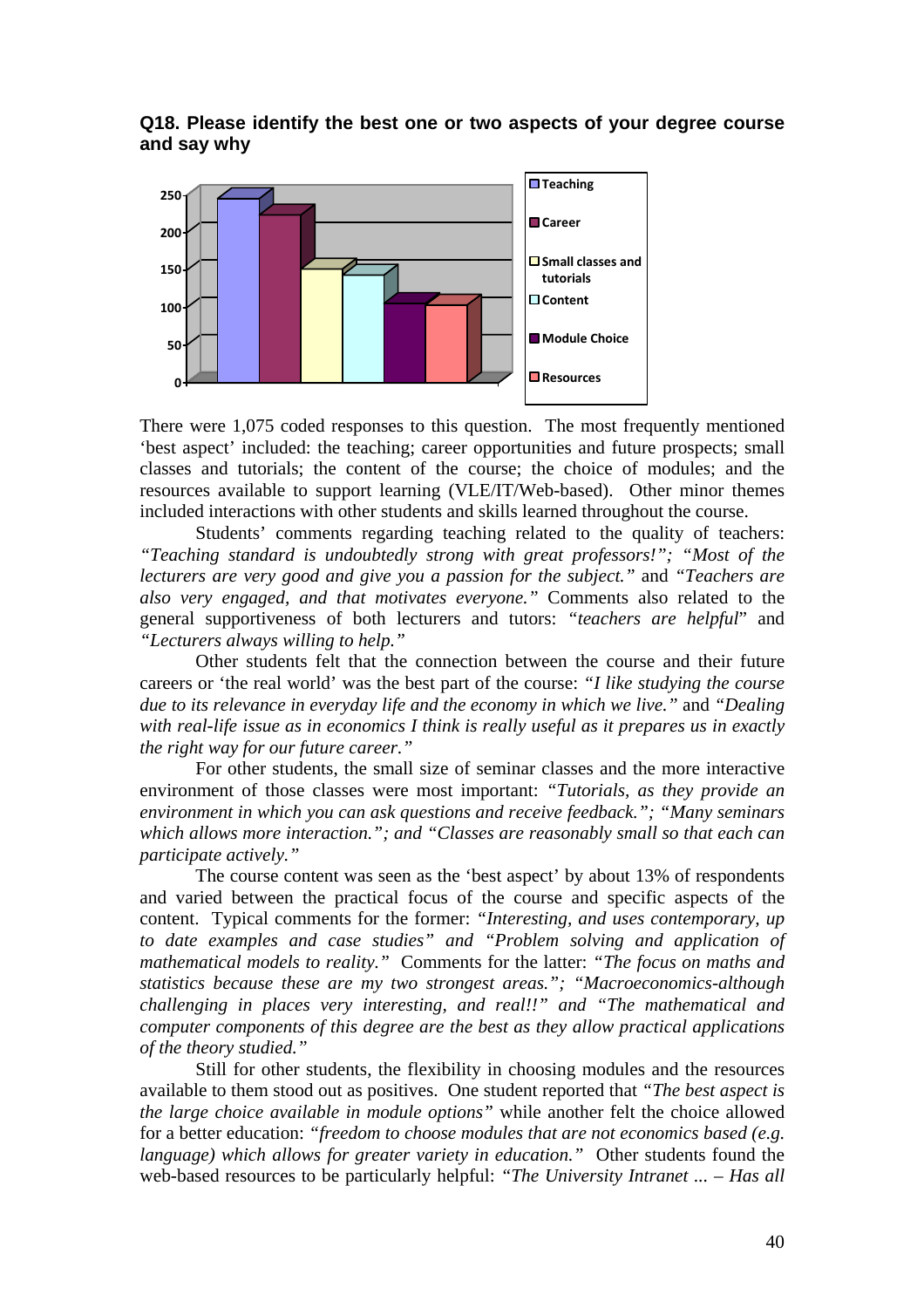**Q18. Please identify the best one or two aspects of your degree course and say why**

There were 1,075 coded responses to this question. The most frequently mentioned 'best aspect' included: the teaching; career opportunities and future prospects; small classes and tutorials; the content of the course; the choice of modules; and the resources available to support learning (VLE/IT/Web-based). Other minor themes included interactions with other students and skills learned throughout the course.

Students' comments regarding teaching related to the quality of teachers: *"Teaching standard is undoubtedly strong with great professors!"; "Most of the lecturers are very good and give you a passion for the subject."* and *"Teachers are also very engaged, and that motivates everyone."* Comments also related to the general supportiveness of both lecturers and tutors: "*teachers are helpful*" and *"Lecturers always willing to help."*

Other students felt that the connection between the course and their future careers or 'the real world' was the best part of the course: *"I like studying the course due to its relevance in everyday life and the economy in which we live."* and *"Dealing with real-life issue as in economics I think is really useful as it prepares us in exactly the right way for our future career."*

For other students, the small size of seminar classes and the more interactive environment of those classes were most important: *"Tutorials, as they provide an environment in which you can ask questions and receive feedback."; "Many seminars which allows more interaction."; and "Classes are reasonably small so that each can participate actively."*

The course content was seen as the 'best aspect' by about 13% of respondents and varied between the practical focus of the course and specific aspects of the content. Typical comments for the former: *"Interesting, and uses contemporary, up to date examples and case studies"* and *"Problem solving and application of mathematical models to reality."* Comments for the latter: *"The focus on maths and statistics because these are my two strongest areas."; "Macroeconomics-although challenging in places very interesting, and real!!"* and *"The mathematical and computer components of this degree are the best as they allow practical applications of the theory studied."*

Still for other students, the flexibility in choosing modules and the resources available to them stood out as positives. One student reported that *"The best aspect is the large choice available in module options"* while another felt the choice allowed for a better education: *"freedom to choose modules that are not economics based (e.g. language) which allows for greater variety in education."* Other students found the web-based resources to be particularly helpful: *"The University Intranet ... – Has all*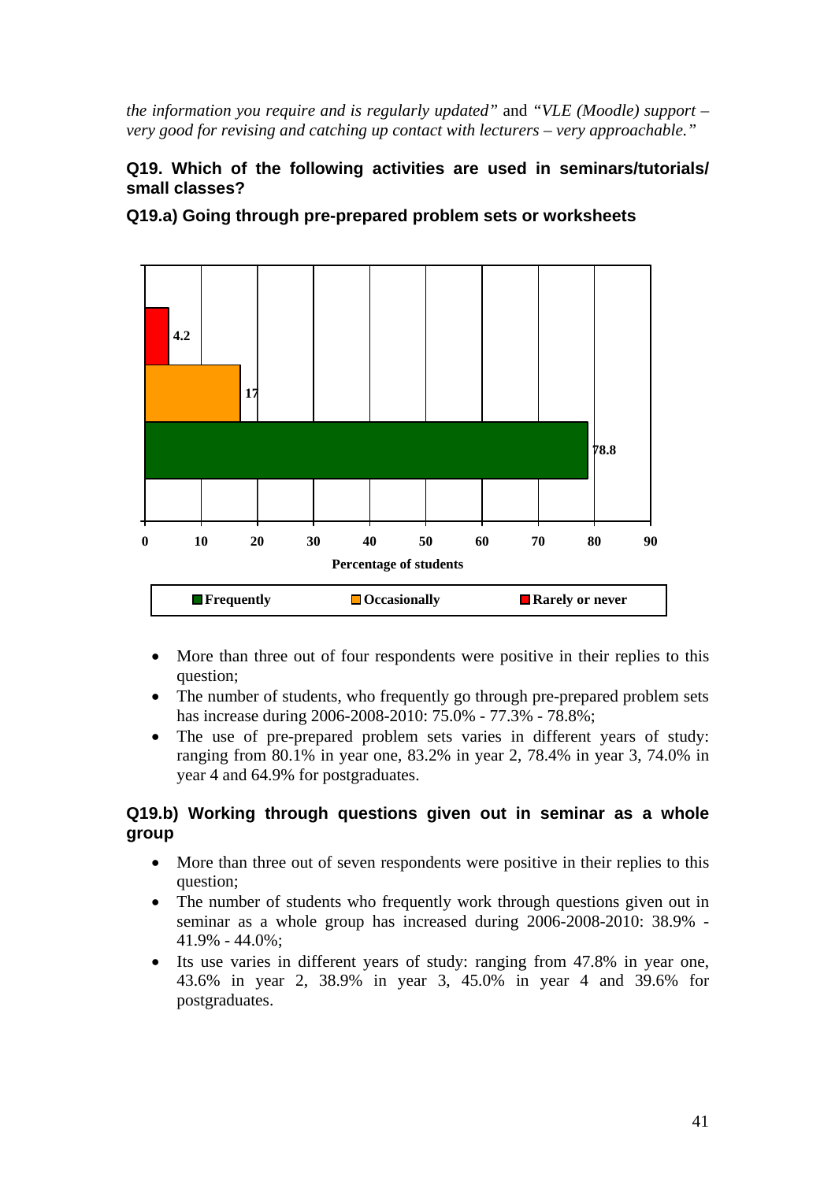*the information you require and is regularly updated"* and *"VLE (Moodle) support – very good for revising and catching up contact with lecturers – very approachable."*

**Q19. Which of the following activities are used in seminars/tutorials/ small classes?**

**Q19.a) Going through pre-prepared problem sets or worksheets**

| | Percentage of students |
|---|---|
| Frequently | 78.8 |
| Occasionally | 17 |
| Rarely or never | 4.2 |

- More than three out of four respondents were positive in their replies to this question;
- The number of students, who frequently go through pre-prepared problem sets has increase during 2006-2008-2010: 75.0% - 77.3% - 78.8%;
- The use of pre-prepared problem sets varies in different years of study: ranging from 80.1% in year one, 83.2% in year 2, 78.4% in year 3, 74.0% in year 4 and 64.9% for postgraduates.

**Q19.b) Working through questions given out in seminar as a whole group**

- More than three out of seven respondents were positive in their replies to this question;
- The number of students who frequently work through questions given out in seminar as a whole group has increased during 2006-2008-2010: 38.9% - 41.9% - 44.0%;
- Its use varies in different years of study: ranging from 47.8% in year one, 43.6% in year 2, 38.9% in year 3, 45.0% in year 4 and 39.6% for postgraduates.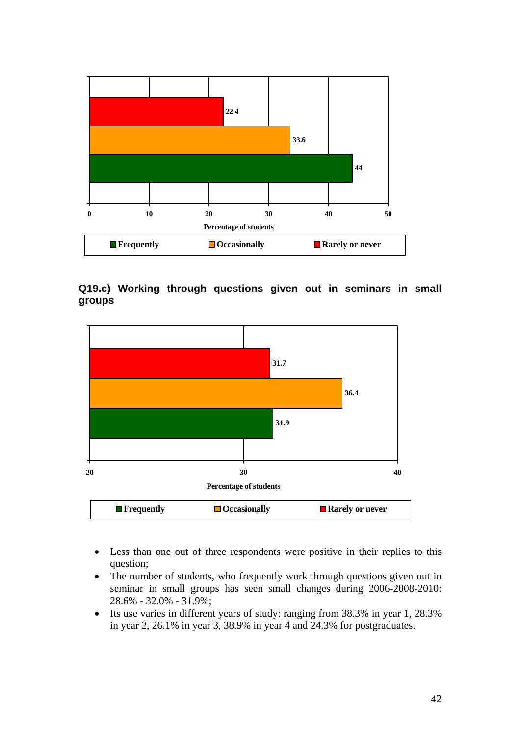| | Percentage of students |
|---|---|
| Rarely or never | 22.4 |
| Occasionally | 33.6 |
| Frequently | 44 |

**Q19.c) Working through questions given out in seminars in small groups**

| | Percentage of students |
|---|---|
| Rarely or never | 31.7 |
| Occasionally | 36.4 |
| Frequently | 31.9 |

- Less than one out of three respondents were positive in their replies to this question;
- The number of students, who frequently work through questions given out in seminar in small groups has seen small changes during 2006-2008-2010: 28.6% - 32.0% - 31.9%;
- Its use varies in different years of study: ranging from 38.3% in year 1, 28.3% in year 2, 26.1% in year 3, 38.9% in year 4 and 24.3% for postgraduates.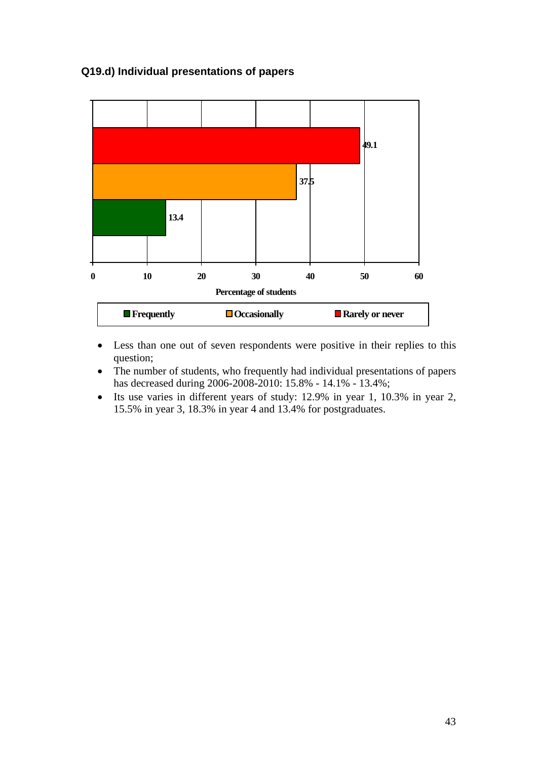**Q19.d) Individual presentations of papers**

- Less than one out of seven respondents were positive in their replies to this question;
- The number of students, who frequently had individual presentations of papers has decreased during 2006-2008-2010: 15.8% - 14.1% - 13.4%;
- Its use varies in different years of study: 12.9% in year 1, 10.3% in year 2, 15.5% in year 3, 18.3% in year 4 and 13.4% for postgraduates.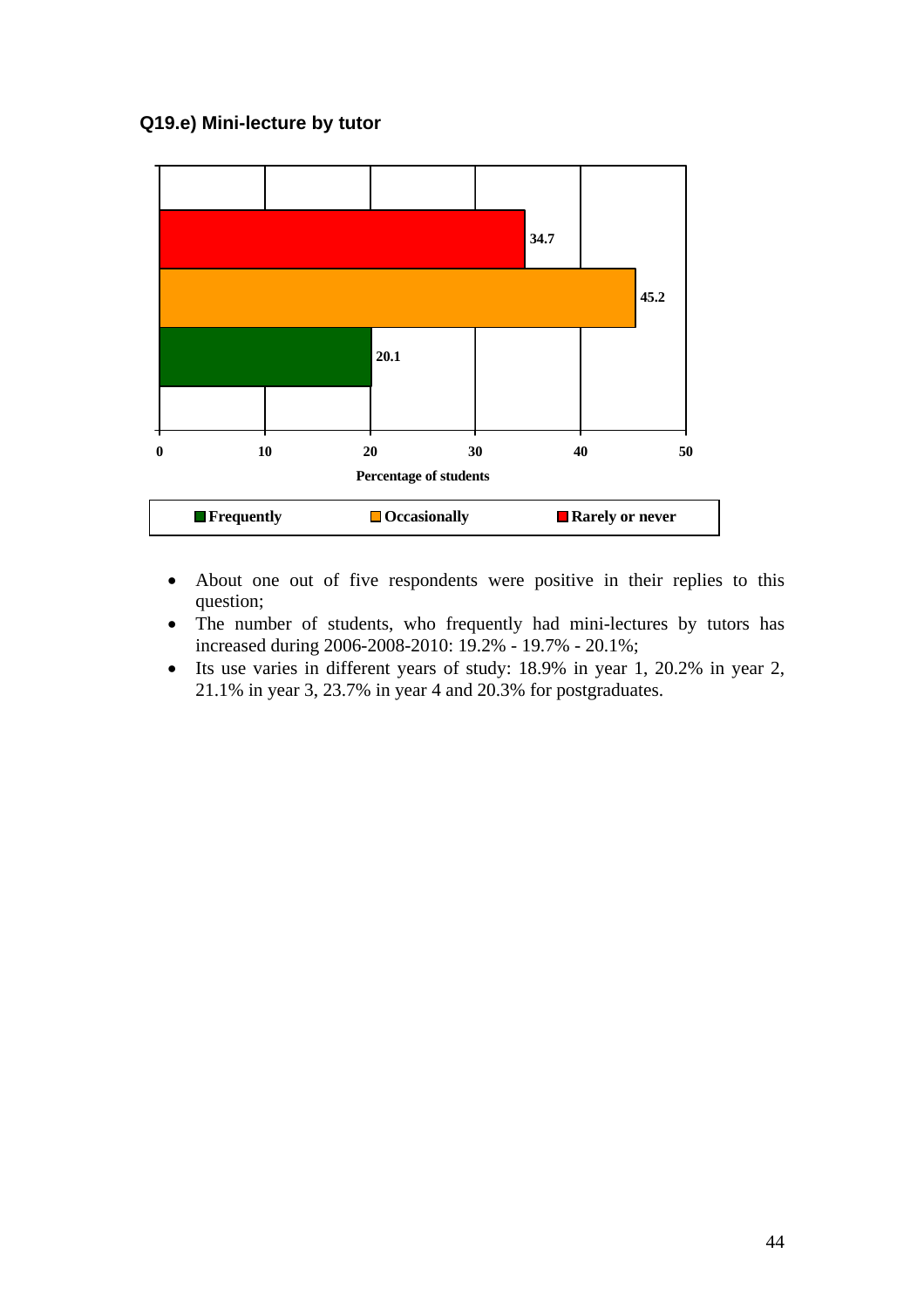**Q19.e) Mini-lecture by tutor**

| Response | Percentage of students |
|---|---|
| Rarely or never | 34.7 |
| Occasionally | 45.2 |
| Frequently | 20.1 |

- About one out of five respondents were positive in their replies to this question;
- The number of students, who frequently had mini-lectures by tutors has increased during 2006-2008-2010: 19.2% - 19.7% - 20.1%;
- Its use varies in different years of study: 18.9% in year 1, 20.2% in year 2, 21.1% in year 3, 23.7% in year 4 and 20.3% for postgraduates.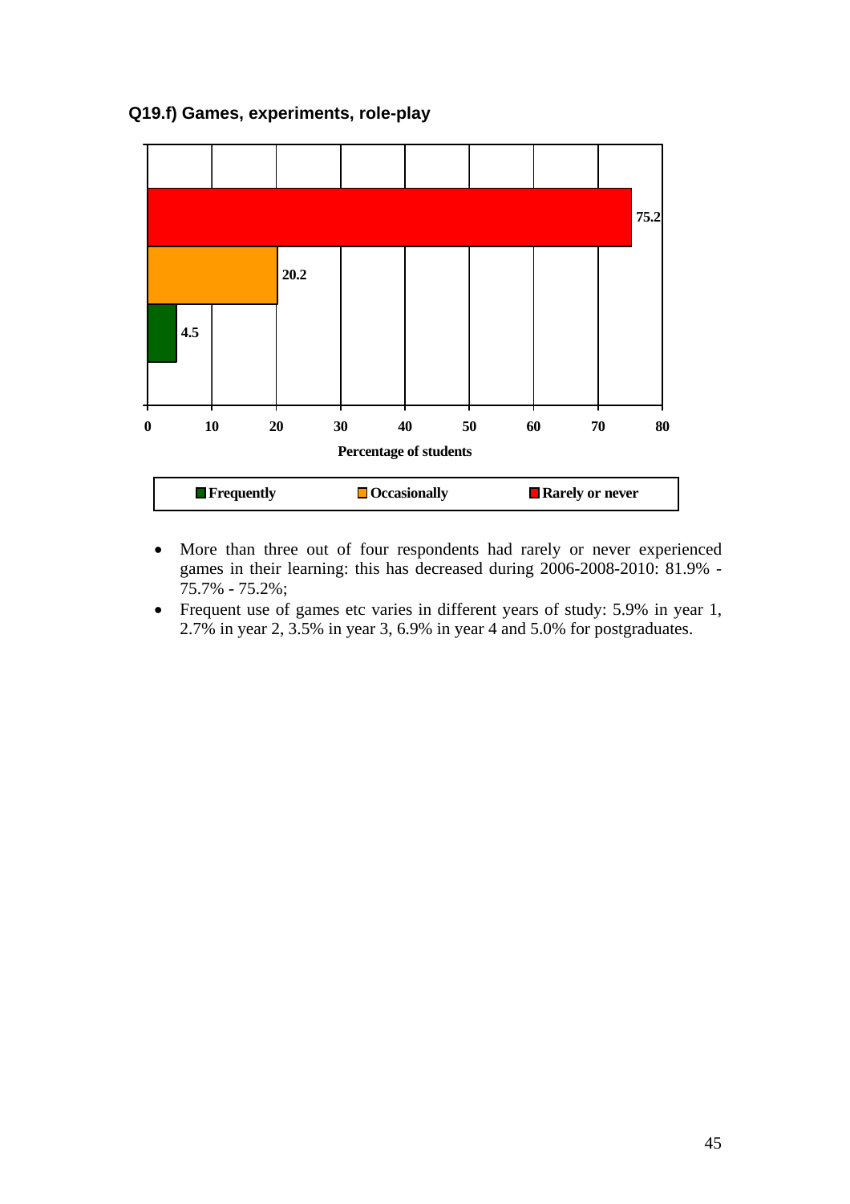**Q19.f) Games, experiments, role-play**

| Response | Percentage of students |
|---|---|
| Rarely or never | 75.2 |
| Occasionally | 20.2 |
| Frequently | 4.5 |

- More than three out of four respondents had rarely or never experienced games in their learning: this has decreased during 2006-2008-2010: 81.9% - 75.7% - 75.2%;
- Frequent use of games etc varies in different years of study: 5.9% in year 1, 2.7% in year 2, 3.5% in year 3, 6.9% in year 4 and 5.0% for postgraduates.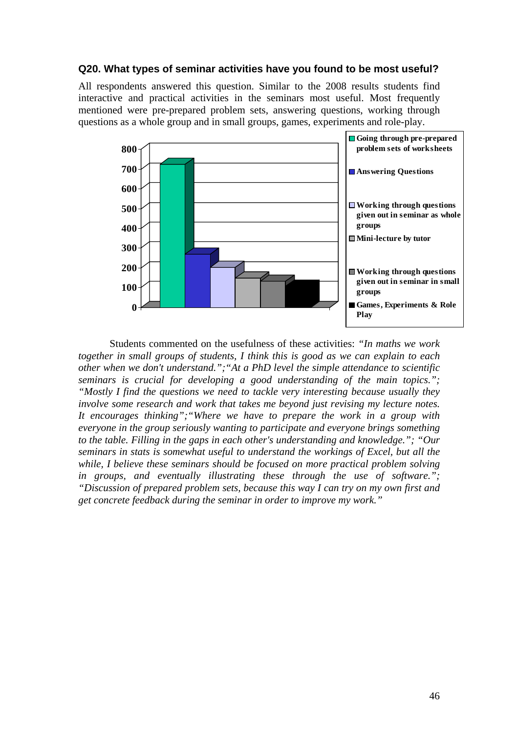### Q20. What types of seminar activities have you found to be most useful?

All respondents answered this question. Similar to the 2008 results students find interactive and practical activities in the seminars most useful. Most frequently mentioned were pre-prepared problem sets, answering questions, working through questions as a whole group and in small groups, games, experiments and role-play.

Students commented on the usefulness of these activities: *"In maths we work together in small groups of students, I think this is good as we can explain to each other when we don't understand.";"At a PhD level the simple attendance to scientific seminars is crucial for developing a good understanding of the main topics."; "Mostly I find the questions we need to tackle very interesting because usually they involve some research and work that takes me beyond just revising my lecture notes. It encourages thinking";"Where we have to prepare the work in a group with everyone in the group seriously wanting to participate and everyone brings something to the table. Filling in the gaps in each other's understanding and knowledge."; "Our seminars in stats is somewhat useful to understand the workings of Excel, but all the while, I believe these seminars should be focused on more practical problem solving in groups, and eventually illustrating these through the use of software."; "Discussion of prepared problem sets, because this way I can try on my own first and get concrete feedback during the seminar in order to improve my work."*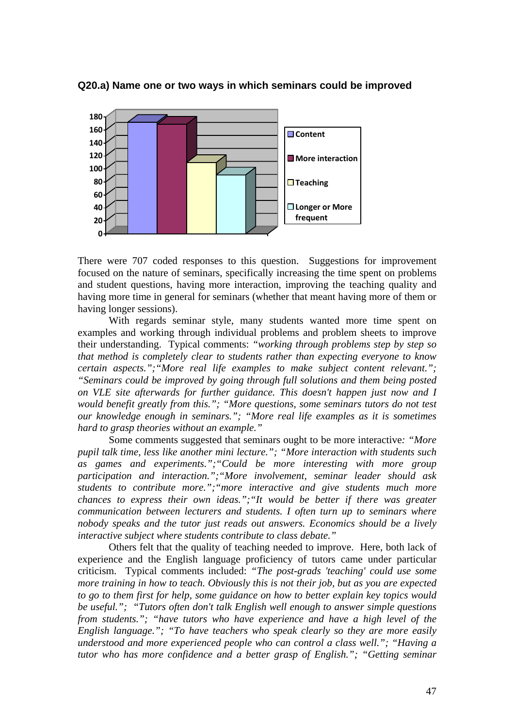**Q20.a) Name one or two ways in which seminars could be improved**

There were 707 coded responses to this question. Suggestions for improvement focused on the nature of seminars, specifically increasing the time spent on problems and student questions, having more interaction, improving the teaching quality and having more time in general for seminars (whether that meant having more of them or having longer sessions).

With regards seminar style, many students wanted more time spent on examples and working through individual problems and problem sheets to improve their understanding. Typical comments: *"working through problems step by step so that method is completely clear to students rather than expecting everyone to know certain aspects.";"More real life examples to make subject content relevant."; "Seminars could be improved by going through full solutions and them being posted on VLE site afterwards for further guidance. This doesn't happen just now and I would benefit greatly from this."; "More questions, some seminars tutors do not test our knowledge enough in seminars."; "More real life examples as it is sometimes hard to grasp theories without an example."*

Some comments suggested that seminars ought to be more interactive*: "More pupil talk time, less like another mini lecture."; "More interaction with students such as games and experiments.";"Could be more interesting with more group participation and interaction.";"More involvement, seminar leader should ask students to contribute more.";"more interactive and give students much more chances to express their own ideas.";"It would be better if there was greater communication between lecturers and students. I often turn up to seminars where nobody speaks and the tutor just reads out answers. Economics should be a lively interactive subject where students contribute to class debate."*

Others felt that the quality of teaching needed to improve. Here, both lack of experience and the English language proficiency of tutors came under particular criticism. Typical comments included: *"The post-grads 'teaching' could use some more training in how to teach. Obviously this is not their job, but as you are expected to go to them first for help, some guidance on how to better explain key topics would be useful."; "Tutors often don't talk English well enough to answer simple questions from students."; "have tutors who have experience and have a high level of the English language."; "To have teachers who speak clearly so they are more easily understood and more experienced people who can control a class well."; "Having a tutor who has more confidence and a better grasp of English."; "Getting seminar*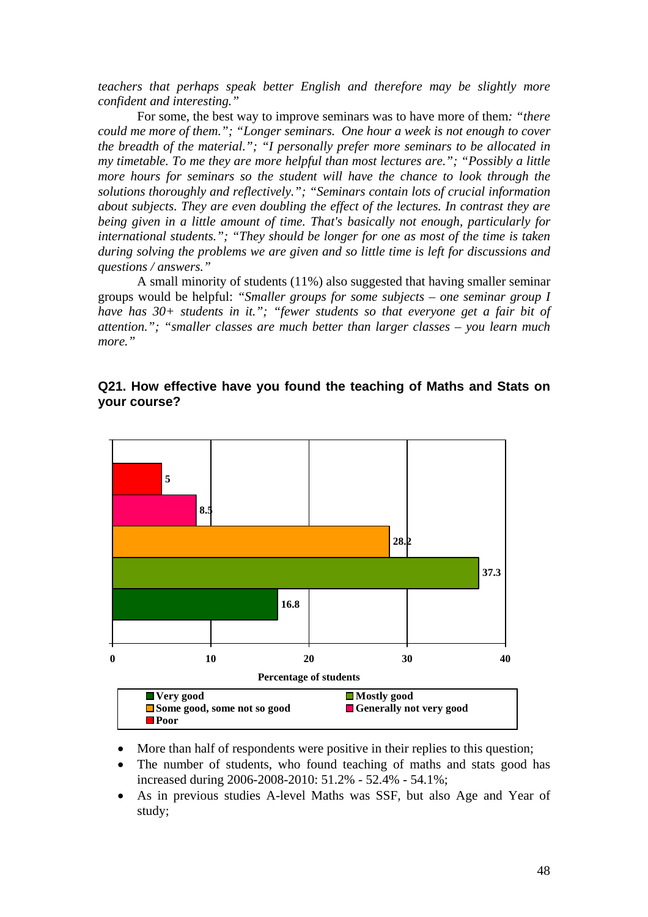*teachers that perhaps speak better English and therefore may be slightly more confident and interesting."*

For some, the best way to improve seminars was to have more of them*: "there could me more of them."; "Longer seminars. One hour a week is not enough to cover the breadth of the material."; "I personally prefer more seminars to be allocated in my timetable. To me they are more helpful than most lectures are."; "Possibly a little more hours for seminars so the student will have the chance to look through the solutions thoroughly and reflectively."; "Seminars contain lots of crucial information about subjects. They are even doubling the effect of the lectures. In contrast they are being given in a little amount of time. That's basically not enough, particularly for international students."; "They should be longer for one as most of the time is taken during solving the problems we are given and so little time is left for discussions and questions / answers."*

A small minority of students (11%) also suggested that having smaller seminar groups would be helpful: *"Smaller groups for some subjects – one seminar group I have has 30+ students in it."; "fewer students so that everyone get a fair bit of attention."; "smaller classes are much better than larger classes – you learn much more."*

## Q21. How effective have you found the teaching of Maths and Stats on your course?

| Response | Percentage of students |
|---|---|
| Poor | 5 |
| Generally not very good | 8.5 |
| Some good, some not so good | 28.2 |
| Mostly good | 37.3 |
| Very good | 16.8 |

- More than half of respondents were positive in their replies to this question;
- The number of students, who found teaching of maths and stats good has increased during 2006-2008-2010: 51.2% - 52.4% - 54.1%;
- As in previous studies A-level Maths was SSF, but also Age and Year of study;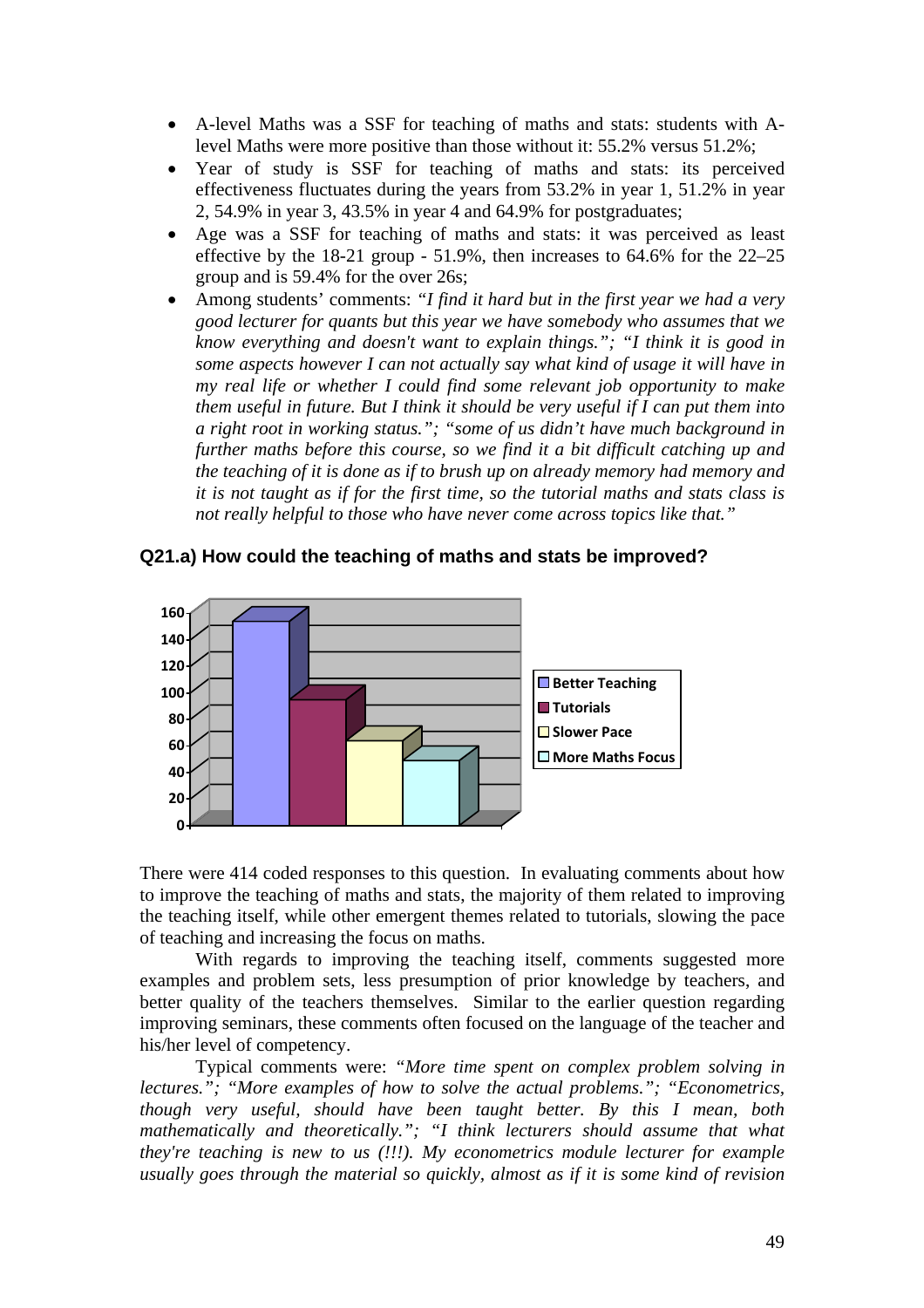- A-level Maths was a SSF for teaching of maths and stats: students with A-level Maths were more positive than those without it: 55.2% versus 51.2%;
- Year of study is SSF for teaching of maths and stats: its perceived effectiveness fluctuates during the years from 53.2% in year 1, 51.2% in year 2, 54.9% in year 3, 43.5% in year 4 and 64.9% for postgraduates;
- Age was a SSF for teaching of maths and stats: it was perceived as least effective by the 18-21 group - 51.9%, then increases to 64.6% for the 22–25 group and is 59.4% for the over 26s;
- Among students' comments: *"I find it hard but in the first year we had a very good lecturer for quants but this year we have somebody who assumes that we know everything and doesn't want to explain things."; "I think it is good in some aspects however I can not actually say what kind of usage it will have in my real life or whether I could find some relevant job opportunity to make them useful in future. But I think it should be very useful if I can put them into a right root in working status."; "some of us didn't have much background in further maths before this course, so we find it a bit difficult catching up and the teaching of it is done as if to brush up on already memory had memory and it is not taught as if for the first time, so the tutorial maths and stats class is not really helpful to those who have never come across topics like that."*

**Q21.a) How could the teaching of maths and stats be improved?**

| Category | Approx. number of responses |
|---|---|
| Better Teaching | 153 |
| Tutorials | 94 |
| Slower Pace | 63 |
| More Maths Focus | 48 |

There were 414 coded responses to this question. In evaluating comments about how to improve the teaching of maths and stats, the majority of them related to improving the teaching itself, while other emergent themes related to tutorials, slowing the pace of teaching and increasing the focus on maths.

With regards to improving the teaching itself, comments suggested more examples and problem sets, less presumption of prior knowledge by teachers, and better quality of the teachers themselves. Similar to the earlier question regarding improving seminars, these comments often focused on the language of the teacher and his/her level of competency.

Typical comments were: *"More time spent on complex problem solving in lectures."; "More examples of how to solve the actual problems."; "Econometrics, though very useful, should have been taught better. By this I mean, both mathematically and theoretically."; "I think lecturers should assume that what they're teaching is new to us (!!!). My econometrics module lecturer for example usually goes through the material so quickly, almost as if it is some kind of revision*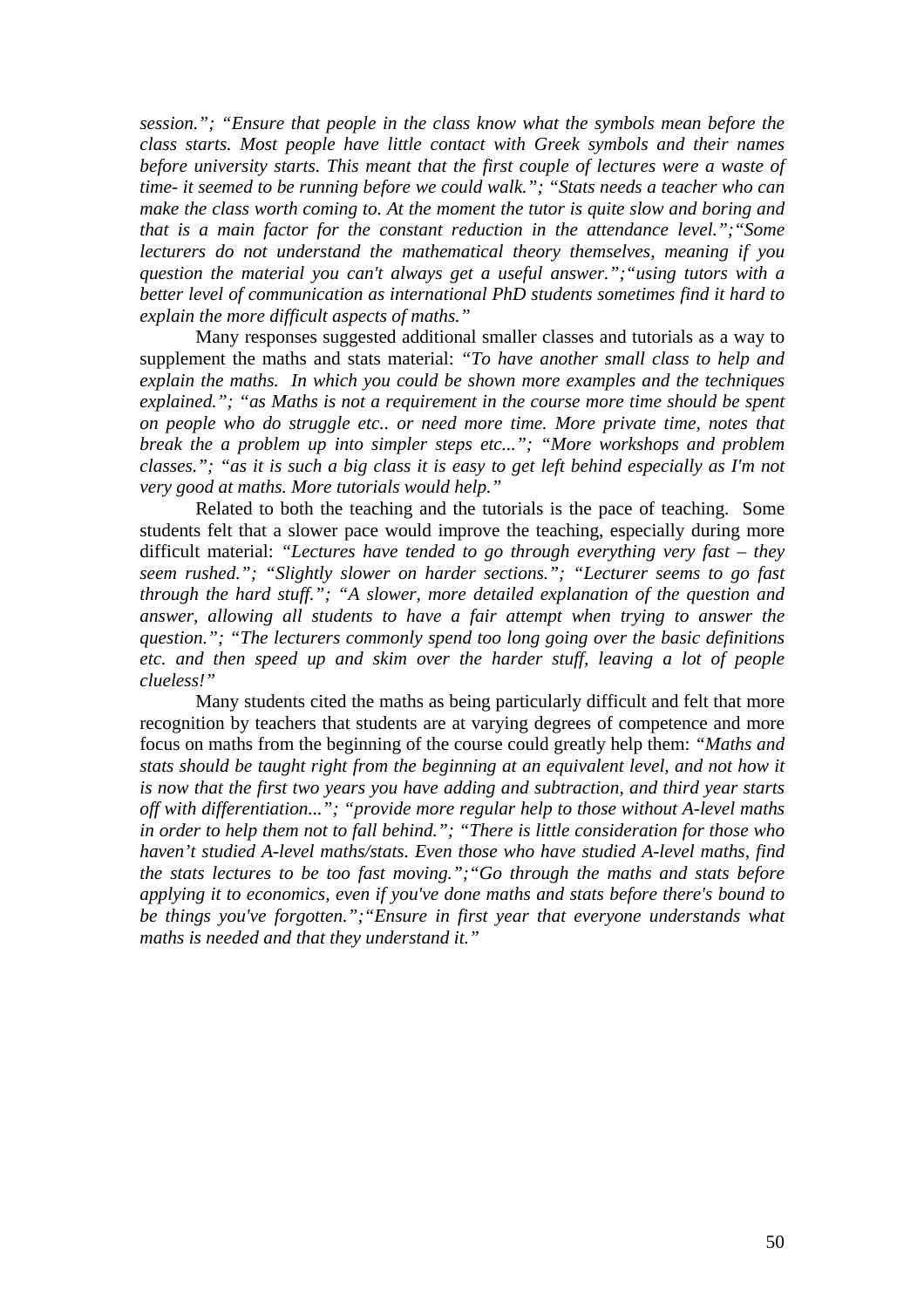*session."; "Ensure that people in the class know what the symbols mean before the class starts. Most people have little contact with Greek symbols and their names before university starts. This meant that the first couple of lectures were a waste of time- it seemed to be running before we could walk."; "Stats needs a teacher who can make the class worth coming to. At the moment the tutor is quite slow and boring and that is a main factor for the constant reduction in the attendance level.";"Some lecturers do not understand the mathematical theory themselves, meaning if you question the material you can't always get a useful answer.";"using tutors with a better level of communication as international PhD students sometimes find it hard to explain the more difficult aspects of maths."*

Many responses suggested additional smaller classes and tutorials as a way to supplement the maths and stats material: *"To have another small class to help and explain the maths. In which you could be shown more examples and the techniques explained."; "as Maths is not a requirement in the course more time should be spent on people who do struggle etc.. or need more time. More private time, notes that break the a problem up into simpler steps etc..."; "More workshops and problem classes."; "as it is such a big class it is easy to get left behind especially as I'm not very good at maths. More tutorials would help."*

Related to both the teaching and the tutorials is the pace of teaching. Some students felt that a slower pace would improve the teaching, especially during more difficult material: *"Lectures have tended to go through everything very fast – they seem rushed."; "Slightly slower on harder sections."; "Lecturer seems to go fast through the hard stuff."; "A slower, more detailed explanation of the question and answer, allowing all students to have a fair attempt when trying to answer the question."; "The lecturers commonly spend too long going over the basic definitions etc. and then speed up and skim over the harder stuff, leaving a lot of people clueless!"*

Many students cited the maths as being particularly difficult and felt that more recognition by teachers that students are at varying degrees of competence and more focus on maths from the beginning of the course could greatly help them: *"Maths and stats should be taught right from the beginning at an equivalent level, and not how it is now that the first two years you have adding and subtraction, and third year starts off with differentiation..."; "provide more regular help to those without A-level maths in order to help them not to fall behind."; "There is little consideration for those who haven't studied A-level maths/stats. Even those who have studied A-level maths, find the stats lectures to be too fast moving.";"Go through the maths and stats before applying it to economics, even if you've done maths and stats before there's bound to be things you've forgotten.";"Ensure in first year that everyone understands what maths is needed and that they understand it."*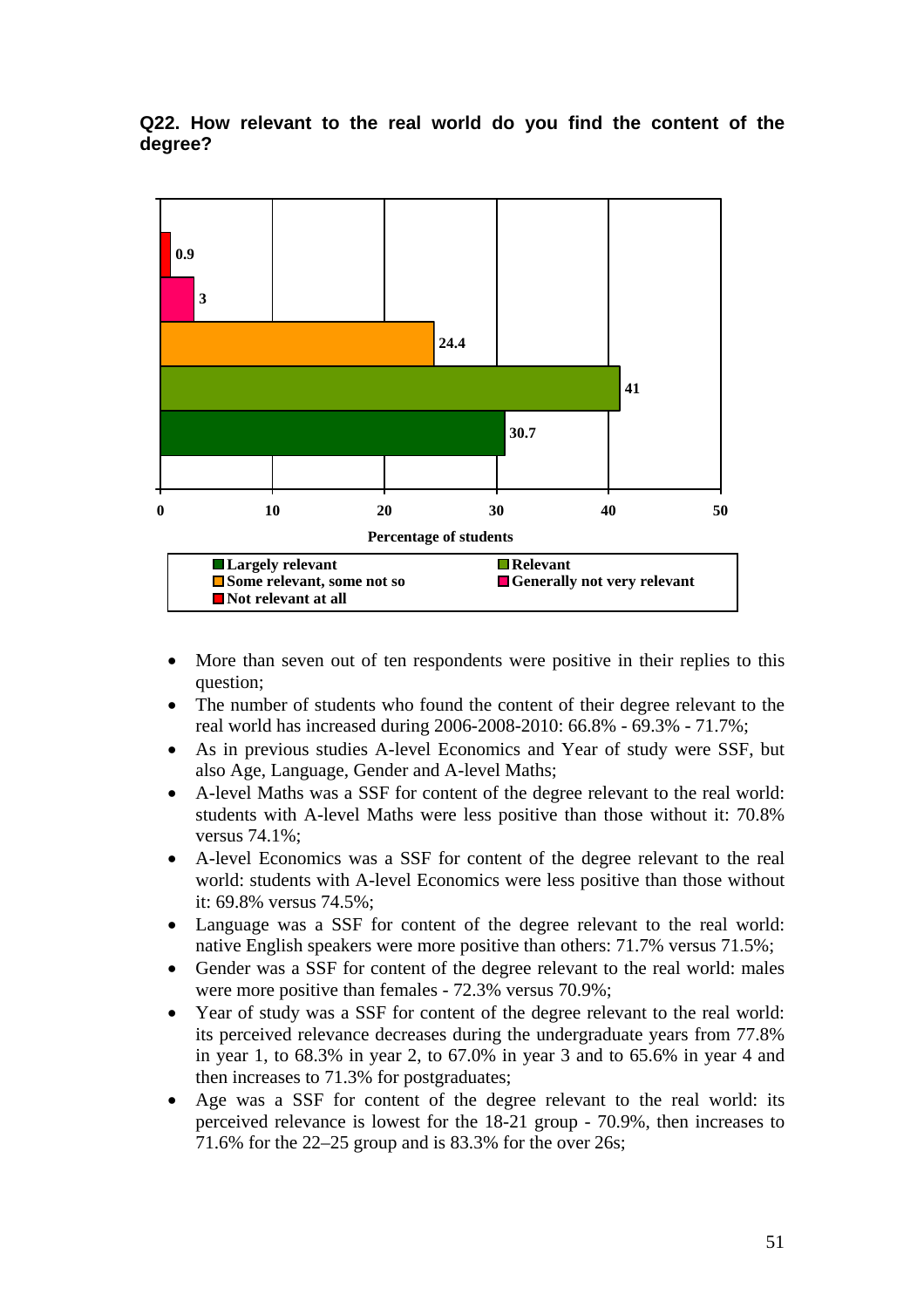**Q22. How relevant to the real world do you find the content of the degree?**

| Response | Percentage of students |
|---|---|
| Not relevant at all | 0.9 |
| Generally not very relevant | 3 |
| Some relevant, some not so | 24.4 |
| Relevant | 41 |
| Largely relevant | 30.7 |

- More than seven out of ten respondents were positive in their replies to this question;
- The number of students who found the content of their degree relevant to the real world has increased during 2006-2008-2010: 66.8% - 69.3% - 71.7%;
- As in previous studies A-level Economics and Year of study were SSF, but also Age, Language, Gender and A-level Maths;
- A-level Maths was a SSF for content of the degree relevant to the real world: students with A-level Maths were less positive than those without it: 70.8% versus 74.1%;
- A-level Economics was a SSF for content of the degree relevant to the real world: students with A-level Economics were less positive than those without it: 69.8% versus 74.5%;
- Language was a SSF for content of the degree relevant to the real world: native English speakers were more positive than others: 71.7% versus 71.5%;
- Gender was a SSF for content of the degree relevant to the real world: males were more positive than females - 72.3% versus 70.9%;
- Year of study was a SSF for content of the degree relevant to the real world: its perceived relevance decreases during the undergraduate years from 77.8% in year 1, to 68.3% in year 2, to 67.0% in year 3 and to 65.6% in year 4 and then increases to 71.3% for postgraduates;
- Age was a SSF for content of the degree relevant to the real world: its perceived relevance is lowest for the 18-21 group - 70.9%, then increases to 71.6% for the 22–25 group and is 83.3% for the over 26s;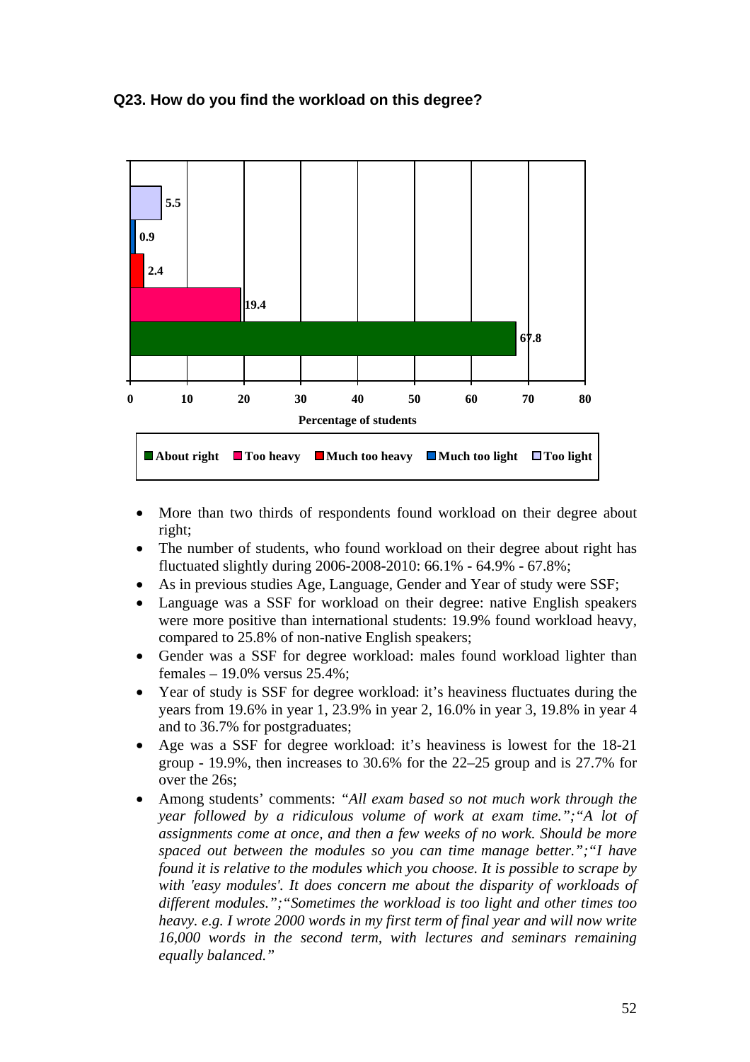### Q23. How do you find the workload on this degree?

| Response | Percentage of students |
|---|---|
| Too light | 5.5 |
| Much too light | 0.9 |
| Much too heavy | 2.4 |
| Too heavy | 19.4 |
| About right | 67.8 |

- More than two thirds of respondents found workload on their degree about right;
- The number of students, who found workload on their degree about right has fluctuated slightly during 2006-2008-2010: 66.1% - 64.9% - 67.8%;
- As in previous studies Age, Language, Gender and Year of study were SSF;
- Language was a SSF for workload on their degree: native English speakers were more positive than international students: 19.9% found workload heavy, compared to 25.8% of non-native English speakers;
- Gender was a SSF for degree workload: males found workload lighter than females – 19.0% versus 25.4%;
- Year of study is SSF for degree workload: it's heaviness fluctuates during the years from 19.6% in year 1, 23.9% in year 2, 16.0% in year 3, 19.8% in year 4 and to 36.7% for postgraduates;
- Age was a SSF for degree workload: it's heaviness is lowest for the 18-21 group - 19.9%, then increases to 30.6% for the 22–25 group and is 27.7% for over the 26s;
- Among students' comments: *"All exam based so not much work through the year followed by a ridiculous volume of work at exam time.";"A lot of assignments come at once, and then a few weeks of no work. Should be more spaced out between the modules so you can time manage better.";"I have found it is relative to the modules which you choose. It is possible to scrape by with 'easy modules'. It does concern me about the disparity of workloads of different modules.";"Sometimes the workload is too light and other times too heavy. e.g. I wrote 2000 words in my first term of final year and will now write 16,000 words in the second term, with lectures and seminars remaining equally balanced."*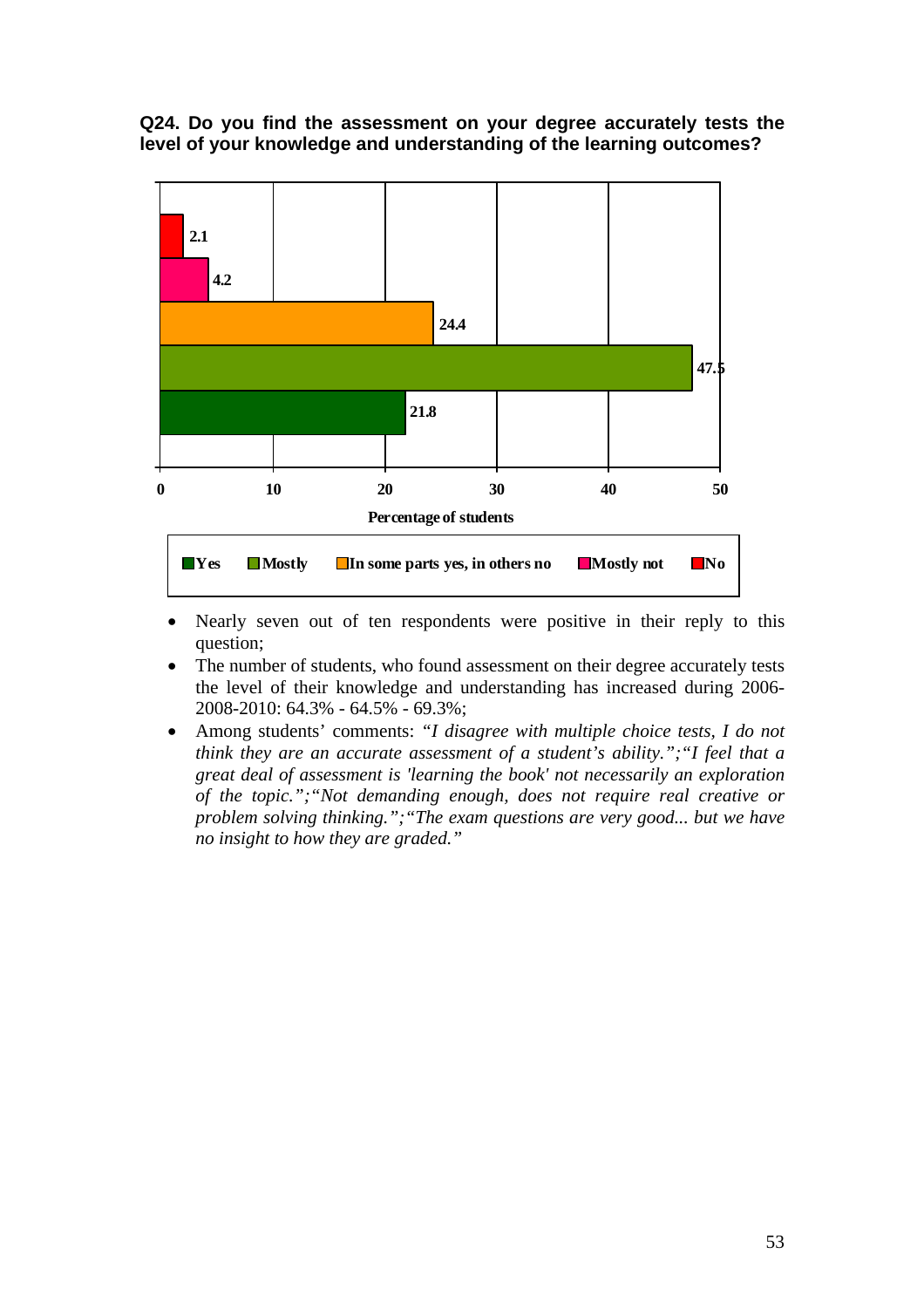**Q24. Do you find the assessment on your degree accurately tests the level of your knowledge and understanding of the learning outcomes?**

| Response | Percentage of students |
| --- | --- |
| Yes | 21.8 |
| Mostly | 47.5 |
| In some parts yes, in others no | 24.4 |
| Mostly not | 4.2 |
| No | 2.1 |

- Nearly seven out of ten respondents were positive in their reply to this question;
- The number of students, who found assessment on their degree accurately tests the level of their knowledge and understanding has increased during 2006-2008-2010: 64.3% - 64.5% - 69.3%;
- Among students' comments: *"I disagree with multiple choice tests, I do not think they are an accurate assessment of a student's ability.";"I feel that a great deal of assessment is 'learning the book' not necessarily an exploration of the topic.";"Not demanding enough, does not require real creative or problem solving thinking.";"The exam questions are very good... but we have no insight to how they are graded."*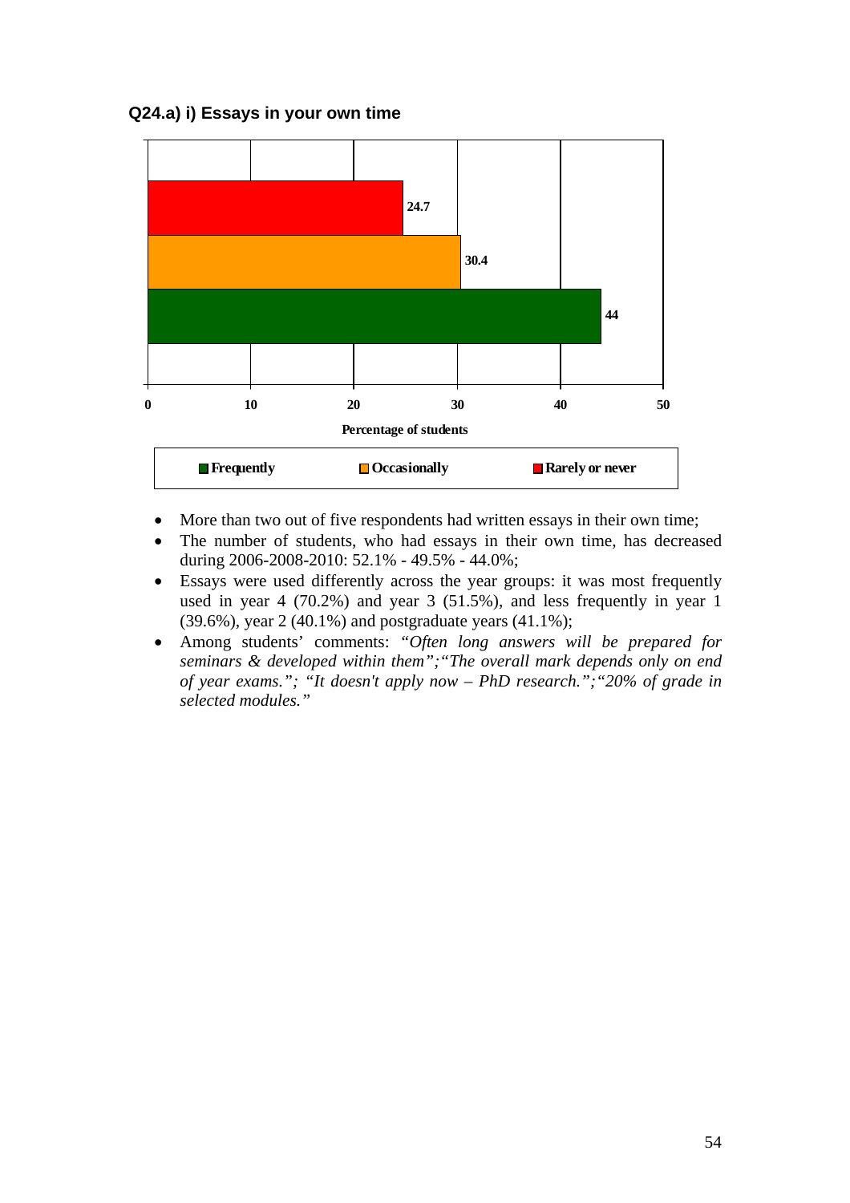**Q24.a) i) Essays in your own time**

| Response | Percentage of students |
|---|---|
| Rarely or never | 24.7 |
| Occasionally | 30.4 |
| Frequently | 44 |

- More than two out of five respondents had written essays in their own time;
- The number of students, who had essays in their own time, has decreased during 2006-2008-2010: 52.1% - 49.5% - 44.0%;
- Essays were used differently across the year groups: it was most frequently used in year 4 (70.2%) and year 3 (51.5%), and less frequently in year 1 (39.6%), year 2 (40.1%) and postgraduate years (41.1%);
- Among students' comments: *"Often long answers will be prepared for seminars & developed within them";"The overall mark depends only on end of year exams."; "It doesn't apply now – PhD research.";"20% of grade in selected modules."*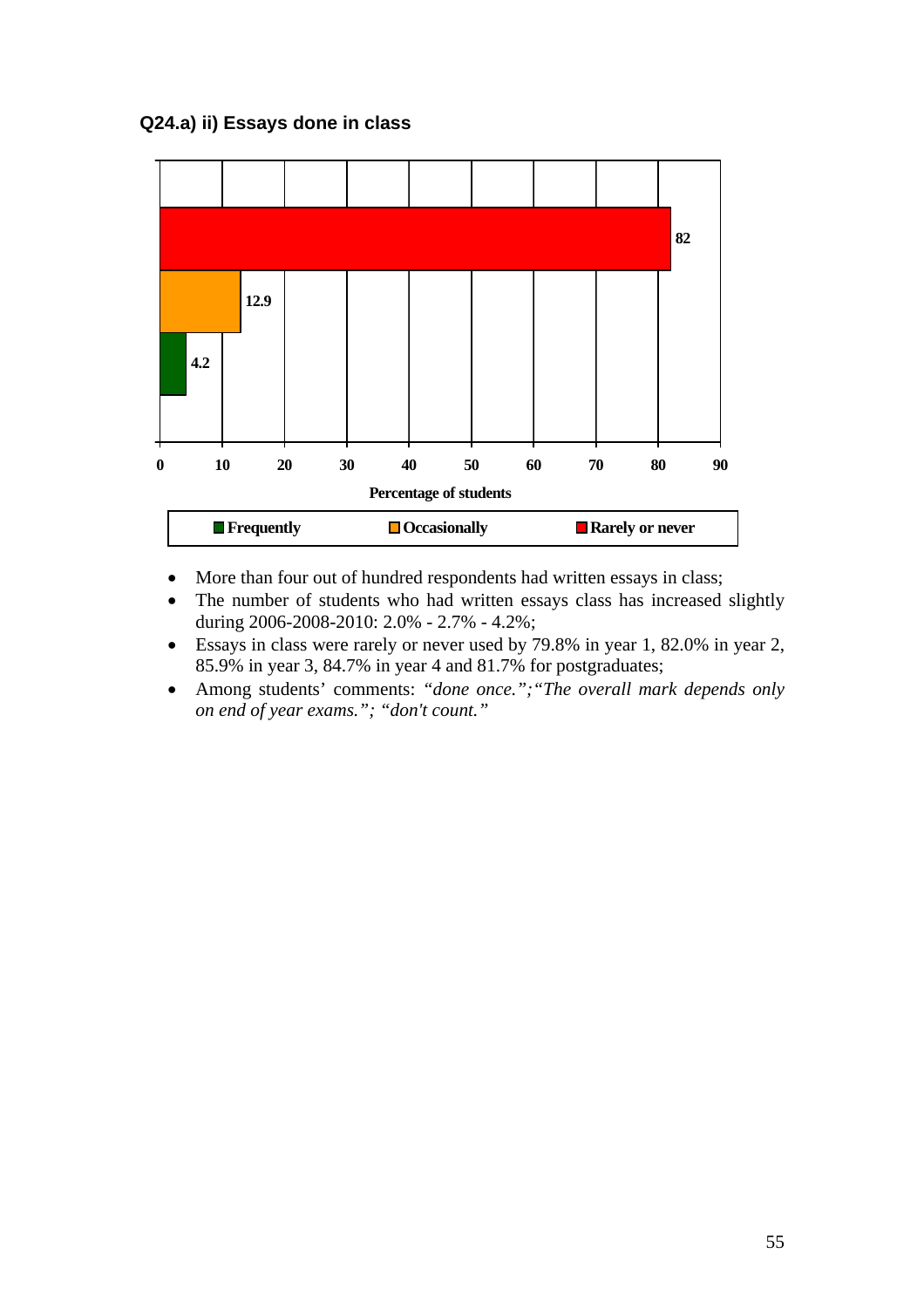**Q24.a) ii) Essays done in class**

| Response | Percentage of students |
|---|---|
| Rarely or never | 82 |
| Occasionally | 12.9 |
| Frequently | 4.2 |

- More than four out of hundred respondents had written essays in class;
- The number of students who had written essays class has increased slightly during 2006-2008-2010: 2.0% - 2.7% - 4.2%;
- Essays in class were rarely or never used by 79.8% in year 1, 82.0% in year 2, 85.9% in year 3, 84.7% in year 4 and 81.7% for postgraduates;
- Among students' comments: *"done once.";"The overall mark depends only on end of year exams."; "don't count."*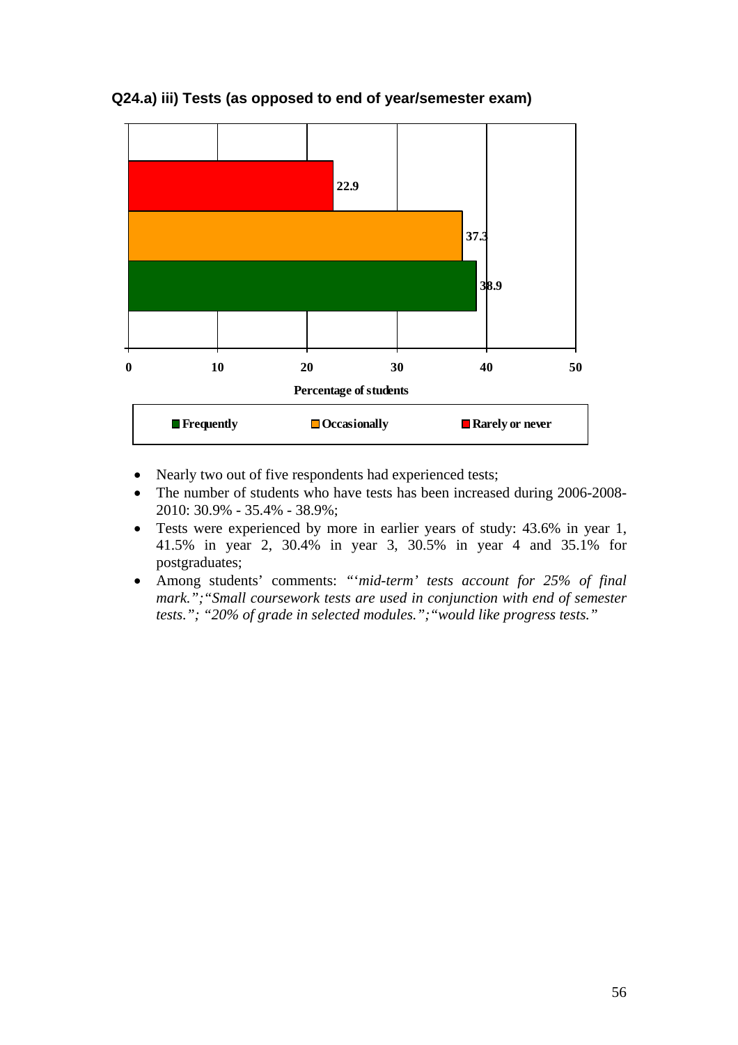**Q24.a) iii) Tests (as opposed to end of year/semester exam)**

| | Percentage of students |
|---|---|
| Rarely or never | 22.9 |
| Occasionally | 37.3 |
| Frequently | 38.9 |

- Nearly two out of five respondents had experienced tests;
- The number of students who have tests has been increased during 2006-2008-2010: 30.9% - 35.4% - 38.9%;
- Tests were experienced by more in earlier years of study: 43.6% in year 1, 41.5% in year 2, 30.4% in year 3, 30.5% in year 4 and 35.1% for postgraduates;
- Among students' comments: "*'mid-term' tests account for 25% of final mark.";"Small coursework tests are used in conjunction with end of semester tests."; "20% of grade in selected modules.";"would like progress tests."*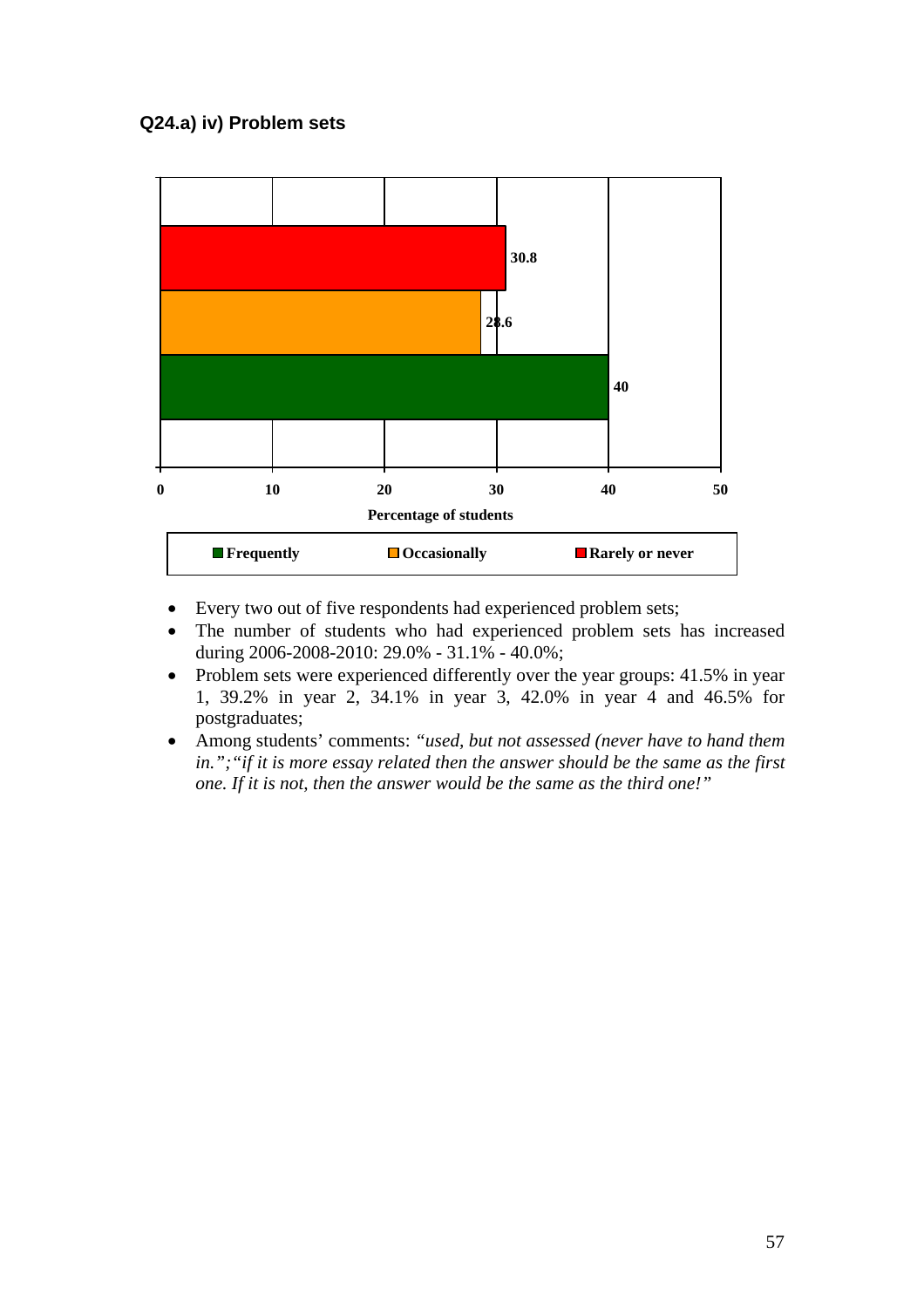### Q24.a) iv) Problem sets

| | Percentage of students |
|---|---|
| Frequently | 40 |
| Occasionally | 28.6 |
| Rarely or never | 30.8 |

- Every two out of five respondents had experienced problem sets;
- The number of students who had experienced problem sets has increased during 2006-2008-2010: 29.0% - 31.1% - 40.0%;
- Problem sets were experienced differently over the year groups: 41.5% in year 1, 39.2% in year 2, 34.1% in year 3, 42.0% in year 4 and 46.5% for postgraduates;
- Among students' comments: *"used, but not assessed (never have to hand them in.";"if it is more essay related then the answer should be the same as the first one. If it is not, then the answer would be the same as the third one!"*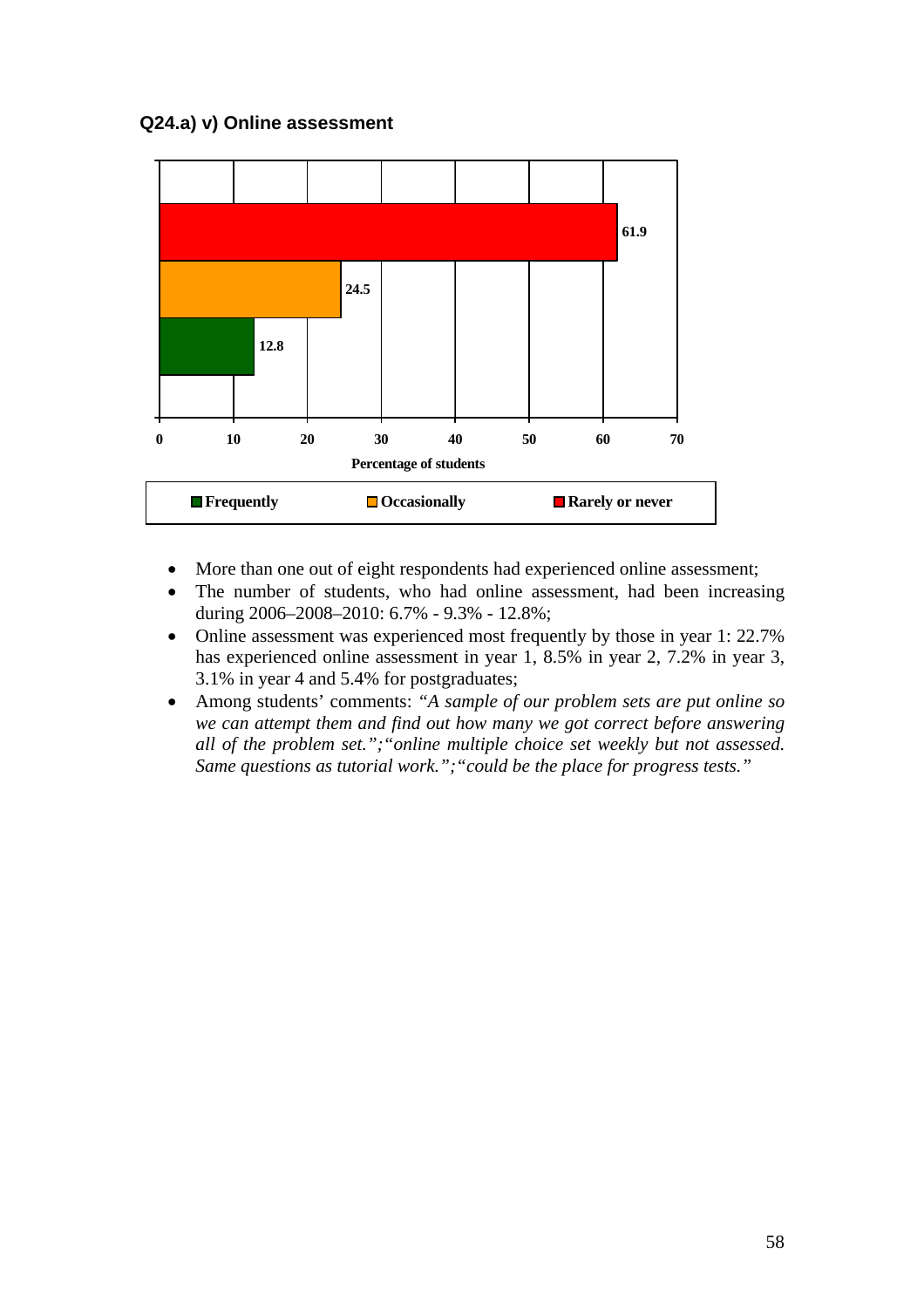### Q24.a) v) Online assessment

- More than one out of eight respondents had experienced online assessment;
- The number of students, who had online assessment, had been increasing during 2006–2008–2010: 6.7% - 9.3% - 12.8%;
- Online assessment was experienced most frequently by those in year 1: 22.7% has experienced online assessment in year 1, 8.5% in year 2, 7.2% in year 3, 3.1% in year 4 and 5.4% for postgraduates;
- Among students' comments: *"A sample of our problem sets are put online so we can attempt them and find out how many we got correct before answering all of the problem set.";"online multiple choice set weekly but not assessed. Same questions as tutorial work.";"could be the place for progress tests."*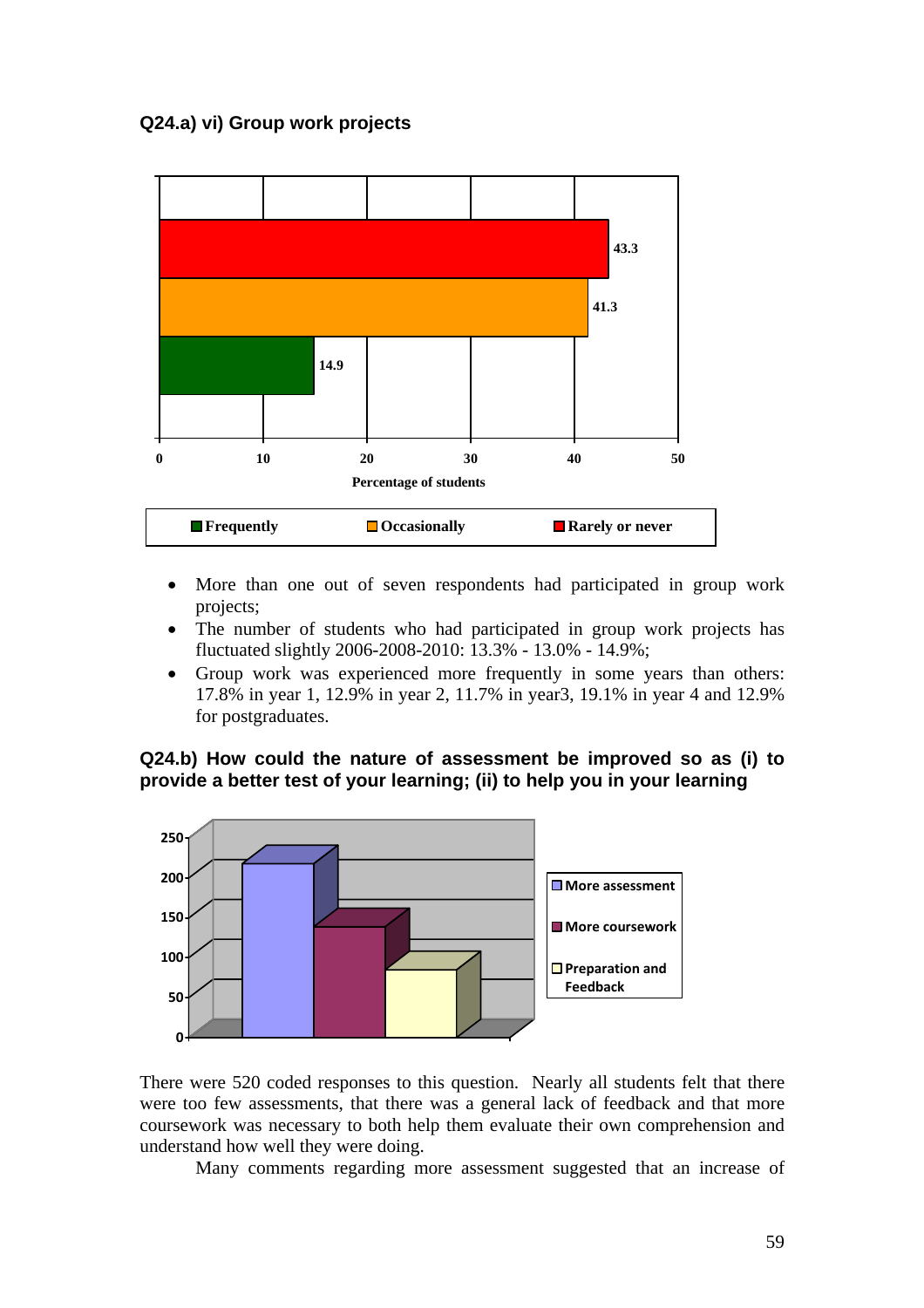**Q24.a) vi) Group work projects**

- More than one out of seven respondents had participated in group work projects;
- The number of students who had participated in group work projects has fluctuated slightly 2006-2008-2010: 13.3% - 13.0% - 14.9%;
- Group work was experienced more frequently in some years than others: 17.8% in year 1, 12.9% in year 2, 11.7% in year3, 19.1% in year 4 and 12.9% for postgraduates.

**Q24.b) How could the nature of assessment be improved so as (i) to provide a better test of your learning; (ii) to help you in your learning**

There were 520 coded responses to this question. Nearly all students felt that there were too few assessments, that there was a general lack of feedback and that more coursework was necessary to both help them evaluate their own comprehension and understand how well they were doing.

Many comments regarding more assessment suggested that an increase of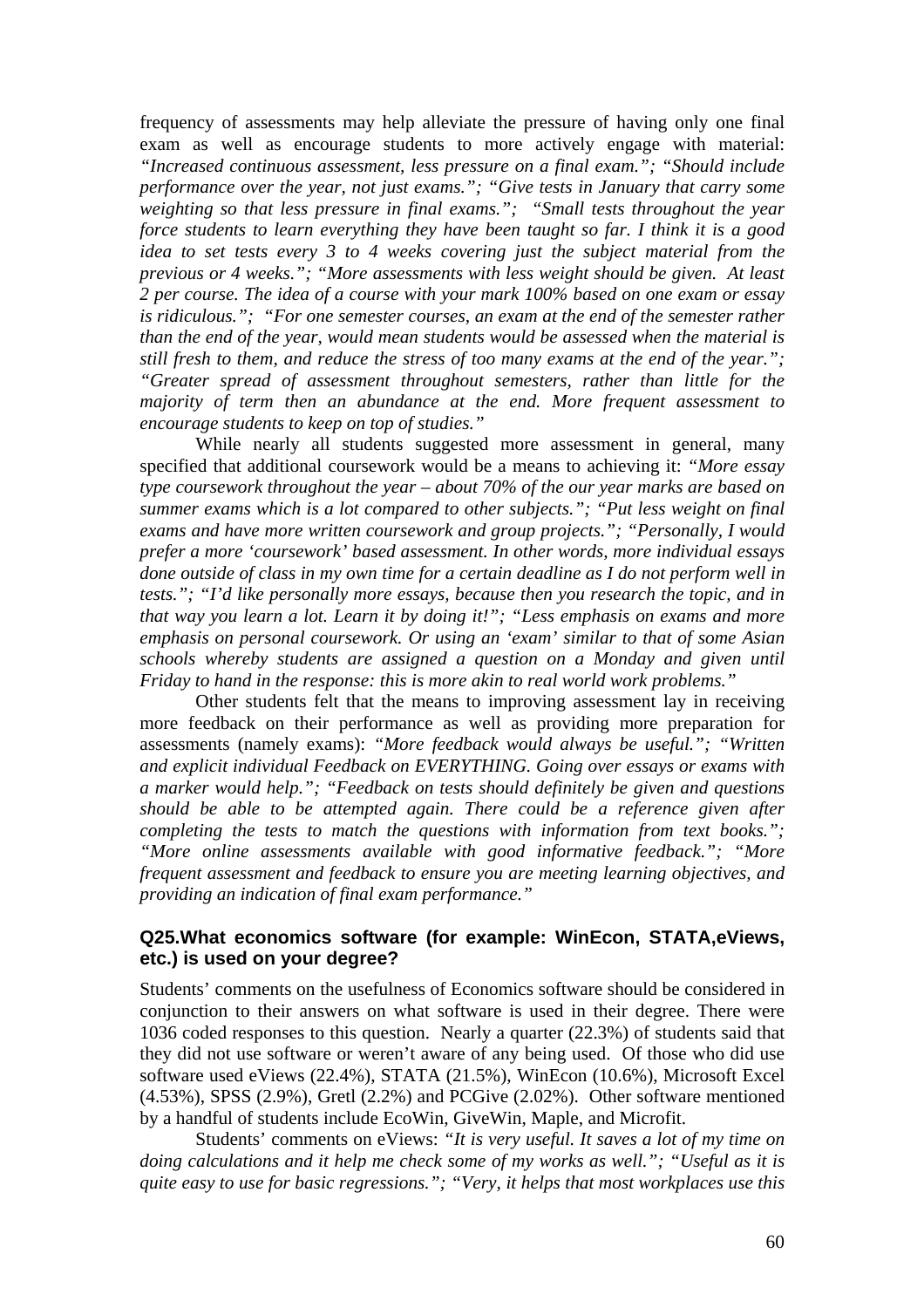frequency of assessments may help alleviate the pressure of having only one final exam as well as encourage students to more actively engage with material: *"Increased continuous assessment, less pressure on a final exam."; "Should include performance over the year, not just exams."; "Give tests in January that carry some weighting so that less pressure in final exams."; "Small tests throughout the year force students to learn everything they have been taught so far. I think it is a good idea to set tests every 3 to 4 weeks covering just the subject material from the previous or 4 weeks."; "More assessments with less weight should be given. At least 2 per course. The idea of a course with your mark 100% based on one exam or essay is ridiculous."; "For one semester courses, an exam at the end of the semester rather than the end of the year, would mean students would be assessed when the material is still fresh to them, and reduce the stress of too many exams at the end of the year."; "Greater spread of assessment throughout semesters, rather than little for the majority of term then an abundance at the end. More frequent assessment to encourage students to keep on top of studies."*

While nearly all students suggested more assessment in general, many specified that additional coursework would be a means to achieving it: *"More essay type coursework throughout the year – about 70% of the our year marks are based on summer exams which is a lot compared to other subjects."; "Put less weight on final exams and have more written coursework and group projects."; "Personally, I would prefer a more 'coursework' based assessment. In other words, more individual essays done outside of class in my own time for a certain deadline as I do not perform well in tests."; "I'd like personally more essays, because then you research the topic, and in that way you learn a lot. Learn it by doing it!"; "Less emphasis on exams and more emphasis on personal coursework. Or using an 'exam' similar to that of some Asian schools whereby students are assigned a question on a Monday and given until Friday to hand in the response: this is more akin to real world work problems."*

Other students felt that the means to improving assessment lay in receiving more feedback on their performance as well as providing more preparation for assessments (namely exams): *"More feedback would always be useful."; "Written and explicit individual Feedback on EVERYTHING. Going over essays or exams with a marker would help."; "Feedback on tests should definitely be given and questions should be able to be attempted again. There could be a reference given after completing the tests to match the questions with information from text books."; "More online assessments available with good informative feedback."; "More frequent assessment and feedback to ensure you are meeting learning objectives, and providing an indication of final exam performance."*

### Q25.What economics software (for example: WinEcon, STATA,eViews, etc.) is used on your degree?

Students' comments on the usefulness of Economics software should be considered in conjunction to their answers on what software is used in their degree. There were 1036 coded responses to this question. Nearly a quarter (22.3%) of students said that they did not use software or weren't aware of any being used. Of those who did use software used eViews (22.4%), STATA (21.5%), WinEcon (10.6%), Microsoft Excel (4.53%), SPSS (2.9%), Gretl (2.2%) and PCGive (2.02%). Other software mentioned by a handful of students include EcoWin, GiveWin, Maple, and Microfit.

Students' comments on eViews: *"It is very useful. It saves a lot of my time on doing calculations and it help me check some of my works as well."; "Useful as it is quite easy to use for basic regressions."; "Very, it helps that most workplaces use this*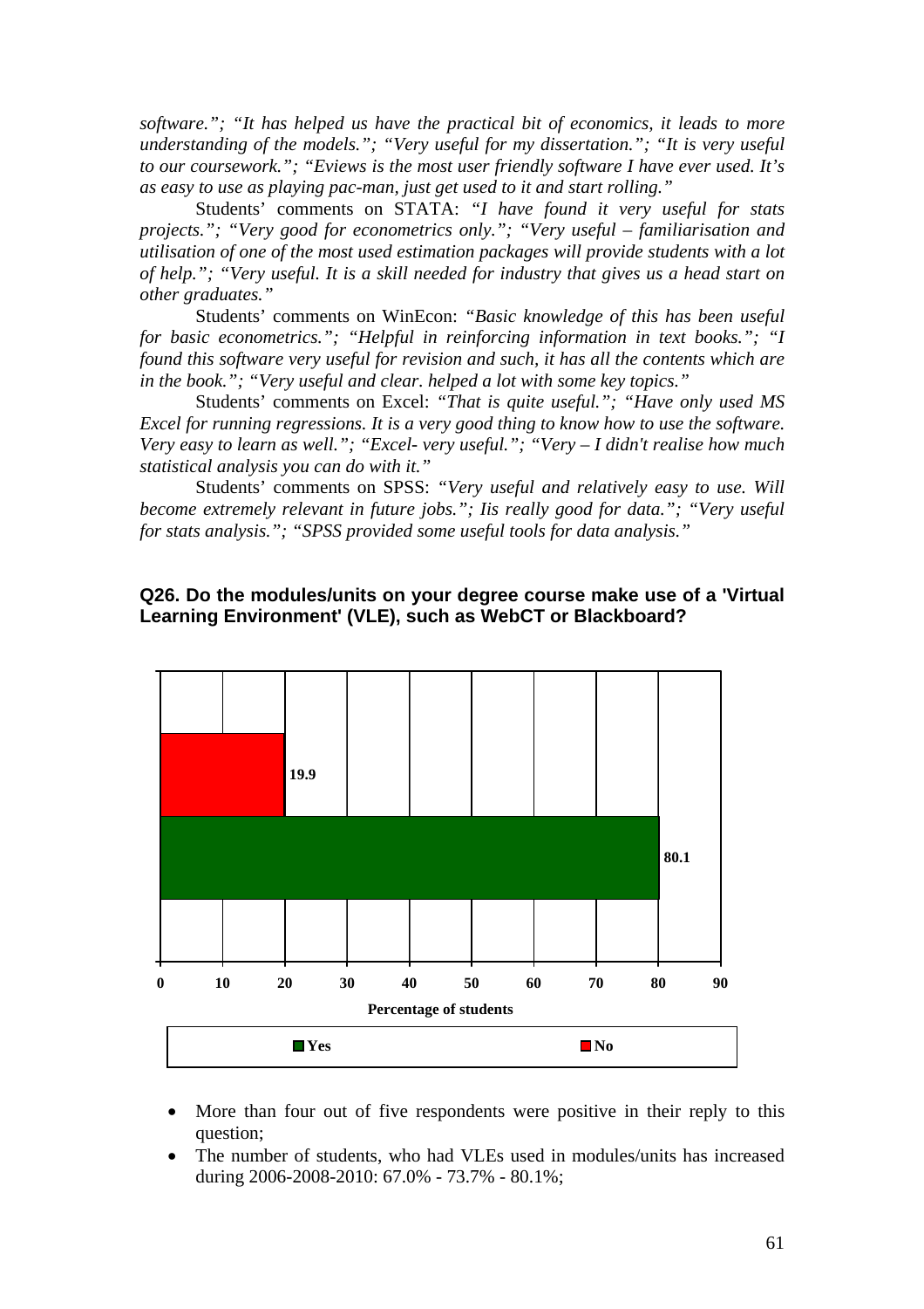*software."; "It has helped us have the practical bit of economics, it leads to more understanding of the models."; "Very useful for my dissertation."; "It is very useful to our coursework."; "Eviews is the most user friendly software I have ever used. It's as easy to use as playing pac-man, just get used to it and start rolling."*

Students' comments on STATA: *"I have found it very useful for stats projects."; "Very good for econometrics only."; "Very useful – familiarisation and utilisation of one of the most used estimation packages will provide students with a lot of help."; "Very useful. It is a skill needed for industry that gives us a head start on other graduates."*

Students' comments on WinEcon: *"Basic knowledge of this has been useful for basic econometrics."; "Helpful in reinforcing information in text books."; "I found this software very useful for revision and such, it has all the contents which are in the book."; "Very useful and clear. helped a lot with some key topics."*

Students' comments on Excel: *"That is quite useful."; "Have only used MS Excel for running regressions. It is a very good thing to know how to use the software. Very easy to learn as well."; "Excel- very useful."; "Very – I didn't realise how much statistical analysis you can do with it."*

Students' comments on SPSS: *"Very useful and relatively easy to use. Will become extremely relevant in future jobs."; Iis really good for data."; "Very useful for stats analysis."; "SPSS provided some useful tools for data analysis."*

**Q26. Do the modules/units on your degree course make use of a 'Virtual Learning Environment' (VLE), such as WebCT or Blackboard?**

| Response | Percentage of students |
|---|---|
| Yes | 80.1 |
| No | 19.9 |

- More than four out of five respondents were positive in their reply to this question;
- The number of students, who had VLEs used in modules/units has increased during 2006-2008-2010: 67.0% - 73.7% - 80.1%;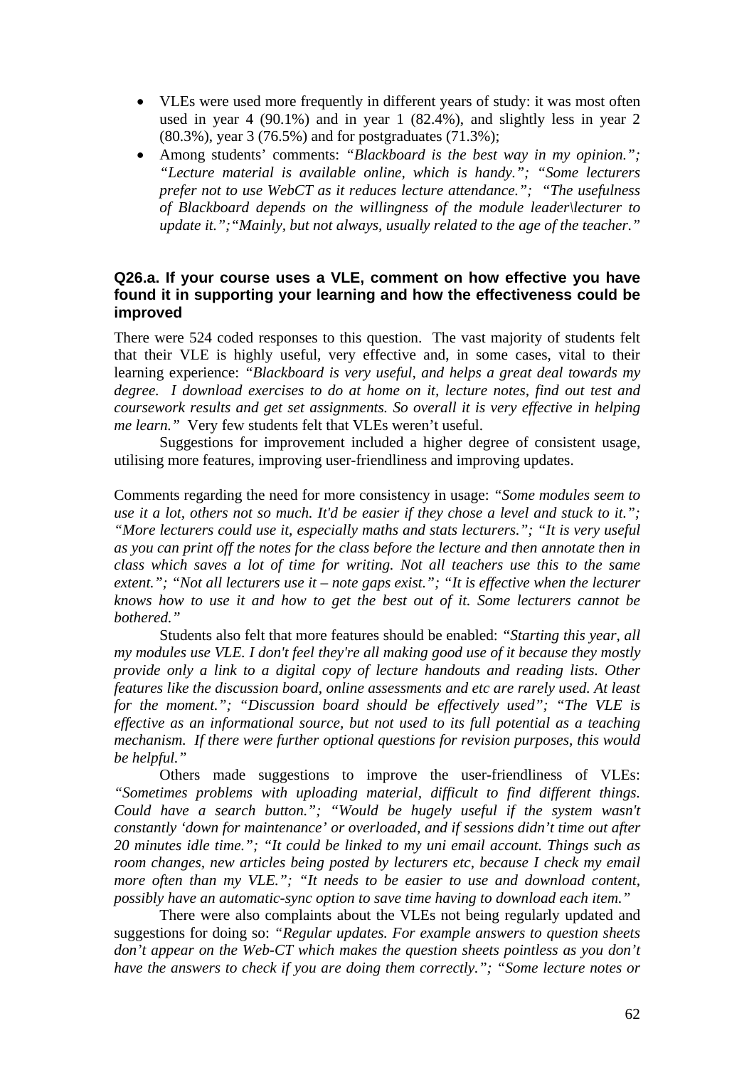- VLEs were used more frequently in different years of study: it was most often used in year 4 (90.1%) and in year 1 (82.4%), and slightly less in year 2 (80.3%), year 3 (76.5%) and for postgraduates (71.3%);
- Among students' comments: *"Blackboard is the best way in my opinion."; "Lecture material is available online, which is handy."; "Some lecturers prefer not to use WebCT as it reduces lecture attendance."; "The usefulness of Blackboard depends on the willingness of the module leader\lecturer to update it.";"Mainly, but not always, usually related to the age of the teacher."*

### Q26.a. If your course uses a VLE, comment on how effective you have found it in supporting your learning and how the effectiveness could be improved

There were 524 coded responses to this question. The vast majority of students felt that their VLE is highly useful, very effective and, in some cases, vital to their learning experience: *"Blackboard is very useful, and helps a great deal towards my degree. I download exercises to do at home on it, lecture notes, find out test and coursework results and get set assignments. So overall it is very effective in helping me learn."* Very few students felt that VLEs weren't useful.

Suggestions for improvement included a higher degree of consistent usage, utilising more features, improving user-friendliness and improving updates.

Comments regarding the need for more consistency in usage: *"Some modules seem to use it a lot, others not so much. It'd be easier if they chose a level and stuck to it."; "More lecturers could use it, especially maths and stats lecturers."; "It is very useful as you can print off the notes for the class before the lecture and then annotate then in class which saves a lot of time for writing. Not all teachers use this to the same extent."; "Not all lecturers use it – note gaps exist."; "It is effective when the lecturer knows how to use it and how to get the best out of it. Some lecturers cannot be bothered."*

Students also felt that more features should be enabled: *"Starting this year, all my modules use VLE. I don't feel they're all making good use of it because they mostly provide only a link to a digital copy of lecture handouts and reading lists. Other features like the discussion board, online assessments and etc are rarely used. At least for the moment."; "Discussion board should be effectively used"; "The VLE is effective as an informational source, but not used to its full potential as a teaching mechanism. If there were further optional questions for revision purposes, this would be helpful."*

Others made suggestions to improve the user-friendliness of VLEs: *"Sometimes problems with uploading material, difficult to find different things. Could have a search button."; "Would be hugely useful if the system wasn't constantly 'down for maintenance' or overloaded, and if sessions didn't time out after 20 minutes idle time."; "It could be linked to my uni email account. Things such as room changes, new articles being posted by lecturers etc, because I check my email more often than my VLE."; "It needs to be easier to use and download content, possibly have an automatic-sync option to save time having to download each item."*

There were also complaints about the VLEs not being regularly updated and suggestions for doing so: *"Regular updates. For example answers to question sheets don't appear on the Web-CT which makes the question sheets pointless as you don't have the answers to check if you are doing them correctly."; "Some lecture notes or*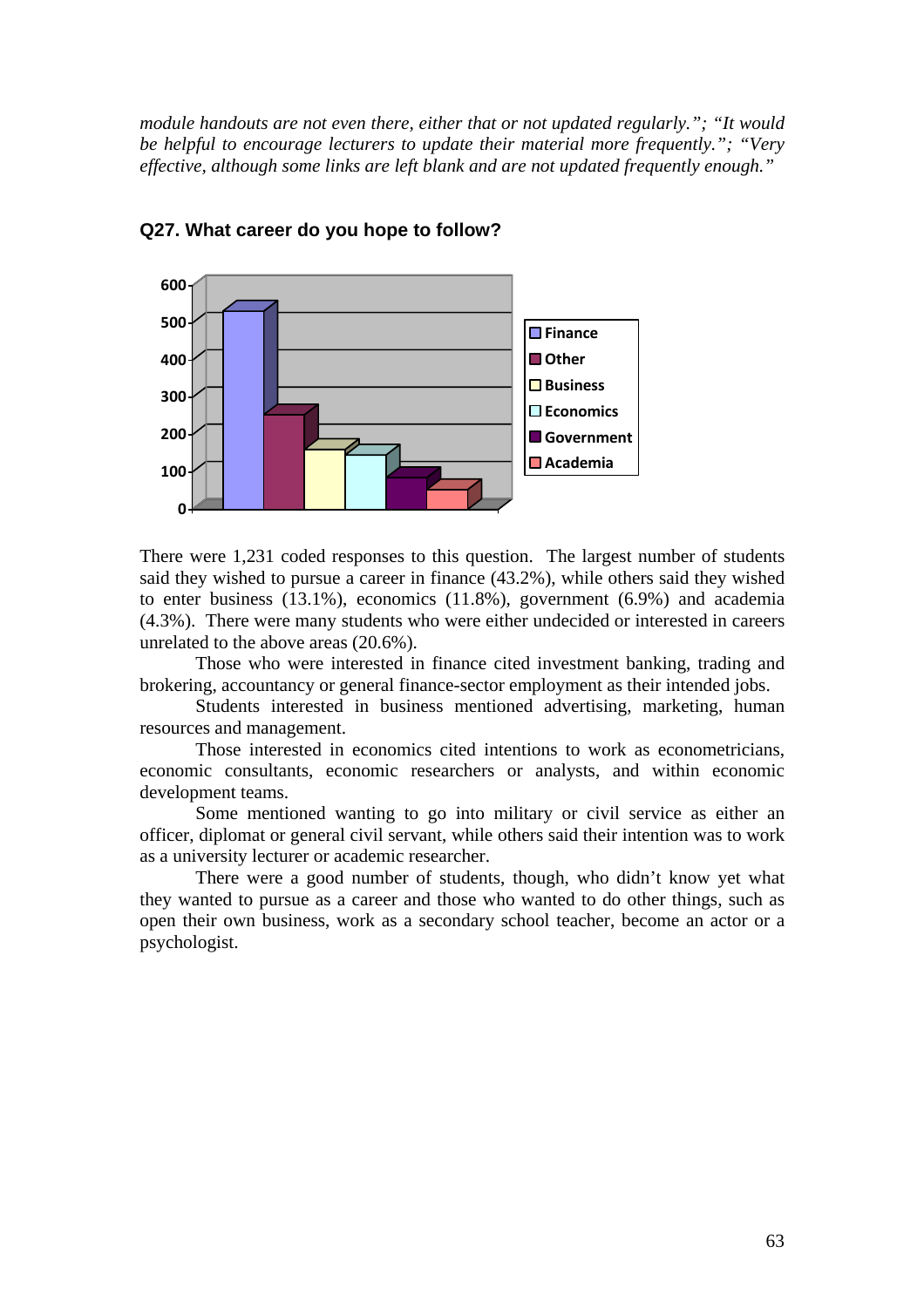*module handouts are not even there, either that or not updated regularly."; "It would be helpful to encourage lecturers to update their material more frequently."; "Very effective, although some links are left blank and are not updated frequently enough."*

**Q27. What career do you hope to follow?**

There were 1,231 coded responses to this question. The largest number of students said they wished to pursue a career in finance (43.2%), while others said they wished to enter business (13.1%), economics (11.8%), government (6.9%) and academia (4.3%). There were many students who were either undecided or interested in careers unrelated to the above areas (20.6%).

Those who were interested in finance cited investment banking, trading and brokering, accountancy or general finance-sector employment as their intended jobs.

Students interested in business mentioned advertising, marketing, human resources and management.

Those interested in economics cited intentions to work as econometricians, economic consultants, economic researchers or analysts, and within economic development teams.

Some mentioned wanting to go into military or civil service as either an officer, diplomat or general civil servant, while others said their intention was to work as a university lecturer or academic researcher.

There were a good number of students, though, who didn't know yet what they wanted to pursue as a career and those who wanted to do other things, such as open their own business, work as a secondary school teacher, become an actor or a psychologist.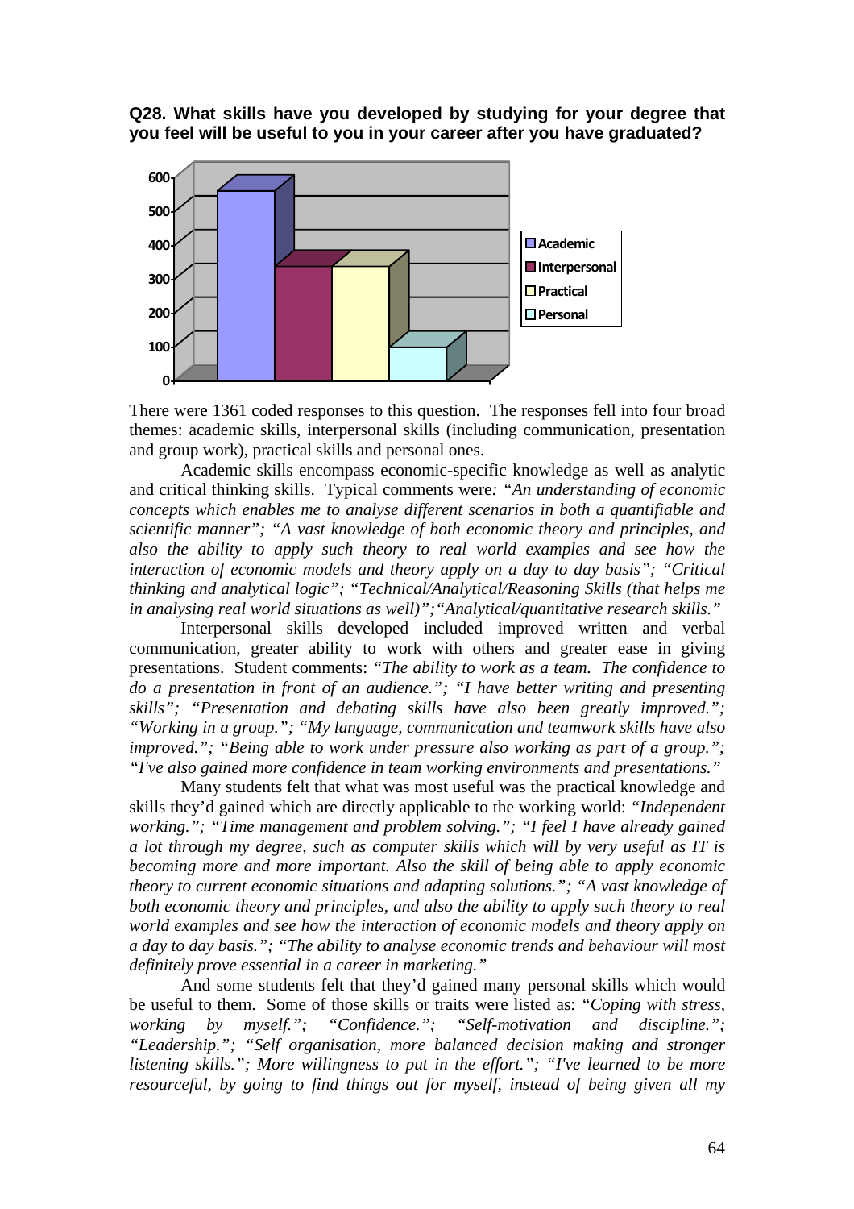**Q28. What skills have you developed by studying for your degree that you feel will be useful to you in your career after you have graduated?**

There were 1361 coded responses to this question. The responses fell into four broad themes: academic skills, interpersonal skills (including communication, presentation and group work), practical skills and personal ones.

Academic skills encompass economic-specific knowledge as well as analytic and critical thinking skills. Typical comments were*: "An understanding of economic concepts which enables me to analyse different scenarios in both a quantifiable and scientific manner"; "A vast knowledge of both economic theory and principles, and also the ability to apply such theory to real world examples and see how the interaction of economic models and theory apply on a day to day basis"; "Critical thinking and analytical logic"; "Technical/Analytical/Reasoning Skills (that helps me in analysing real world situations as well)";"Analytical/quantitative research skills."*

Interpersonal skills developed included improved written and verbal communication, greater ability to work with others and greater ease in giving presentations. Student comments: *"The ability to work as a team. The confidence to do a presentation in front of an audience."; "I have better writing and presenting skills"; "Presentation and debating skills have also been greatly improved."; "Working in a group."; "My language, communication and teamwork skills have also improved."; "Being able to work under pressure also working as part of a group."; "I've also gained more confidence in team working environments and presentations."*

Many students felt that what was most useful was the practical knowledge and skills they'd gained which are directly applicable to the working world: *"Independent working."; "Time management and problem solving."; "I feel I have already gained a lot through my degree, such as computer skills which will by very useful as IT is becoming more and more important. Also the skill of being able to apply economic theory to current economic situations and adapting solutions."; "A vast knowledge of both economic theory and principles, and also the ability to apply such theory to real world examples and see how the interaction of economic models and theory apply on a day to day basis."; "The ability to analyse economic trends and behaviour will most definitely prove essential in a career in marketing."*

And some students felt that they'd gained many personal skills which would be useful to them. Some of those skills or traits were listed as: *"Coping with stress, working by myself."; "Confidence."; "Self-motivation and discipline."; "Leadership."; "Self organisation, more balanced decision making and stronger listening skills."; More willingness to put in the effort."; "I've learned to be more resourceful, by going to find things out for myself, instead of being given all my*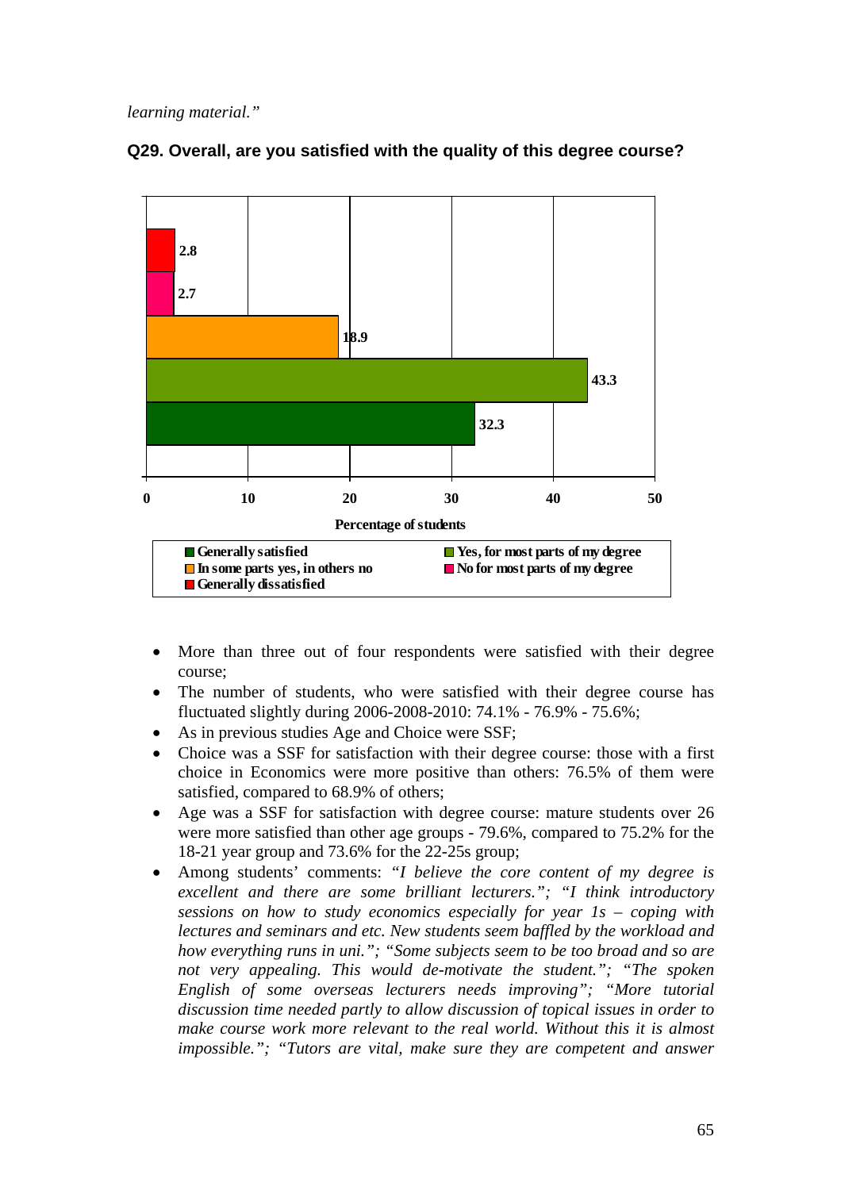*learning material."*

**Q29. Overall, are you satisfied with the quality of this degree course?**

- More than three out of four respondents were satisfied with their degree course;
- The number of students, who were satisfied with their degree course has fluctuated slightly during 2006-2008-2010: 74.1% - 76.9% - 75.6%;
- As in previous studies Age and Choice were SSF;
- Choice was a SSF for satisfaction with their degree course: those with a first choice in Economics were more positive than others: 76.5% of them were satisfied, compared to 68.9% of others;
- Age was a SSF for satisfaction with degree course: mature students over 26 were more satisfied than other age groups - 79.6%, compared to 75.2% for the 18-21 year group and 73.6% for the 22-25s group;
- Among students' comments: *"I believe the core content of my degree is excellent and there are some brilliant lecturers."; "I think introductory sessions on how to study economics especially for year 1s – coping with lectures and seminars and etc. New students seem baffled by the workload and how everything runs in uni."; "Some subjects seem to be too broad and so are not very appealing. This would de-motivate the student."; "The spoken English of some overseas lecturers needs improving"; "More tutorial discussion time needed partly to allow discussion of topical issues in order to make course work more relevant to the real world. Without this it is almost impossible."; "Tutors are vital, make sure they are competent and answer*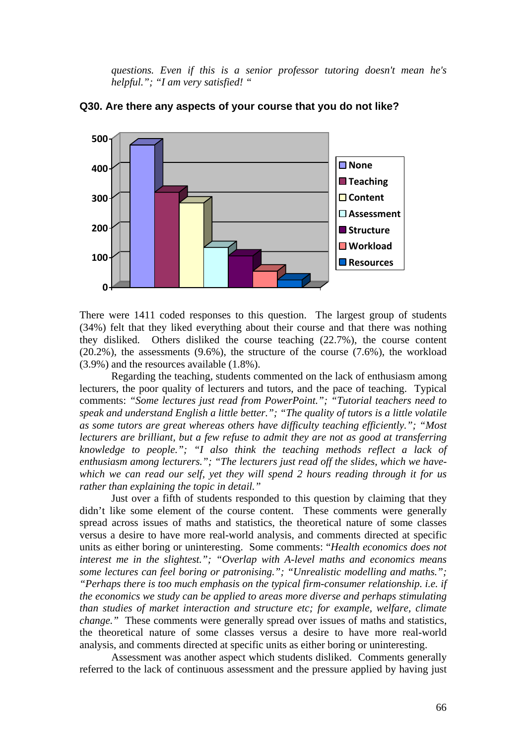*questions. Even if this is a senior professor tutoring doesn't mean he's helpful."; "I am very satisfied! "*

**Q30. Are there any aspects of your course that you do not like?**

There were 1411 coded responses to this question. The largest group of students (34%) felt that they liked everything about their course and that there was nothing they disliked. Others disliked the course teaching (22.7%), the course content (20.2%), the assessments (9.6%), the structure of the course (7.6%), the workload (3.9%) and the resources available (1.8%).

Regarding the teaching, students commented on the lack of enthusiasm among lecturers, the poor quality of lecturers and tutors, and the pace of teaching. Typical comments: *"Some lectures just read from PowerPoint."; "Tutorial teachers need to speak and understand English a little better."; "The quality of tutors is a little volatile as some tutors are great whereas others have difficulty teaching efficiently."; "Most lecturers are brilliant, but a few refuse to admit they are not as good at transferring knowledge to people."; "I also think the teaching methods reflect a lack of enthusiasm among lecturers."; "The lecturers just read off the slides, which we have- which we can read our self, yet they will spend 2 hours reading through it for us rather than explaining the topic in detail."*

Just over a fifth of students responded to this question by claiming that they didn't like some element of the course content. These comments were generally spread across issues of maths and statistics, the theoretical nature of some classes versus a desire to have more real-world analysis, and comments directed at specific units as either boring or uninteresting. Some comments: "*Health economics does not interest me in the slightest."; "Overlap with A-level maths and economics means some lectures can feel boring or patronising."; "Unrealistic modelling and maths."; "Perhaps there is too much emphasis on the typical firm-consumer relationship. i.e. if the economics we study can be applied to areas more diverse and perhaps stimulating than studies of market interaction and structure etc; for example, welfare, climate change."* These comments were generally spread over issues of maths and statistics, the theoretical nature of some classes versus a desire to have more real-world analysis, and comments directed at specific units as either boring or uninteresting.

Assessment was another aspect which students disliked. Comments generally referred to the lack of continuous assessment and the pressure applied by having just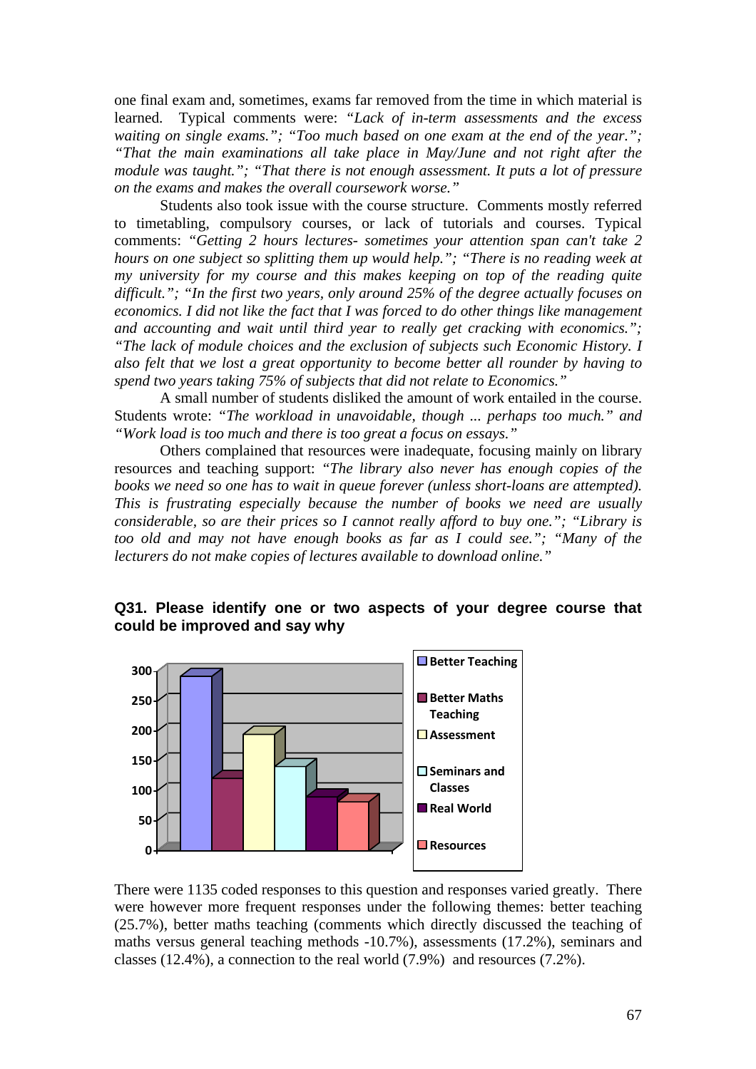one final exam and, sometimes, exams far removed from the time in which material is learned. Typical comments were: *"Lack of in-term assessments and the excess waiting on single exams."; "Too much based on one exam at the end of the year."; "That the main examinations all take place in May/June and not right after the module was taught."; "That there is not enough assessment. It puts a lot of pressure on the exams and makes the overall coursework worse."*

Students also took issue with the course structure. Comments mostly referred to timetabling, compulsory courses, or lack of tutorials and courses. Typical comments: *"Getting 2 hours lectures- sometimes your attention span can't take 2 hours on one subject so splitting them up would help."; "There is no reading week at my university for my course and this makes keeping on top of the reading quite difficult."; "In the first two years, only around 25% of the degree actually focuses on economics. I did not like the fact that I was forced to do other things like management and accounting and wait until third year to really get cracking with economics."; "The lack of module choices and the exclusion of subjects such Economic History. I also felt that we lost a great opportunity to become better all rounder by having to spend two years taking 75% of subjects that did not relate to Economics."*

A small number of students disliked the amount of work entailed in the course. Students wrote: *"The workload in unavoidable, though ... perhaps too much."* and *"Work load is too much and there is too great a focus on essays."*

Others complained that resources were inadequate, focusing mainly on library resources and teaching support: *"The library also never has enough copies of the books we need so one has to wait in queue forever (unless short-loans are attempted). This is frustrating especially because the number of books we need are usually considerable, so are their prices so I cannot really afford to buy one."; "Library is too old and may not have enough books as far as I could see."; "Many of the lecturers do not make copies of lectures available to download online."*

**Q31. Please identify one or two aspects of your degree course that could be improved and say why**

| Category | Responses (approx.) |
|---|---|
| Better Teaching | 290 |
| Better Maths Teaching | 120 |
| Assessment | 195 |
| Seminars and Classes | 140 |
| Real World | 90 |
| Resources | 80 |

There were 1135 coded responses to this question and responses varied greatly. There were however more frequent responses under the following themes: better teaching (25.7%), better maths teaching (comments which directly discussed the teaching of maths versus general teaching methods -10.7%), assessments (17.2%), seminars and classes (12.4%), a connection to the real world (7.9%) and resources (7.2%).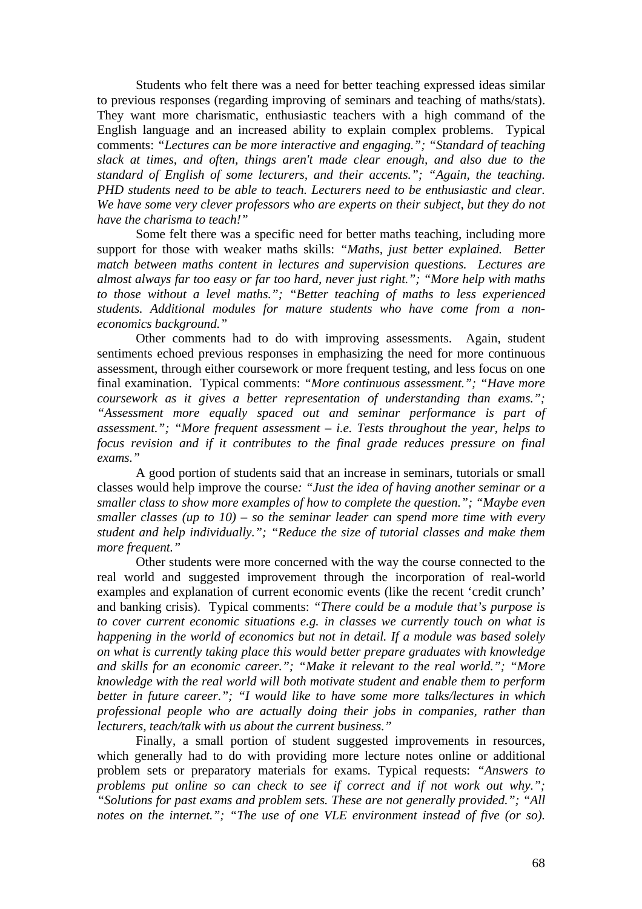Students who felt there was a need for better teaching expressed ideas similar to previous responses (regarding improving of seminars and teaching of maths/stats). They want more charismatic, enthusiastic teachers with a high command of the English language and an increased ability to explain complex problems. Typical comments: *"Lectures can be more interactive and engaging."; "Standard of teaching slack at times, and often, things aren't made clear enough, and also due to the standard of English of some lecturers, and their accents."; "Again, the teaching. PHD students need to be able to teach. Lecturers need to be enthusiastic and clear. We have some very clever professors who are experts on their subject, but they do not have the charisma to teach!"*

Some felt there was a specific need for better maths teaching, including more support for those with weaker maths skills: *"Maths, just better explained. Better match between maths content in lectures and supervision questions. Lectures are almost always far too easy or far too hard, never just right."; "More help with maths to those without a level maths."; "Better teaching of maths to less experienced students. Additional modules for mature students who have come from a non-economics background."*

Other comments had to do with improving assessments. Again, student sentiments echoed previous responses in emphasizing the need for more continuous assessment, through either coursework or more frequent testing, and less focus on one final examination. Typical comments: *"More continuous assessment."; "Have more coursework as it gives a better representation of understanding than exams."; "Assessment more equally spaced out and seminar performance is part of assessment."; "More frequent assessment – i.e. Tests throughout the year, helps to focus revision and if it contributes to the final grade reduces pressure on final exams."*

A good portion of students said that an increase in seminars, tutorials or small classes would help improve the course: *"Just the idea of having another seminar or a smaller class to show more examples of how to complete the question."; "Maybe even smaller classes (up to 10) – so the seminar leader can spend more time with every student and help individually."; "Reduce the size of tutorial classes and make them more frequent."*

Other students were more concerned with the way the course connected to the real world and suggested improvement through the incorporation of real-world examples and explanation of current economic events (like the recent 'credit crunch' and banking crisis). Typical comments: *"There could be a module that's purpose is to cover current economic situations e.g. in classes we currently touch on what is happening in the world of economics but not in detail. If a module was based solely on what is currently taking place this would better prepare graduates with knowledge and skills for an economic career."; "Make it relevant to the real world."; "More knowledge with the real world will both motivate student and enable them to perform better in future career."; "I would like to have some more talks/lectures in which professional people who are actually doing their jobs in companies, rather than lecturers, teach/talk with us about the current business."*

Finally, a small portion of student suggested improvements in resources, which generally had to do with providing more lecture notes online or additional problem sets or preparatory materials for exams. Typical requests: *"Answers to problems put online so can check to see if correct and if not work out why."; "Solutions for past exams and problem sets. These are not generally provided."; "All notes on the internet."; "The use of one VLE environment instead of five (or so).*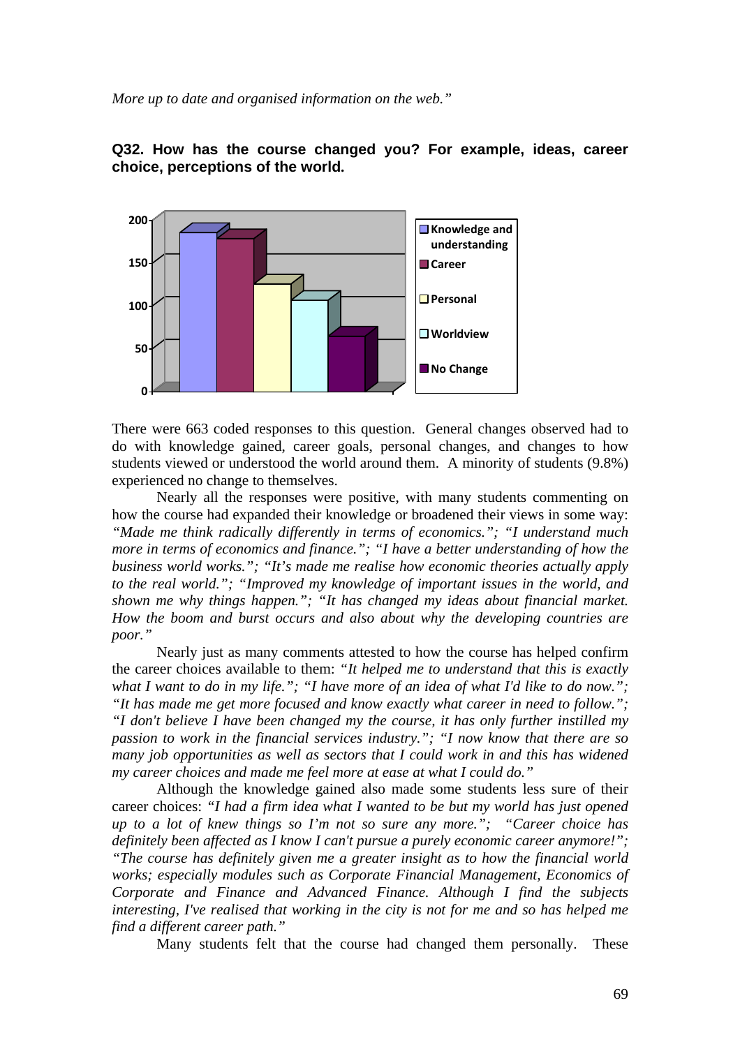*More up to date and organised information on the web."*

**Q32. How has the course changed you? For example, ideas, career choice, perceptions of the world.**

There were 663 coded responses to this question. General changes observed had to do with knowledge gained, career goals, personal changes, and changes to how students viewed or understood the world around them. A minority of students (9.8%) experienced no change to themselves.

Nearly all the responses were positive, with many students commenting on how the course had expanded their knowledge or broadened their views in some way: *"Made me think radically differently in terms of economics."; "I understand much more in terms of economics and finance."; "I have a better understanding of how the business world works."; "It's made me realise how economic theories actually apply to the real world."; "Improved my knowledge of important issues in the world, and shown me why things happen."; "It has changed my ideas about financial market. How the boom and burst occurs and also about why the developing countries are poor."*

Nearly just as many comments attested to how the course has helped confirm the career choices available to them: *"It helped me to understand that this is exactly what I want to do in my life."; "I have more of an idea of what I'd like to do now."; "It has made me get more focused and know exactly what career in need to follow."; "I don't believe I have been changed my the course, it has only further instilled my passion to work in the financial services industry."; "I now know that there are so many job opportunities as well as sectors that I could work in and this has widened my career choices and made me feel more at ease at what I could do."*

Although the knowledge gained also made some students less sure of their career choices: *"I had a firm idea what I wanted to be but my world has just opened up to a lot of knew things so I'm not so sure any more."; "Career choice has definitely been affected as I know I can't pursue a purely economic career anymore!"; "The course has definitely given me a greater insight as to how the financial world works; especially modules such as Corporate Financial Management, Economics of Corporate and Finance and Advanced Finance. Although I find the subjects interesting, I've realised that working in the city is not for me and so has helped me find a different career path."*

Many students felt that the course had changed them personally. These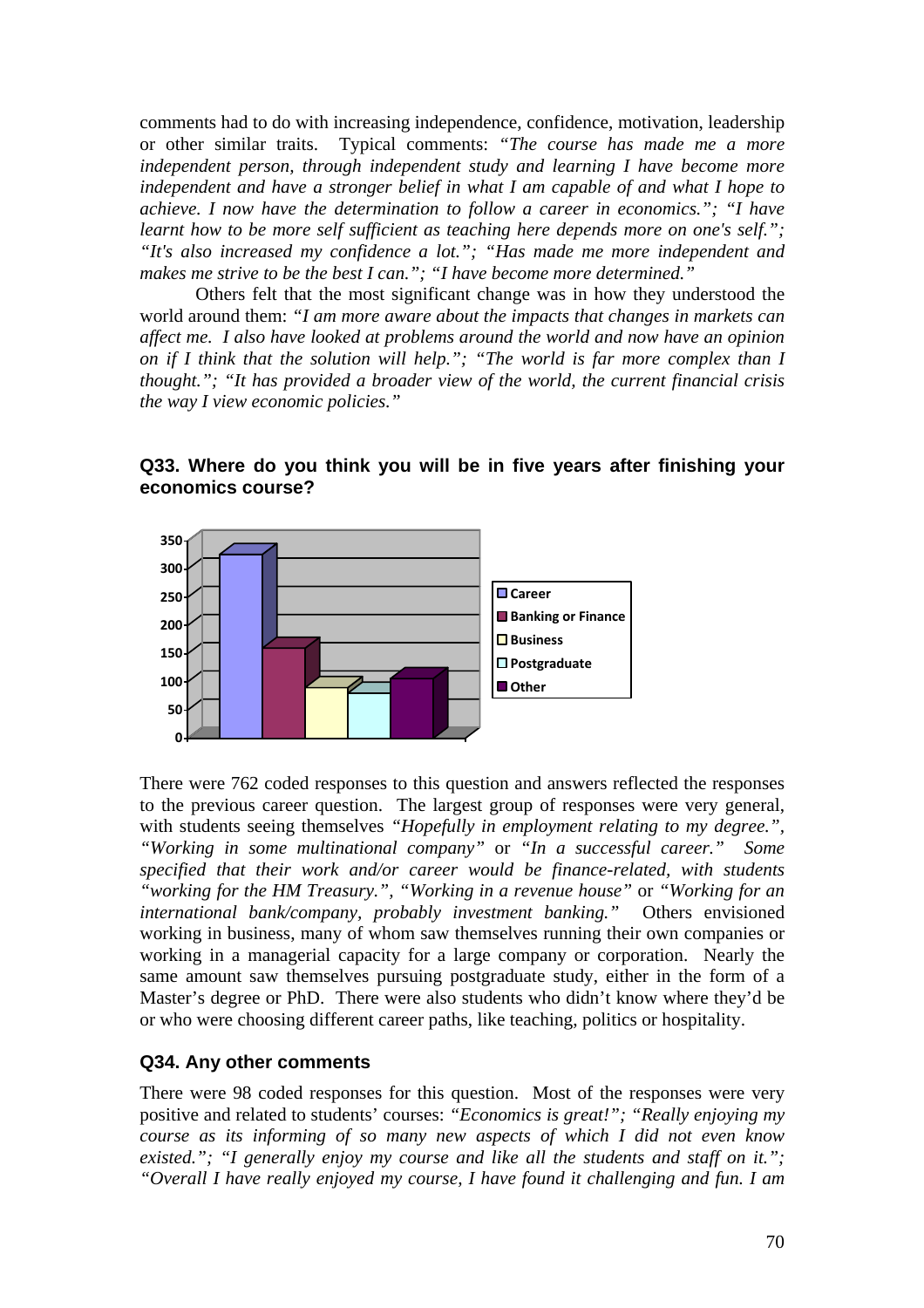comments had to do with increasing independence, confidence, motivation, leadership or other similar traits. Typical comments: *"The course has made me a more independent person, through independent study and learning I have become more independent and have a stronger belief in what I am capable of and what I hope to achieve. I now have the determination to follow a career in economics."; "I have learnt how to be more self sufficient as teaching here depends more on one's self."; "It's also increased my confidence a lot."; "Has made me more independent and makes me strive to be the best I can."; "I have become more determined."*

Others felt that the most significant change was in how they understood the world around them: *"I am more aware about the impacts that changes in markets can affect me. I also have looked at problems around the world and now have an opinion on if I think that the solution will help."; "The world is far more complex than I thought."; "It has provided a broader view of the world, the current financial crisis the way I view economic policies."*

## Q33. Where do you think you will be in five years after finishing your economics course?

There were 762 coded responses to this question and answers reflected the responses to the previous career question. The largest group of responses were very general, with students seeing themselves *"Hopefully in employment relating to my degree.", "Working in some multinational company"* or *"In a successful career."* Some *specified that their work and/or career would be finance-related, with students "working for the HM Treasury.", "Working in a revenue house"* or *"Working for an international bank/company, probably investment banking."* Others envisioned working in business, many of whom saw themselves running their own companies or working in a managerial capacity for a large company or corporation. Nearly the same amount saw themselves pursuing postgraduate study, either in the form of a Master's degree or PhD. There were also students who didn't know where they'd be or who were choosing different career paths, like teaching, politics or hospitality.

## Q34. Any other comments

There were 98 coded responses for this question. Most of the responses were very positive and related to students' courses: *"Economics is great!"; "Really enjoying my course as its informing of so many new aspects of which I did not even know existed."; "I generally enjoy my course and like all the students and staff on it."; "Overall I have really enjoyed my course, I have found it challenging and fun. I am*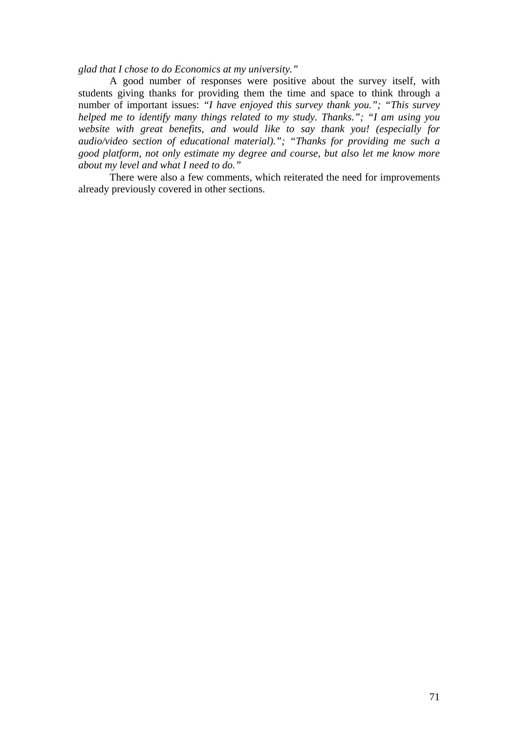*glad that I chose to do Economics at my university."*

A good number of responses were positive about the survey itself, with students giving thanks for providing them the time and space to think through a number of important issues: *"I have enjoyed this survey thank you."; "This survey helped me to identify many things related to my study. Thanks."; "I am using you website with great benefits, and would like to say thank you! (especially for audio/video section of educational material)."; "Thanks for providing me such a good platform, not only estimate my degree and course, but also let me know more about my level and what I need to do."*

There were also a few comments, which reiterated the need for improvements already previously covered in other sections.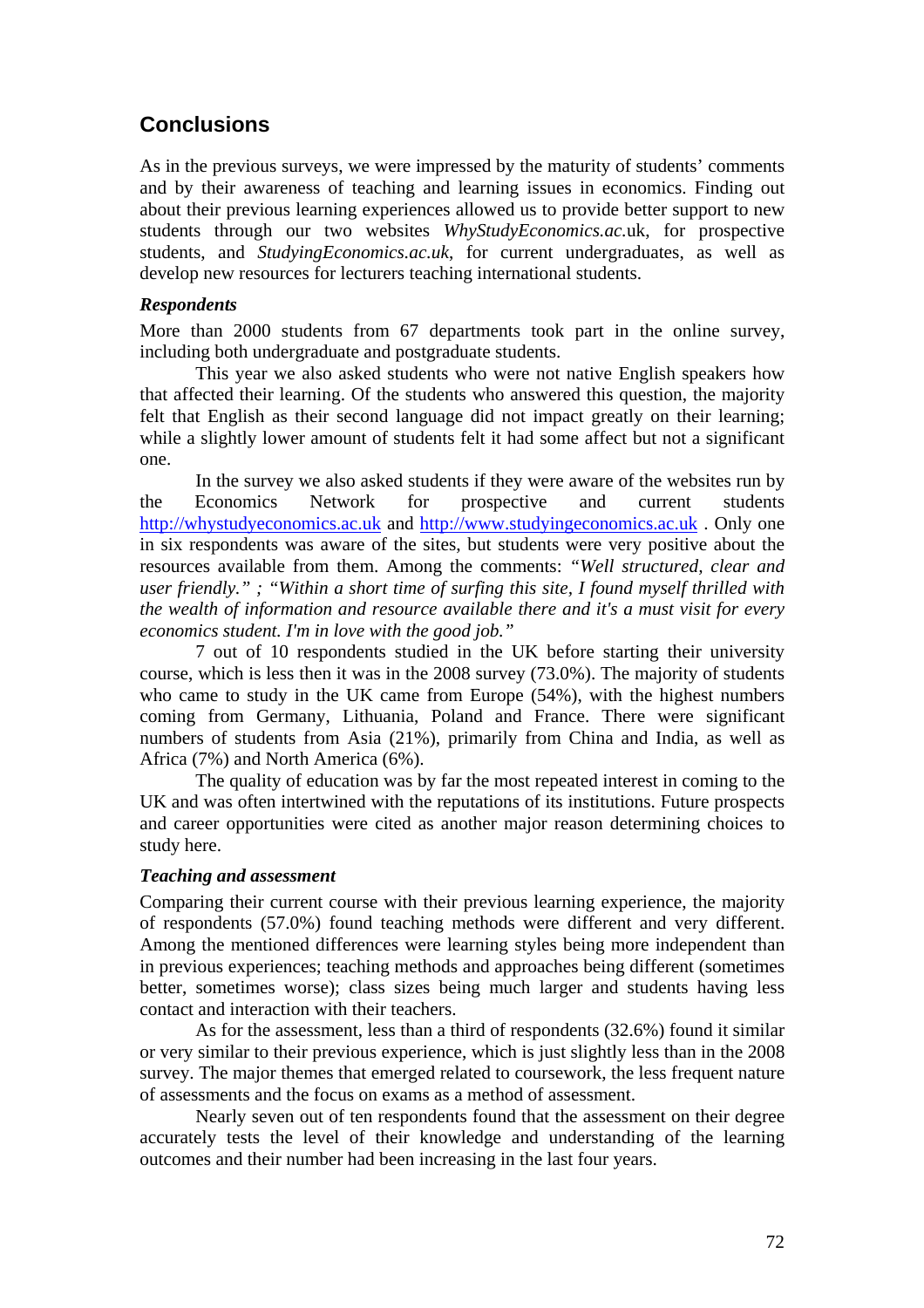## Conclusions

As in the previous surveys, we were impressed by the maturity of students' comments and by their awareness of teaching and learning issues in economics. Finding out about their previous learning experiences allowed us to provide better support to new students through our two websites *WhyStudyEconomics.ac*.uk, for prospective students, and *StudyingEconomics.ac.uk*, for current undergraduates, as well as develop new resources for lecturers teaching international students.

### *Respondents*

More than 2000 students from 67 departments took part in the online survey, including both undergraduate and postgraduate students.

This year we also asked students who were not native English speakers how that affected their learning. Of the students who answered this question, the majority felt that English as their second language did not impact greatly on their learning; while a slightly lower amount of students felt it had some affect but not a significant one.

In the survey we also asked students if they were aware of the websites run by the Economics Network for prospective and current students http://whystudyeconomics.ac.uk and http://www.studyingeconomics.ac.uk . Only one in six respondents was aware of the sites, but students were very positive about the resources available from them. Among the comments: *"Well structured, clear and user friendly." ; "Within a short time of surfing this site, I found myself thrilled with the wealth of information and resource available there and it's a must visit for every economics student. I'm in love with the good job."*

7 out of 10 respondents studied in the UK before starting their university course, which is less then it was in the 2008 survey (73.0%). The majority of students who came to study in the UK came from Europe (54%), with the highest numbers coming from Germany, Lithuania, Poland and France. There were significant numbers of students from Asia (21%), primarily from China and India, as well as Africa (7%) and North America (6%).

The quality of education was by far the most repeated interest in coming to the UK and was often intertwined with the reputations of its institutions. Future prospects and career opportunities were cited as another major reason determining choices to study here.

### *Teaching and assessment*

Comparing their current course with their previous learning experience, the majority of respondents (57.0%) found teaching methods were different and very different. Among the mentioned differences were learning styles being more independent than in previous experiences; teaching methods and approaches being different (sometimes better, sometimes worse); class sizes being much larger and students having less contact and interaction with their teachers.

As for the assessment, less than a third of respondents (32.6%) found it similar or very similar to their previous experience, which is just slightly less than in the 2008 survey. The major themes that emerged related to coursework, the less frequent nature of assessments and the focus on exams as a method of assessment.

Nearly seven out of ten respondents found that the assessment on their degree accurately tests the level of their knowledge and understanding of the learning outcomes and their number had been increasing in the last four years.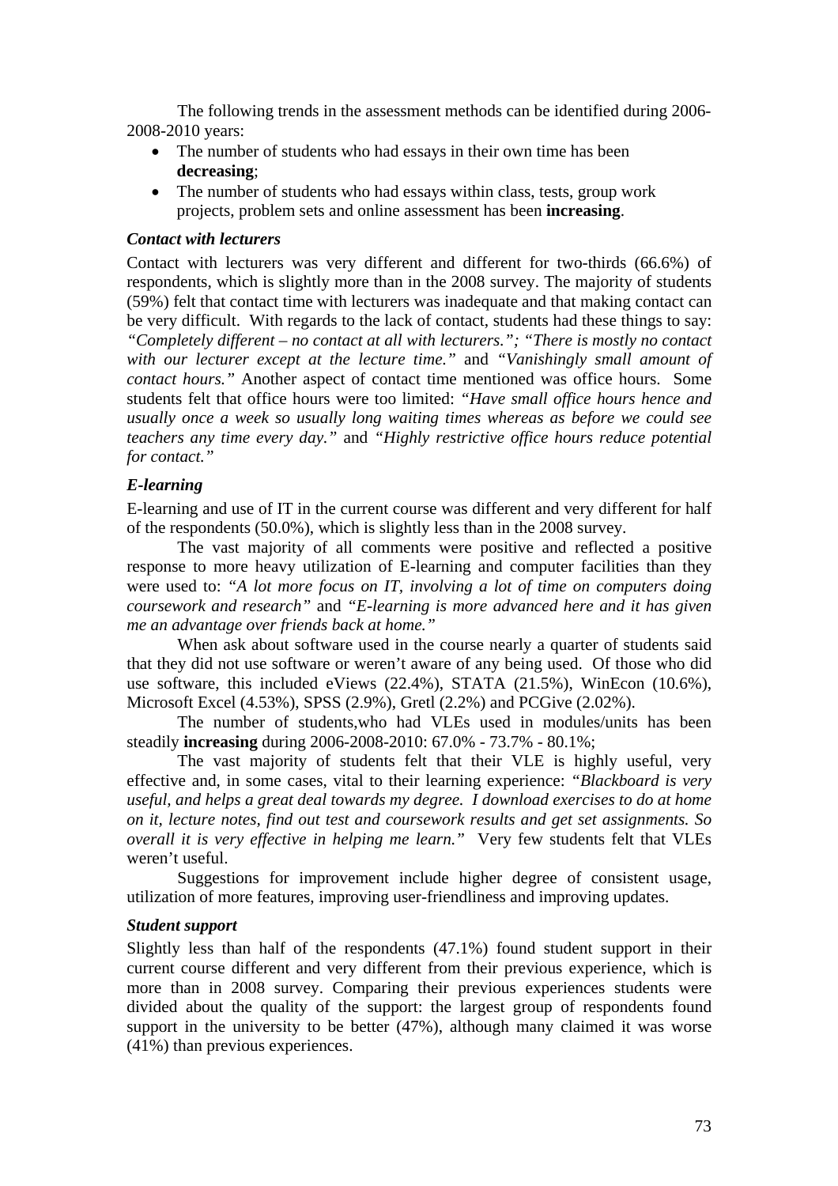The following trends in the assessment methods can be identified during 2006-2008-2010 years:

- The number of students who had essays in their own time has been **decreasing**;
- The number of students who had essays within class, tests, group work projects, problem sets and online assessment has been **increasing**.

### *Contact with lecturers*

Contact with lecturers was very different and different for two-thirds (66.6%) of respondents, which is slightly more than in the 2008 survey. The majority of students (59%) felt that contact time with lecturers was inadequate and that making contact can be very difficult. With regards to the lack of contact, students had these things to say: *"Completely different – no contact at all with lecturers."; "There is mostly no contact with our lecturer except at the lecture time."* and *"Vanishingly small amount of contact hours."* Another aspect of contact time mentioned was office hours. Some students felt that office hours were too limited: *"Have small office hours hence and usually once a week so usually long waiting times whereas as before we could see teachers any time every day."* and *"Highly restrictive office hours reduce potential for contact."*

### *E-learning*

E-learning and use of IT in the current course was different and very different for half of the respondents (50.0%), which is slightly less than in the 2008 survey.

The vast majority of all comments were positive and reflected a positive response to more heavy utilization of E-learning and computer facilities than they were used to: *"A lot more focus on IT, involving a lot of time on computers doing coursework and research"* and *"E-learning is more advanced here and it has given me an advantage over friends back at home."*

When ask about software used in the course nearly a quarter of students said that they did not use software or weren't aware of any being used. Of those who did use software, this included eViews (22.4%), STATA (21.5%), WinEcon (10.6%), Microsoft Excel (4.53%), SPSS (2.9%), Gretl (2.2%) and PCGive (2.02%).

The number of students,who had VLEs used in modules/units has been steadily **increasing** during 2006-2008-2010: 67.0% - 73.7% - 80.1%;

The vast majority of students felt that their VLE is highly useful, very effective and, in some cases, vital to their learning experience: *"Blackboard is very useful, and helps a great deal towards my degree. I download exercises to do at home on it, lecture notes, find out test and coursework results and get set assignments. So overall it is very effective in helping me learn."* Very few students felt that VLEs weren't useful.

Suggestions for improvement include higher degree of consistent usage, utilization of more features, improving user-friendliness and improving updates.

### *Student support*

Slightly less than half of the respondents (47.1%) found student support in their current course different and very different from their previous experience, which is more than in 2008 survey. Comparing their previous experiences students were divided about the quality of the support: the largest group of respondents found support in the university to be better (47%), although many claimed it was worse (41%) than previous experiences.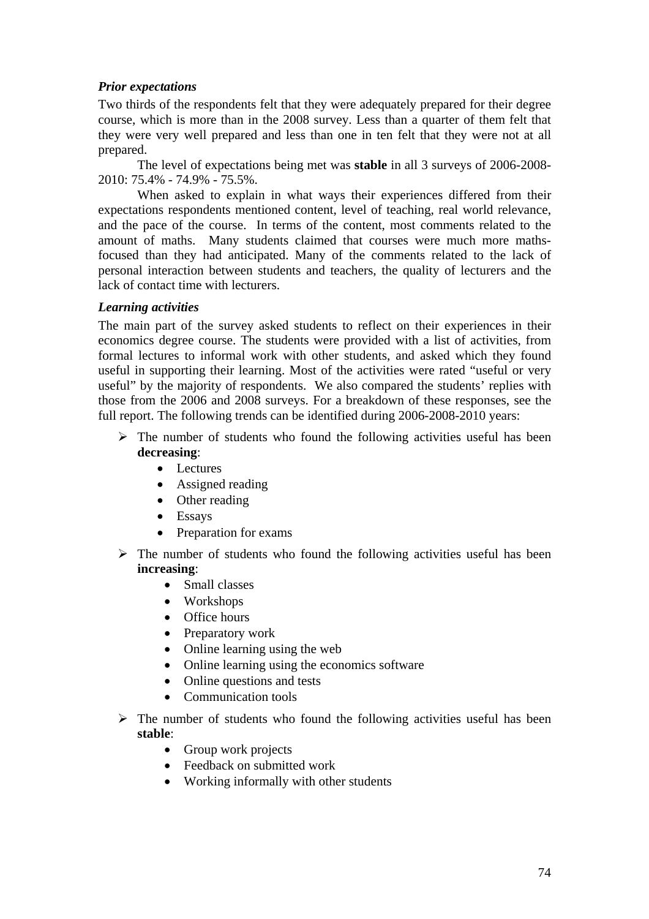### *Prior expectations*

Two thirds of the respondents felt that they were adequately prepared for their degree course, which is more than in the 2008 survey. Less than a quarter of them felt that they were very well prepared and less than one in ten felt that they were not at all prepared.

The level of expectations being met was **stable** in all 3 surveys of 2006-2008-2010: 75.4% - 74.9% - 75.5%.

When asked to explain in what ways their experiences differed from their expectations respondents mentioned content, level of teaching, real world relevance, and the pace of the course. In terms of the content, most comments related to the amount of maths. Many students claimed that courses were much more maths-focused than they had anticipated. Many of the comments related to the lack of personal interaction between students and teachers, the quality of lecturers and the lack of contact time with lecturers.

### *Learning activities*

The main part of the survey asked students to reflect on their experiences in their economics degree course. The students were provided with a list of activities, from formal lectures to informal work with other students, and asked which they found useful in supporting their learning. Most of the activities were rated "useful or very useful" by the majority of respondents. We also compared the students' replies with those from the 2006 and 2008 surveys. For a breakdown of these responses, see the full report. The following trends can be identified during 2006-2008-2010 years:

- The number of students who found the following activities useful has been **decreasing**:
  - Lectures
  - Assigned reading
  - Other reading
  - Essays
  - Preparation for exams
- The number of students who found the following activities useful has been **increasing**:
  - Small classes
  - Workshops
  - Office hours
  - Preparatory work
  - Online learning using the web
  - Online learning using the economics software
  - Online questions and tests
  - Communication tools
- The number of students who found the following activities useful has been **stable**:
  - Group work projects
  - Feedback on submitted work
  - Working informally with other students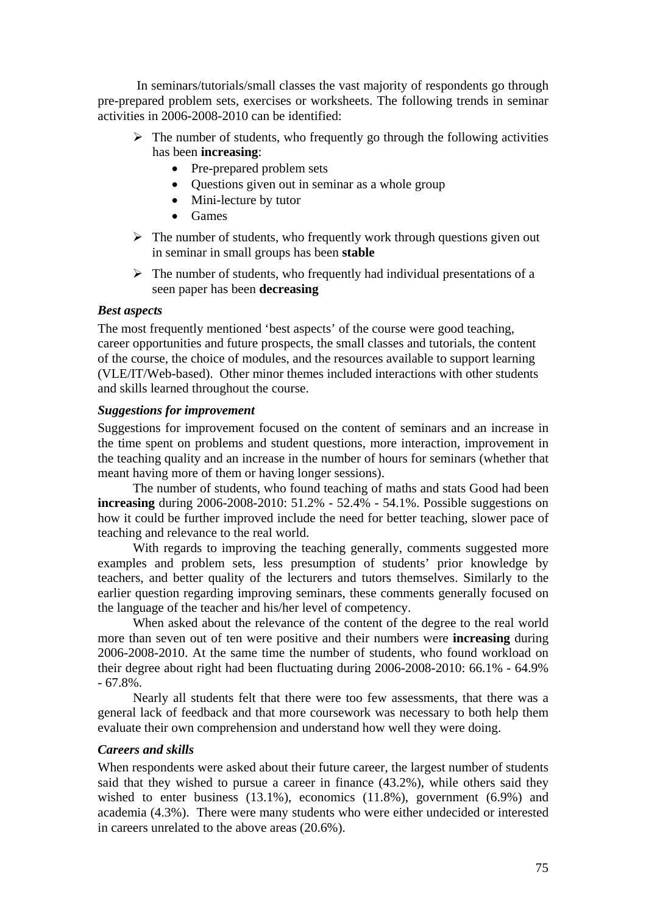In seminars/tutorials/small classes the vast majority of respondents go through pre-prepared problem sets, exercises or worksheets. The following trends in seminar activities in 2006-2008-2010 can be identified:

- The number of students, who frequently go through the following activities has been **increasing**:
  - Pre-prepared problem sets
  - Questions given out in seminar as a whole group
  - Mini-lecture by tutor
  - Games
- The number of students, who frequently work through questions given out in seminar in small groups has been **stable**
- The number of students, who frequently had individual presentations of a seen paper has been **decreasing**

***Best aspects***

The most frequently mentioned 'best aspects' of the course were good teaching, career opportunities and future prospects, the small classes and tutorials, the content of the course, the choice of modules, and the resources available to support learning (VLE/IT/Web-based). Other minor themes included interactions with other students and skills learned throughout the course.

***Suggestions for improvement***

Suggestions for improvement focused on the content of seminars and an increase in the time spent on problems and student questions, more interaction, improvement in the teaching quality and an increase in the number of hours for seminars (whether that meant having more of them or having longer sessions).

The number of students, who found teaching of maths and stats Good had been **increasing** during 2006-2008-2010: 51.2% - 52.4% - 54.1%. Possible suggestions on how it could be further improved include the need for better teaching, slower pace of teaching and relevance to the real world.

With regards to improving the teaching generally, comments suggested more examples and problem sets, less presumption of students' prior knowledge by teachers, and better quality of the lecturers and tutors themselves. Similarly to the earlier question regarding improving seminars, these comments generally focused on the language of the teacher and his/her level of competency.

When asked about the relevance of the content of the degree to the real world more than seven out of ten were positive and their numbers were **increasing** during 2006-2008-2010. At the same time the number of students, who found workload on their degree about right had been fluctuating during 2006-2008-2010: 66.1% - 64.9% - 67.8%.

Nearly all students felt that there were too few assessments, that there was a general lack of feedback and that more coursework was necessary to both help them evaluate their own comprehension and understand how well they were doing.

***Careers and skills***

When respondents were asked about their future career, the largest number of students said that they wished to pursue a career in finance (43.2%), while others said they wished to enter business (13.1%), economics (11.8%), government (6.9%) and academia (4.3%). There were many students who were either undecided or interested in careers unrelated to the above areas (20.6%).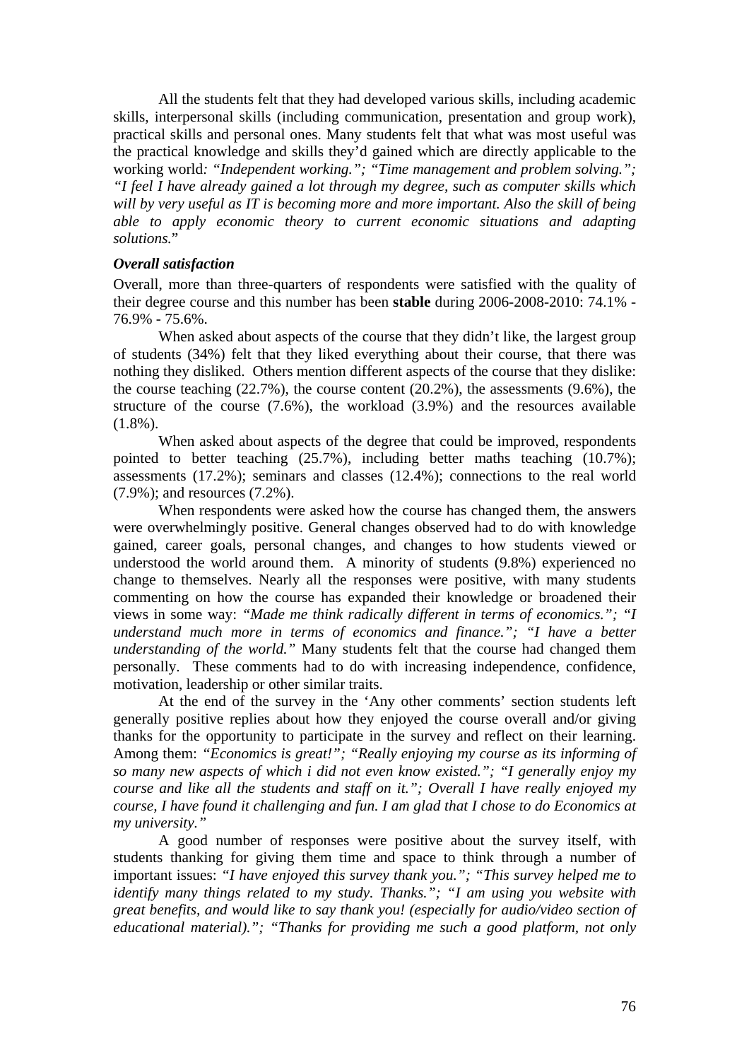All the students felt that they had developed various skills, including academic skills, interpersonal skills (including communication, presentation and group work), practical skills and personal ones. Many students felt that what was most useful was the practical knowledge and skills they'd gained which are directly applicable to the working world*: "Independent working."; "Time management and problem solving."; "I feel I have already gained a lot through my degree, such as computer skills which will by very useful as IT is becoming more and more important. Also the skill of being able to apply economic theory to current economic situations and adapting solutions.*"

### *Overall satisfaction*

Overall, more than three-quarters of respondents were satisfied with the quality of their degree course and this number has been **stable** during 2006-2008-2010: 74.1% - 76.9% - 75.6%.

When asked about aspects of the course that they didn't like, the largest group of students (34%) felt that they liked everything about their course, that there was nothing they disliked. Others mention different aspects of the course that they dislike: the course teaching (22.7%), the course content (20.2%), the assessments (9.6%), the structure of the course (7.6%), the workload (3.9%) and the resources available (1.8%).

When asked about aspects of the degree that could be improved, respondents pointed to better teaching (25.7%), including better maths teaching (10.7%); assessments (17.2%); seminars and classes (12.4%); connections to the real world (7.9%); and resources (7.2%).

When respondents were asked how the course has changed them, the answers were overwhelmingly positive. General changes observed had to do with knowledge gained, career goals, personal changes, and changes to how students viewed or understood the world around them. A minority of students (9.8%) experienced no change to themselves. Nearly all the responses were positive, with many students commenting on how the course has expanded their knowledge or broadened their views in some way: *"Made me think radically different in terms of economics."; "I understand much more in terms of economics and finance."; "I have a better understanding of the world."* Many students felt that the course had changed them personally. These comments had to do with increasing independence, confidence, motivation, leadership or other similar traits.

At the end of the survey in the 'Any other comments' section students left generally positive replies about how they enjoyed the course overall and/or giving thanks for the opportunity to participate in the survey and reflect on their learning. Among them: *"Economics is great!"; "Really enjoying my course as its informing of so many new aspects of which i did not even know existed."; "I generally enjoy my course and like all the students and staff on it."; Overall I have really enjoyed my course, I have found it challenging and fun. I am glad that I chose to do Economics at my university."*

A good number of responses were positive about the survey itself, with students thanking for giving them time and space to think through a number of important issues: *"I have enjoyed this survey thank you."; "This survey helped me to identify many things related to my study. Thanks."; "I am using you website with great benefits, and would like to say thank you! (especially for audio/video section of educational material)."; "Thanks for providing me such a good platform, not only*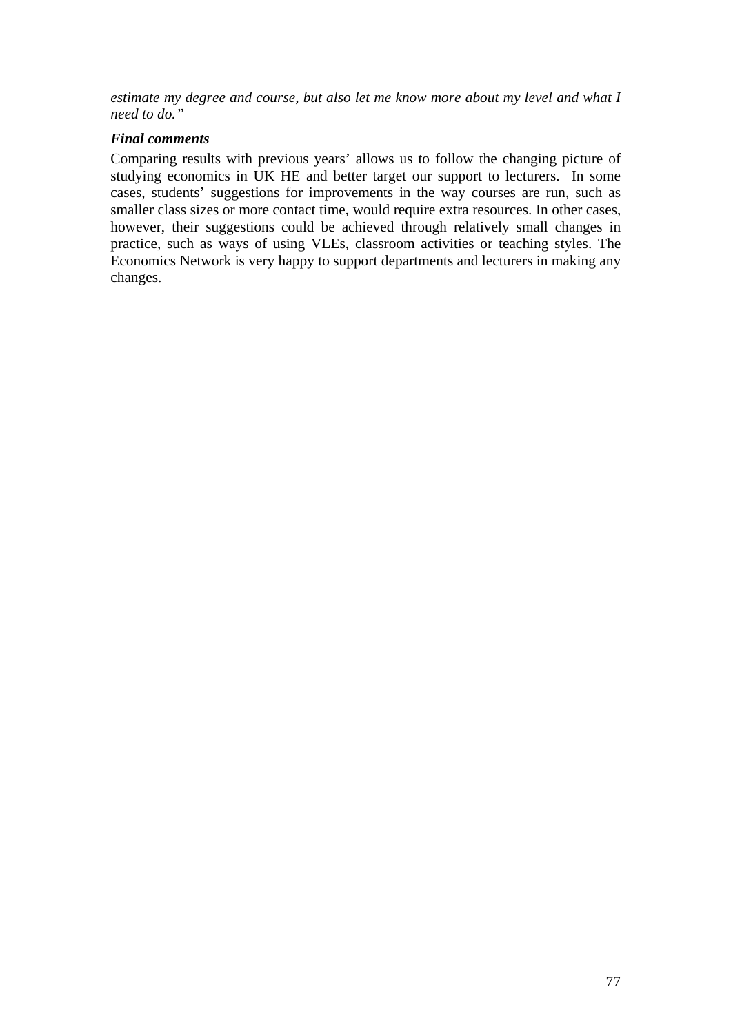*estimate my degree and course, but also let me know more about my level and what I need to do."*

***Final comments***

Comparing results with previous years' allows us to follow the changing picture of studying economics in UK HE and better target our support to lecturers. In some cases, students' suggestions for improvements in the way courses are run, such as smaller class sizes or more contact time, would require extra resources. In other cases, however, their suggestions could be achieved through relatively small changes in practice, such as ways of using VLEs, classroom activities or teaching styles. The Economics Network is very happy to support departments and lecturers in making any changes.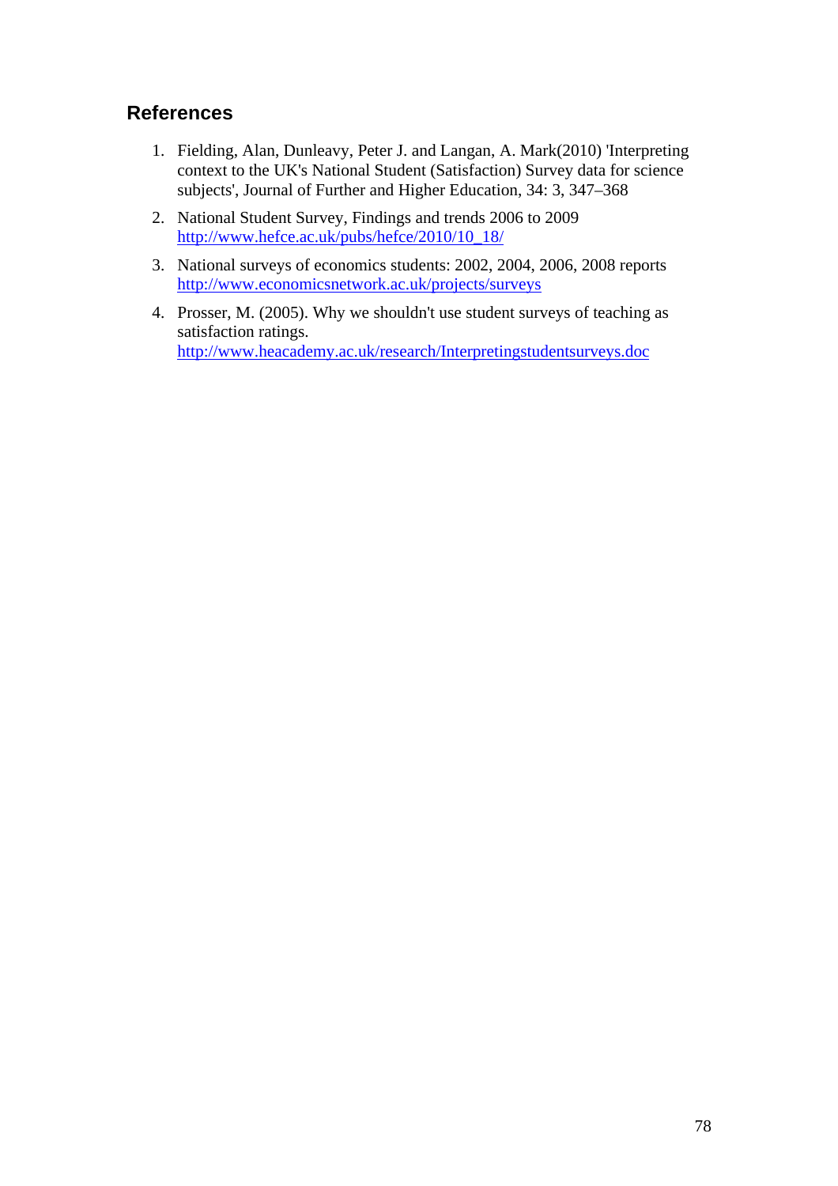## References

1. Fielding, Alan, Dunleavy, Peter J. and Langan, A. Mark(2010) 'Interpreting context to the UK's National Student (Satisfaction) Survey data for science subjects', Journal of Further and Higher Education, 34: 3, 347–368
2. National Student Survey, Findings and trends 2006 to 2009 http://www.hefce.ac.uk/pubs/hefce/2010/10_18/
3. National surveys of economics students: 2002, 2004, 2006, 2008 reports http://www.economicsnetwork.ac.uk/projects/surveys
4. Prosser, M. (2005). Why we shouldn't use student surveys of teaching as satisfaction ratings. http://www.heacademy.ac.uk/research/Interpretingstudentsurveys.doc